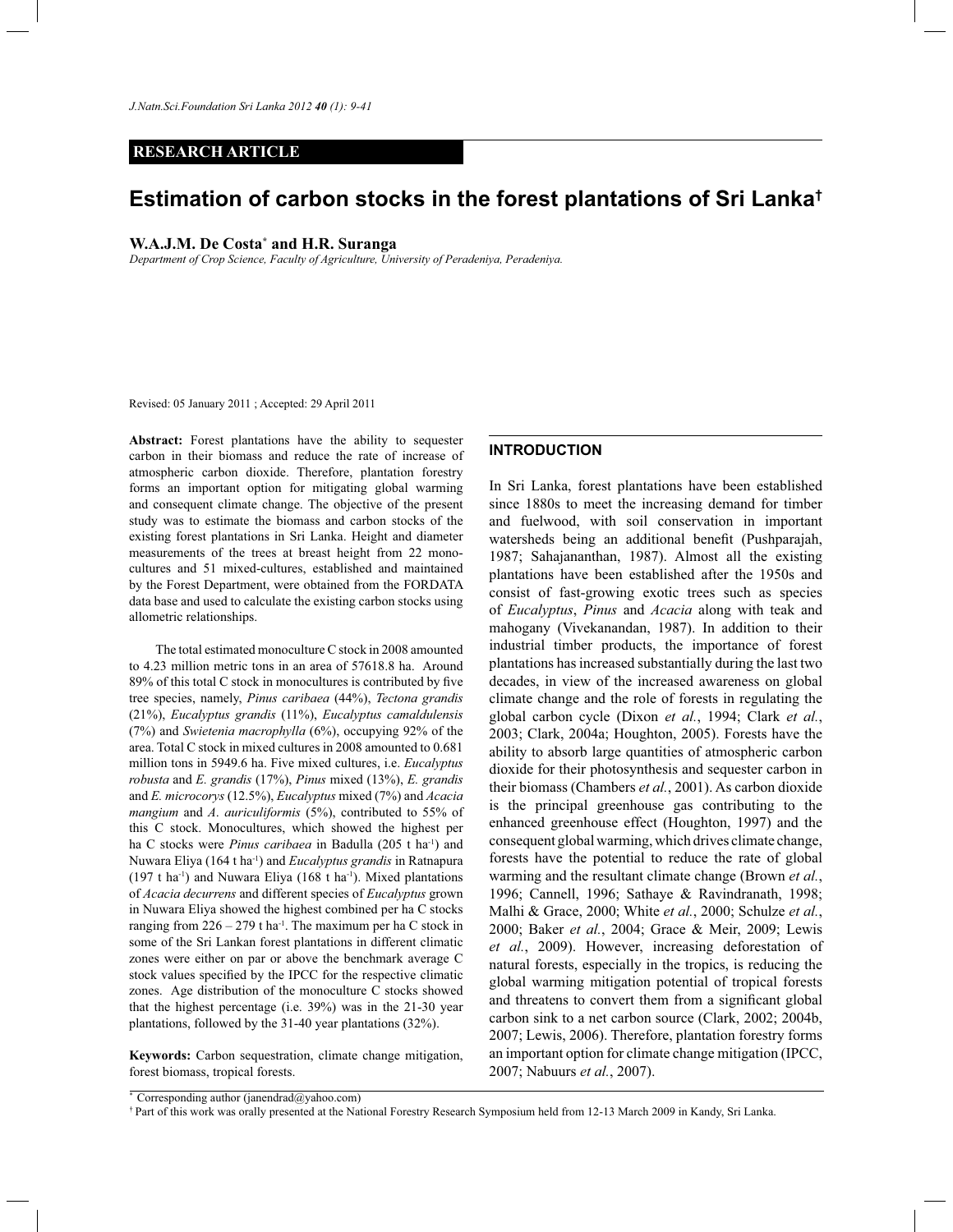**RESEARCH ARTICLE**

# Estimation of carbon stocks in the forest plantations of Sri Lanka[†]

**W.A.J.M. De Costa[*] and H.R. Suranga**

*Department of Crop Science, Faculty of Agriculture, University of Peradeniya, Peradeniya.*

Revised: 05 January 2011 ; Accepted: 29 April 2011

**Abstract:** Forest plantations have the ability to sequester carbon in their biomass and reduce the rate of increase of atmospheric carbon dioxide. Therefore, plantation forestry forms an important option for mitigating global warming and consequent climate change. The objective of the present study was to estimate the biomass and carbon stocks of the existing forest plantations in Sri Lanka. Height and diameter measurements of the trees at breast height from 22 mono-cultures and 51 mixed-cultures, established and maintained by the Forest Department, were obtained from the FORDATA data base and used to calculate the existing carbon stocks using allometric relationships.

The total estimated monoculture C stock in 2008 amounted to 4.23 million metric tons in an area of 57618.8 ha. Around 89% of this total C stock in monocultures is contributed by five tree species, namely, *Pinus caribaea* (44%), *Tectona grandis* (21%), *Eucalyptus grandis* (11%), *Eucalyptus camaldulensis* (7%) and *Swietenia macrophylla* (6%), occupying 92% of the area. Total C stock in mixed cultures in 2008 amounted to 0.681 million tons in 5949.6 ha. Five mixed cultures, i.e. *Eucalyptus robusta* and *E. grandis* (17%), *Pinus* mixed (13%), *E. grandis* and *E. microcorys* (12.5%), *Eucalyptus* mixed (7%) and *Acacia mangium* and *A. auriculiformis* (5%), contributed to 55% of this C stock. Monocultures, which showed the highest per ha C stocks were *Pinus caribaea* in Badulla (205 t ha$^{-1}$) and Nuwara Eliya (164 t ha$^{-1}$) and *Eucalyptus grandis* in Ratnapura (197 t ha$^{-1}$) and Nuwara Eliya (168 t ha$^{-1}$). Mixed plantations of *Acacia decurrens* and different species of *Eucalyptus* grown in Nuwara Eliya showed the highest combined per ha C stocks ranging from 226 – 279 t ha$^{-1}$. The maximum per ha C stock in some of the Sri Lankan forest plantations in different climatic zones were either on par or above the benchmark average C stock values specified by the IPCC for the respective climatic zones. Age distribution of the monoculture C stocks showed that the highest percentage (i.e. 39%) was in the 21-30 year plantations, followed by the 31-40 year plantations (32%).

**Keywords:** Carbon sequestration, climate change mitigation, forest biomass, tropical forests.

## INTRODUCTION

In Sri Lanka, forest plantations have been established since 1880s to meet the increasing demand for timber and fuelwood, with soil conservation in important watersheds being an additional benefit (Pushparajah, 1987; Sahajananthan, 1987). Almost all the existing plantations have been established after the 1950s and consist of fast-growing exotic trees such as species of *Eucalyptus*, *Pinus* and *Acacia* along with teak and mahogany (Vivekanandan, 1987). In addition to their industrial timber products, the importance of forest plantations has increased substantially during the last two decades, in view of the increased awareness on global climate change and the role of forests in regulating the global carbon cycle (Dixon *et al.*, 1994; Clark *et al.*, 2003; Clark, 2004a; Houghton, 2005). Forests have the ability to absorb large quantities of atmospheric carbon dioxide for their photosynthesis and sequester carbon in their biomass (Chambers *et al.*, 2001). As carbon dioxide is the principal greenhouse gas contributing to the enhanced greenhouse effect (Houghton, 1997) and the consequent global warming, which drives climate change, forests have the potential to reduce the rate of global warming and the resultant climate change (Brown *et al.*, 1996; Cannell, 1996; Sathaye & Ravindranath, 1998; Malhi & Grace, 2000; White *et al.*, 2000; Schulze *et al.*, 2000; Baker *et al.*, 2004; Grace & Meir, 2009; Lewis *et al.*, 2009). However, increasing deforestation of natural forests, especially in the tropics, is reducing the global warming mitigation potential of tropical forests and threatens to convert them from a significant global carbon sink to a net carbon source (Clark, 2002; 2004b, 2007; Lewis, 2006). Therefore, plantation forestry forms an important option for climate change mitigation (IPCC, 2007; Nabuurs *et al.*, 2007).

[*] Corresponding author (janendrad@yahoo.com)

[†] Part of this work was orally presented at the National Forestry Research Symposium held from 12-13 March 2009 in Kandy, Sri Lanka.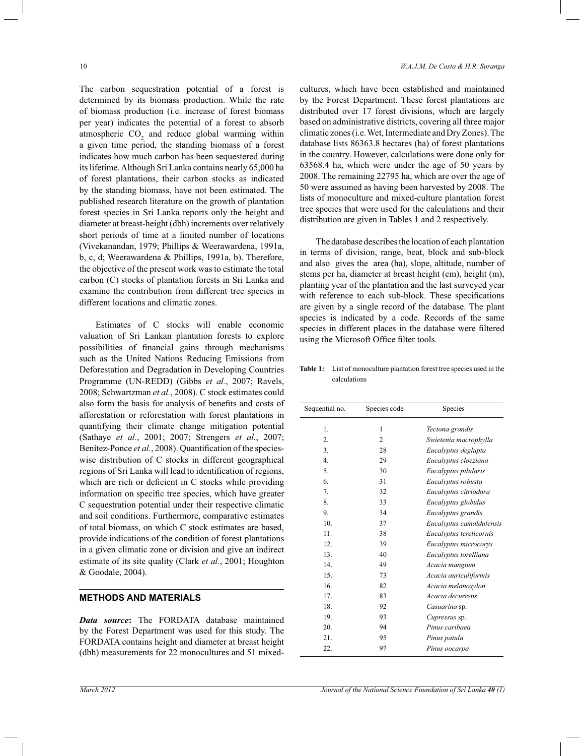The carbon sequestration potential of a forest is determined by its biomass production. While the rate of biomass production (i.e. increase of forest biomass per year) indicates the potential of a forest to absorb atmospheric $CO_2$ and reduce global warming within a given time period, the standing biomass of a forest indicates how much carbon has been sequestered during its lifetime. Although Sri Lanka contains nearly 65,000 ha of forest plantations, their carbon stocks as indicated by the standing biomass, have not been estimated. The published research literature on the growth of plantation forest species in Sri Lanka reports only the height and diameter at breast-height (dbh) increments over relatively short periods of time at a limited number of locations (Vivekanandan, 1979; Phillips & Weerawardena, 1991a, b, c, d; Weerawardena & Phillips, 1991a, b). Therefore, the objective of the present work was to estimate the total carbon (C) stocks of plantation forests in Sri Lanka and examine the contribution from different tree species in different locations and climatic zones.

Estimates of C stocks will enable economic valuation of Sri Lankan plantation forests to explore possibilities of financial gains through mechanisms such as the United Nations Reducing Emissions from Deforestation and Degradation in Developing Countries Programme (UN-REDD) (Gibbs *et al.*, 2007; Ravels, 2008; Schwartzman *et al.*, 2008). C stock estimates could also form the basis for analysis of benefits and costs of afforestation or reforestation with forest plantations in quantifying their climate change mitigation potential (Sathaye *et al.*, 2001; 2007; Strengers *et al.*, 2007; Benítez-Ponce *et al.*, 2008). Quantification of the species-wise distribution of C stocks in different geographical regions of Sri Lanka will lead to identification of regions, which are rich or deficient in C stocks while providing information on specific tree species, which have greater C sequestration potential under their respective climatic and soil conditions. Furthermore, comparative estimates of total biomass, on which C stock estimates are based, provide indications of the condition of forest plantations in a given climatic zone or division and give an indirect estimate of its site quality (Clark *et al.*, 2001; Houghton & Goodale, 2004).

## METHODS AND MATERIALS

***Data source*:** The FORDATA database maintained by the Forest Department was used for this study. The FORDATA contains height and diameter at breast height (dbh) measurements for 22 monocultures and 51 mixed-cultures, which have been established and maintained by the Forest Department. These forest plantations are distributed over 17 forest divisions, which are largely based on administrative districts, covering all three major climatic zones (i.e. Wet, Intermediate and Dry Zones). The database lists 86363.8 hectares (ha) of forest plantations in the country. However, calculations were done only for 63568.4 ha, which were under the age of 50 years by 2008. The remaining 22795 ha, which are over the age of 50 were assumed as having been harvested by 2008. The lists of monoculture and mixed-culture plantation forest tree species that were used for the calculations and their distribution are given in Tables 1 and 2 respectively.

The database describes the location of each plantation in terms of division, range, beat, block and sub-block and also gives the area (ha), slope, altitude, number of stems per ha, diameter at breast height (cm), height (m), planting year of the plantation and the last surveyed year with reference to each sub-block. These specifications are given by a single record of the database. The plant species is indicated by a code. Records of the same species in different places in the database were filtered using the Microsoft Office filter tools.

**Table 1:** List of monoculture plantation forest tree species used in the calculations

| Sequential no. | Species code | Species |
|---|---|---|
| 1. | 1 | *Tectona grandis* |
| 2. | 2 | *Swietenia macrophylla* |
| 3. | 28 | *Eucalyptus deglupta* |
| 4. | 29 | *Eucalyptus cloeziana* |
| 5. | 30 | *Eucalyptus pilularis* |
| 6. | 31 | *Eucalyptus robusta* |
| 7. | 32 | *Eucalyptus citriodora* |
| 8. | 33 | *Eucalyptus globulus* |
| 9. | 34 | *Eucalyptus grandis* |
| 10. | 37 | *Eucalyptus camaldulensis* |
| 11. | 38 | *Eucalyptus tereticornis* |
| 12. | 39 | *Eucalyptus microcorys* |
| 13. | 40 | *Eucalyptus torelliana* |
| 14. | 49 | *Acacia mangium* |
| 15. | 73 | *Acacia auriculiformis* |
| 16. | 82 | *Acacia melanoxylon* |
| 17. | 83 | *Acacia decurrens* |
| 18. | 92 | *Casuarina* sp. |
| 19. | 93 | *Cupressus* sp. |
| 20. | 94 | *Pinus caribaea* |
| 21. | 95 | *Pinus patula* |
| 22. | 97 | *Pinus oocarpa* |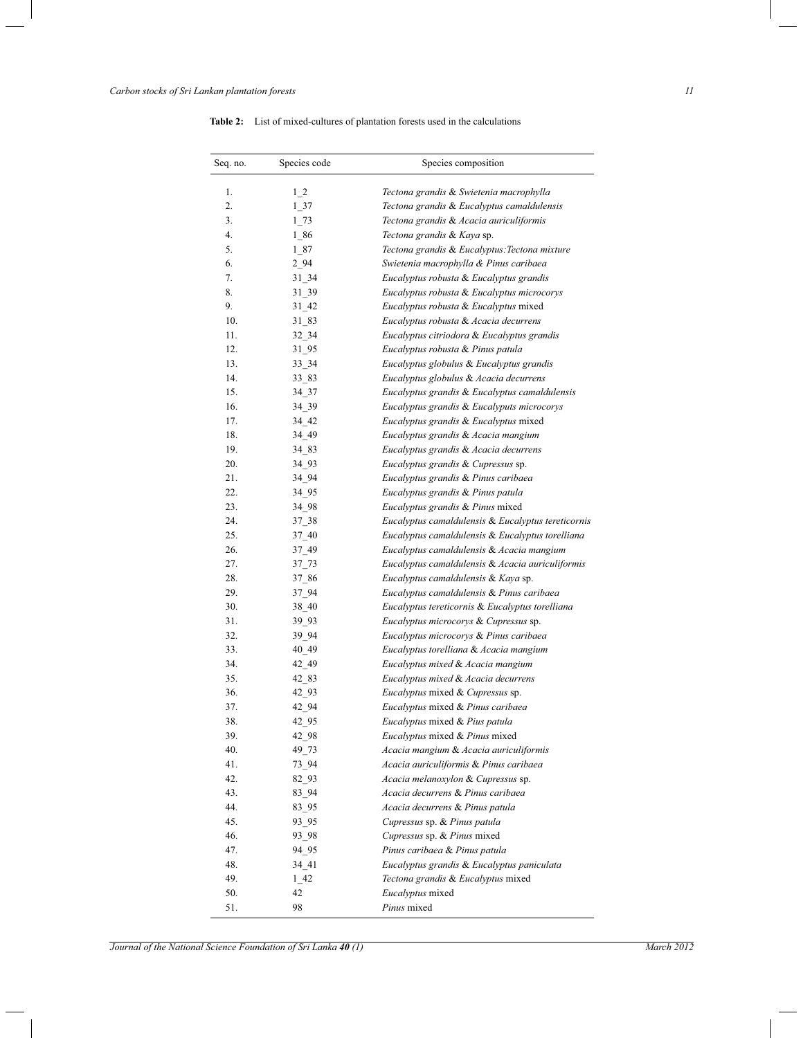**Table 2:** List of mixed-cultures of plantation forests used in the calculations

| Seq. no. | Species code | Species composition |
|---|---|---|
| 1. | 1_2 | *Tectona grandis* & *Swietenia macrophylla* |
| 2. | 1_37 | *Tectona grandis* & *Eucalyptus camaldulensis* |
| 3. | 1_73 | *Tectona grandis* & *Acacia auriculiformis* |
| 4. | 1_86 | *Tectona grandis* & *Kaya* sp. |
| 5. | 1_87 | *Tectona grandis* & *Eucalyptus:Tectona mixture* |
| 6. | 2_94 | *Swietenia macrophylla* & *Pinus caribaea* |
| 7. | 31_34 | *Eucalyptus robusta* & *Eucalyptus grandis* |
| 8. | 31_39 | *Eucalyptus robusta* & *Eucalyptus microcorys* |
| 9. | 31_42 | *Eucalyptus robusta* & *Eucalyptus* mixed |
| 10. | 31_83 | *Eucalyptus robusta* & *Acacia decurrens* |
| 11. | 32_34 | *Eucalyptus citriodora* & *Eucalyptus grandis* |
| 12. | 31_95 | *Eucalyptus robusta* & *Pinus patula* |
| 13. | 33_34 | *Eucalyptus globulus* & *Eucalyptus grandis* |
| 14. | 33_83 | *Eucalyptus globulus* & *Acacia decurrens* |
| 15. | 34_37 | *Eucalyptus grandis* & *Eucalyptus camaldulensis* |
| 16. | 34_39 | *Eucalyptus grandis* & *Eucalyputs microcorys* |
| 17. | 34_42 | *Eucalyptus grandis* & *Eucalyptus* mixed |
| 18. | 34_49 | *Eucalyptus grandis* & *Acacia mangium* |
| 19. | 34_83 | *Eucalyptus grandis* & *Acacia decurrens* |
| 20. | 34_93 | *Eucalyptus grandis* & *Cupressus* sp. |
| 21. | 34_94 | *Eucalyptus grandis* & *Pinus caribaea* |
| 22. | 34_95 | *Eucalyptus grandis* & *Pinus patula* |
| 23. | 34_98 | *Eucalyptus grandis* & *Pinus* mixed |
| 24. | 37_38 | *Eucalyptus camaldulensis* & *Eucalyptus tereticornis* |
| 25. | 37_40 | *Eucalyptus camaldulensis* & *Eucalyptus torelliana* |
| 26. | 37_49 | *Eucalyptus camaldulensis* & *Acacia mangium* |
| 27. | 37_73 | *Eucalyptus camaldulensis* & *Acacia auriculiformis* |
| 28. | 37_86 | *Eucalyptus camaldulensis* & *Kaya* sp. |
| 29. | 37_94 | *Eucalyptus camaldulensis* & *Pinus caribaea* |
| 30. | 38_40 | *Eucalyptus tereticornis* & *Eucalyptus torelliana* |
| 31. | 39_93 | *Eucalyptus microcorys* & *Cupressus* sp. |
| 32. | 39_94 | *Eucalyptus microcorys* & *Pinus caribaea* |
| 33. | 40_49 | *Eucalyptus torelliana* & *Acacia mangium* |
| 34. | 42_49 | *Eucalyptus mixed* & *Acacia mangium* |
| 35. | 42_83 | *Eucalyptus mixed* & *Acacia decurrens* |
| 36. | 42_93 | *Eucalyptus* mixed & *Cupressus* sp. |
| 37. | 42_94 | *Eucalyptus* mixed & *Pinus caribaea* |
| 38. | 42_95 | *Eucalyptus* mixed & *Pius patula* |
| 39. | 42_98 | *Eucalyptus* mixed & *Pinus* mixed |
| 40. | 49_73 | *Acacia mangium* & *Acacia auriculiformis* |
| 41. | 73_94 | *Acacia auriculiformis* & *Pinus caribaea* |
| 42. | 82_93 | *Acacia melanoxylon* & *Cupressus* sp. |
| 43. | 83_94 | *Acacia decurrens* & *Pinus caribaea* |
| 44. | 83_95 | *Acacia decurrens* & *Pinus patula* |
| 45. | 93_95 | *Cupressus* sp. & *Pinus patula* |
| 46. | 93_98 | *Cupressus* sp. & *Pinus* mixed |
| 47. | 94_95 | *Pinus caribaea* & *Pinus patula* |
| 48. | 34_41 | *Eucalyptus grandis* & *Eucalyptus paniculata* |
| 49. | 1_42 | *Tectona grandis* & *Eucalyptus* mixed |
| 50. | 42 | *Eucalyptus* mixed |
| 51. | 98 | *Pinus* mixed |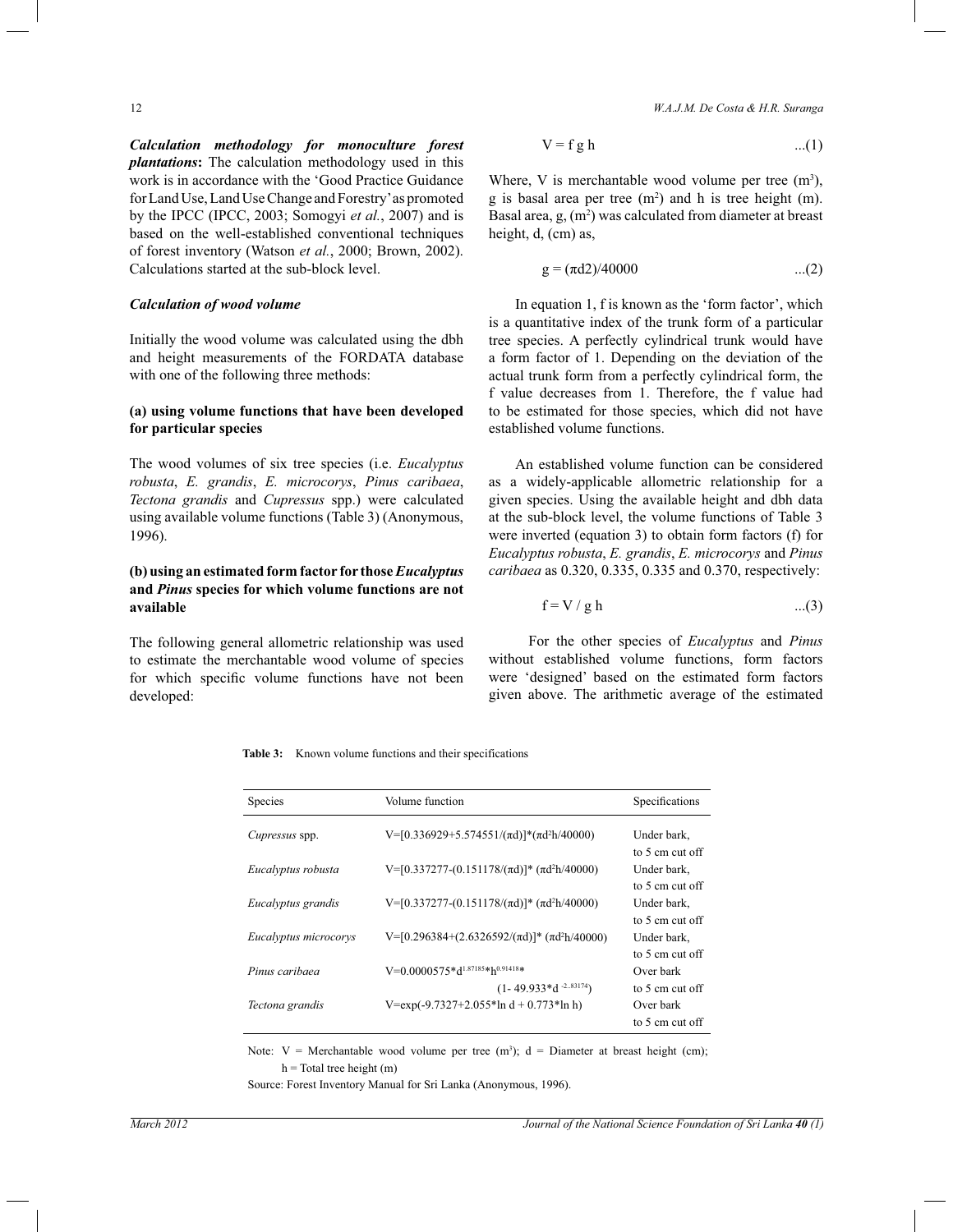***Calculation methodology for monoculture forest plantations*:** The calculation methodology used in this work is in accordance with the 'Good Practice Guidance for Land Use, Land Use Change and Forestry' as promoted by the IPCC (IPCC, 2003; Somogyi *et al.*, 2007) and is based on the well-established conventional techniques of forest inventory (Watson *et al.*, 2000; Brown, 2002). Calculations started at the sub-block level.

### *Calculation of wood volume*

Initially the wood volume was calculated using the dbh and height measurements of the FORDATA database with one of the following three methods:

#### (a) using volume functions that have been developed for particular species

The wood volumes of six tree species (i.e. *Eucalyptus robusta*, *E. grandis*, *E. microcorys*, *Pinus caribaea*, *Tectona grandis* and *Cupressus* spp.) were calculated using available volume functions (Table 3) (Anonymous, 1996).

#### (b) using an estimated form factor for those *Eucalyptus* and *Pinus* species for which volume functions are not available

The following general allometric relationship was used to estimate the merchantable wood volume of species for which specific volume functions have not been developed:

$$V = f\,g\,h \qquad ...(1)$$

Where, V is merchantable wood volume per tree ($m^3$), g is basal area per tree ($m^2$) and h is tree height (m). Basal area, g, ($m^2$) was calculated from diameter at breast height, d, (cm) as,

$$g = (\pi d2)/40000 \qquad ...(2)$$

In equation 1, f is known as the 'form factor', which is a quantitative index of the trunk form of a particular tree species. A perfectly cylindrical trunk would have a form factor of 1. Depending on the deviation of the actual trunk form from a perfectly cylindrical form, the f value decreases from 1. Therefore, the f value had to be estimated for those species, which did not have established volume functions.

An established volume function can be considered as a widely-applicable allometric relationship for a given species. Using the available height and dbh data at the sub-block level, the volume functions of Table 3 were inverted (equation 3) to obtain form factors (f) for *Eucalyptus robusta*, *E. grandis*, *E. microcorys* and *Pinus caribaea* as 0.320, 0.335, 0.335 and 0.370, respectively:

$$f = V / g\,h \qquad ...(3)$$

For the other species of *Eucalyptus* and *Pinus* without established volume functions, form factors were 'designed' based on the estimated form factors given above. The arithmetic average of the estimated

**Table 3:** Known volume functions and their specifications

| Species | Volume function | Specifications |
|---|---|---|
| *Cupressus* spp. | $V=[0.336929+5.574551/(\pi d)]*(\pi d^2h/40000)$ | Under bark, to 5 cm cut off |
| *Eucalyptus robusta* | $V=[0.337277-(0.151178/(\pi d)]*(\pi d^2h/40000)$ | Under bark, to 5 cm cut off |
| *Eucalyptus grandis* | $V=[0.337277-(0.151178/(\pi d)]*(\pi d^2h/40000)$ | Under bark, to 5 cm cut off |
| *Eucalyptus microcorys* | $V=[0.296384+(2.6326592/(\pi d)]*(\pi d^2h/40000)$ | Under bark, to 5 cm cut off |
| *Pinus caribaea* | $V=0.0000575*d^{1.87185}*h^{0.91418}*(1-49.933*d^{-2..83174})$ | Over bark to 5 cm cut off |
| *Tectona grandis* | $V=\exp(-9.7327+2.055*\ln d + 0.773*\ln h)$ | Over bark to 5 cm cut off |

Note: V = Merchantable wood volume per tree ($m^3$); d = Diameter at breast height (cm); h = Total tree height (m)

Source: Forest Inventory Manual for Sri Lanka (Anonymous, 1996).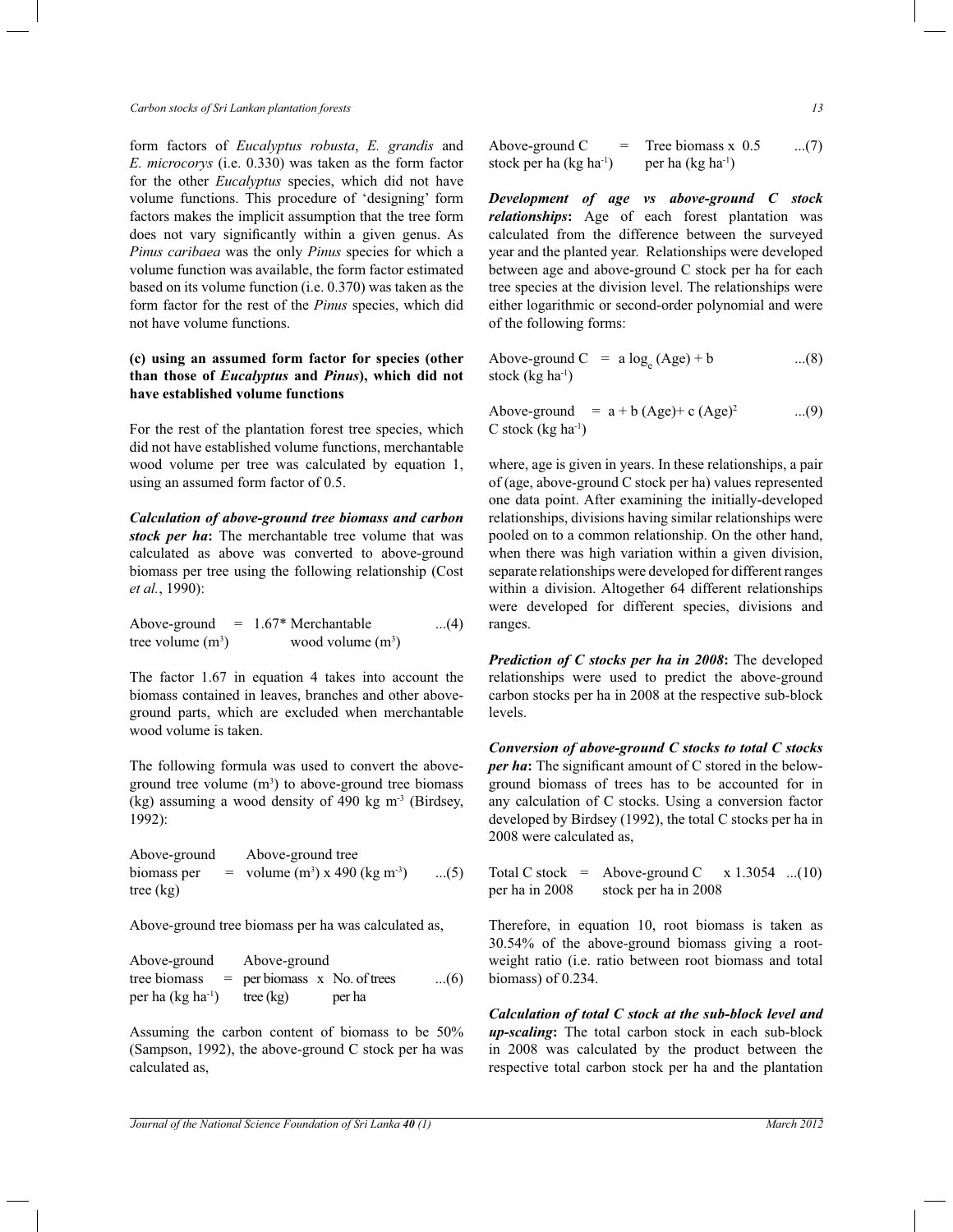form factors of *Eucalyptus robusta*, *E. grandis* and *E. microcorys* (i.e. 0.330) was taken as the form factor for the other *Eucalyptus* species, which did not have volume functions. This procedure of 'designing' form factors makes the implicit assumption that the tree form does not vary significantly within a given genus. As *Pinus caribaea* was the only *Pinus* species for which a volume function was available, the form factor estimated based on its volume function (i.e. 0.370) was taken as the form factor for the rest of the *Pinus* species, which did not have volume functions.

**(c) using an assumed form factor for species (other than those of *Eucalyptus* and *Pinus*), which did not have established volume functions**

For the rest of the plantation forest tree species, which did not have established volume functions, merchantable wood volume per tree was calculated by equation 1, using an assumed form factor of 0.5.

***Calculation of above-ground tree biomass and carbon stock per ha*:** The merchantable tree volume that was calculated as above was converted to above-ground biomass per tree using the following relationship (Cost *et al.*, 1990):

$$\text{Above-ground tree volume } (m^3) = 1.67 * \text{Merchantable wood volume } (m^3) \quad ...(4)$$

The factor 1.67 in equation 4 takes into account the biomass contained in leaves, branches and other above-ground parts, which are excluded when merchantable wood volume is taken.

The following formula was used to convert the above-ground tree volume ($m^3$) to above-ground tree biomass (kg) assuming a wood density of 490 kg $m^{-3}$ (Birdsey, 1992):

$$\text{Above-ground biomass per tree (kg)} = \text{Above-ground tree volume } (m^3) \times 490 \text{ (kg } m^{-3}) \quad ...(5)$$

Above-ground tree biomass per ha was calculated as,

$$\text{Above-ground tree biomass per ha (kg ha}^{-1}) = \text{Above-ground per biomass tree (kg)} \times \text{No. of trees per ha} \quad ...(6)$$

Assuming the carbon content of biomass to be 50% (Sampson, 1992), the above-ground C stock per ha was calculated as,

$$\text{Above-ground C stock per ha (kg ha}^{-1}) = \text{Tree biomass per ha (kg ha}^{-1}) \times 0.5 \quad ...(7)$$

***Development of age vs above-ground C stock relationships*:** Age of each forest plantation was calculated from the difference between the surveyed year and the planted year. Relationships were developed between age and above-ground C stock per ha for each tree species at the division level. The relationships were either logarithmic or second-order polynomial and were of the following forms:

$$\text{Above-ground C stock (kg ha}^{-1}) = a \log_e (\text{Age}) + b \quad ...(8)$$

$$\text{Above-ground C stock (kg ha}^{-1}) = a + b\,(\text{Age}) + c\,(\text{Age})^2 \quad ...(9)$$

where, age is given in years. In these relationships, a pair of (age, above-ground C stock per ha) values represented one data point. After examining the initially-developed relationships, divisions having similar relationships were pooled on to a common relationship. On the other hand, when there was high variation within a given division, separate relationships were developed for different ranges within a division. Altogether 64 different relationships were developed for different species, divisions and ranges.

***Prediction of C stocks per ha in 2008*:** The developed relationships were used to predict the above-ground carbon stocks per ha in 2008 at the respective sub-block levels.

***Conversion of above-ground C stocks to total C stocks per ha*:** The significant amount of C stored in the below-ground biomass of trees has to be accounted for in any calculation of C stocks. Using a conversion factor developed by Birdsey (1992), the total C stocks per ha in 2008 were calculated as,

$$\text{Total C stock per ha in 2008} = \text{Above-ground C stock per ha in 2008} \times 1.3054 \quad ...(10)$$

Therefore, in equation 10, root biomass is taken as 30.54% of the above-ground biomass giving a root-weight ratio (i.e. ratio between root biomass and total biomass) of 0.234.

***Calculation of total C stock at the sub-block level and up-scaling*:** The total carbon stock in each sub-block in 2008 was calculated by the product between the respective total carbon stock per ha and the plantation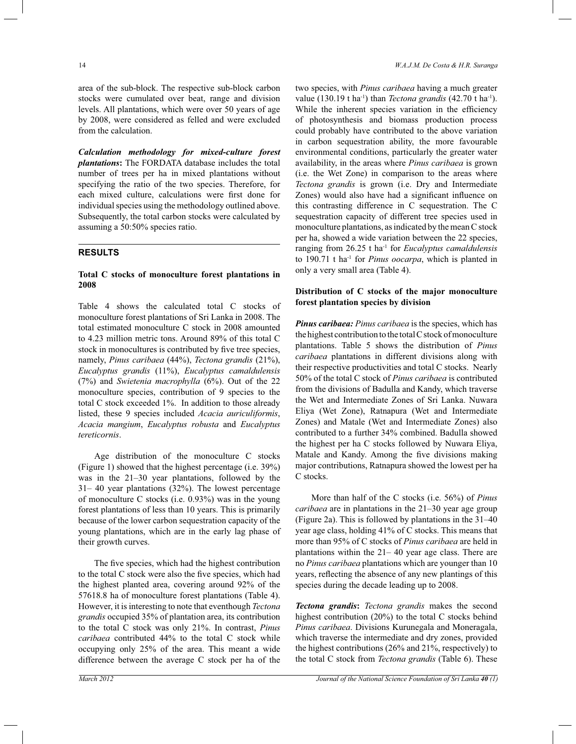area of the sub-block. The respective sub-block carbon stocks were cumulated over beat, range and division levels. All plantations, which were over 50 years of age by 2008, were considered as felled and were excluded from the calculation.

***Calculation methodology for mixed-culture forest plantations*:** The FORDATA database includes the total number of trees per ha in mixed plantations without specifying the ratio of the two species. Therefore, for each mixed culture, calculations were first done for individual species using the methodology outlined above. Subsequently, the total carbon stocks were calculated by assuming a 50:50% species ratio.

## RESULTS

### Total C stocks of monoculture forest plantations in 2008

Table 4 shows the calculated total C stocks of monoculture forest plantations of Sri Lanka in 2008. The total estimated monoculture C stock in 2008 amounted to 4.23 million metric tons. Around 89% of this total C stock in monocultures is contributed by five tree species, namely, *Pinus caribaea* (44%), *Tectona grandis* (21%), *Eucalyptus grandis* (11%), *Eucalyptus camaldulensis* (7%) and *Swietenia macrophylla* (6%). Out of the 22 monoculture species, contribution of 9 species to the total C stock exceeded 1%. In addition to those already listed, these 9 species included *Acacia auriculiformis*, *Acacia mangium*, *Eucalyptus robusta* and *Eucalyptus tereticornis*.

Age distribution of the monoculture C stocks (Figure 1) showed that the highest percentage (i.e. 39%) was in the 21–30 year plantations, followed by the 31– 40 year plantations (32%). The lowest percentage of monoculture C stocks (i.e. 0.93%) was in the young forest plantations of less than 10 years. This is primarily because of the lower carbon sequestration capacity of the young plantations, which are in the early lag phase of their growth curves.

The five species, which had the highest contribution to the total C stock were also the five species, which had the highest planted area, covering around 92% of the 57618.8 ha of monoculture forest plantations (Table 4). However, it is interesting to note that eventhough *Tectona grandis* occupied 35% of plantation area, its contribution to the total C stock was only 21%. In contrast, *Pinus caribaea* contributed 44% to the total C stock while occupying only 25% of the area. This meant a wide difference between the average C stock per ha of the two species, with *Pinus caribaea* having a much greater value (130.19 t ha$^{-1}$) than *Tectona grandis* (42.70 t ha$^{-1}$). While the inherent species variation in the efficiency of photosynthesis and biomass production process could probably have contributed to the above variation in carbon sequestration ability, the more favourable environmental conditions, particularly the greater water availability, in the areas where *Pinus caribaea* is grown (i.e. the Wet Zone) in comparison to the areas where *Tectona grandis* is grown (i.e. Dry and Intermediate Zones) would also have had a significant influence on this contrasting difference in C sequestration. The C sequestration capacity of different tree species used in monoculture plantations, as indicated by the mean C stock per ha, showed a wide variation between the 22 species, ranging from 26.25 t ha$^{-1}$ for *Eucalyptus camaldulensis* to 190.71 t ha$^{-1}$ for *Pinus oocarpa*, which is planted in only a very small area (Table 4).

### Distribution of C stocks of the major monoculture forest plantation species by division

***Pinus caribaea:*** *Pinus caribaea* is the species, which has the highest contribution to the total C stock of monoculture plantations. Table 5 shows the distribution of *Pinus caribaea* plantations in different divisions along with their respective productivities and total C stocks. Nearly 50% of the total C stock of *Pinus caribaea* is contributed from the divisions of Badulla and Kandy, which traverse the Wet and Intermediate Zones of Sri Lanka. Nuwara Eliya (Wet Zone), Ratnapura (Wet and Intermediate Zones) and Matale (Wet and Intermediate Zones) also contributed to a further 34% combined. Badulla showed the highest per ha C stocks followed by Nuwara Eliya, Matale and Kandy. Among the five divisions making major contributions, Ratnapura showed the lowest per ha C stocks.

More than half of the C stocks (i.e. 56%) of *Pinus caribaea* are in plantations in the 21–30 year age group (Figure 2a). This is followed by plantations in the 31–40 year age class, holding 41% of C stocks. This means that more than 95% of C stocks of *Pinus caribaea* are held in plantations within the 21– 40 year age class. There are no *Pinus caribaea* plantations which are younger than 10 years, reflecting the absence of any new plantings of this species during the decade leading up to 2008.

***Tectona grandis*:** *Tectona grandis* makes the second highest contribution (20%) to the total C stocks behind *Pinus caribaea*. Divisions Kurunegala and Moneragala, which traverse the intermediate and dry zones, provided the highest contributions (26% and 21%, respectively) to the total C stock from *Tectona grandis* (Table 6). These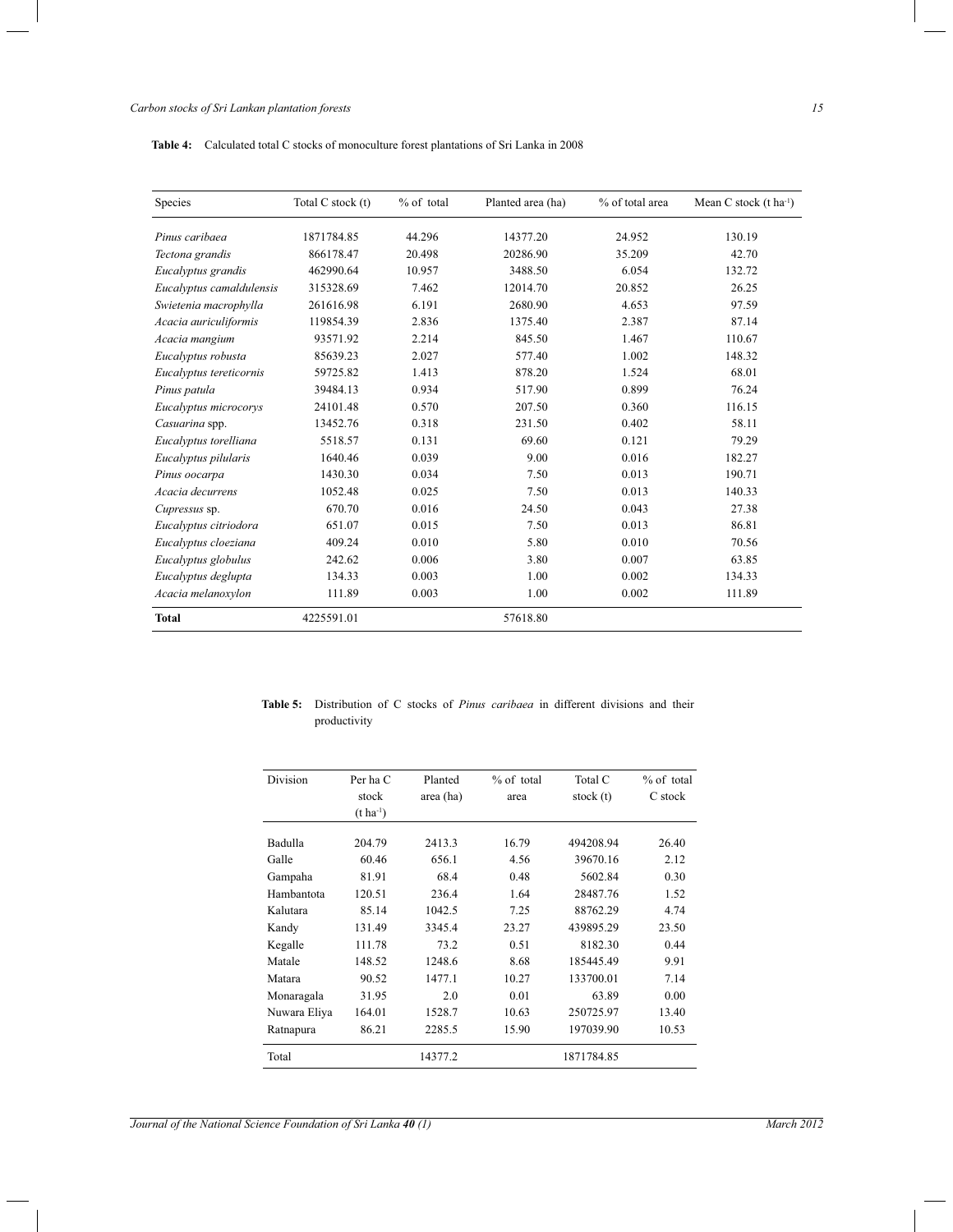**Table 4:** Calculated total C stocks of monoculture forest plantations of Sri Lanka in 2008

| Species | Total C stock (t) | % of total | Planted area (ha) | % of total area | Mean C stock (t ha$^{-1}$) |
|---|---|---|---|---|---|
| *Pinus caribaea* | 1871784.85 | 44.296 | 14377.20 | 24.952 | 130.19 |
| *Tectona grandis* | 866178.47 | 20.498 | 20286.90 | 35.209 | 42.70 |
| *Eucalyptus grandis* | 462990.64 | 10.957 | 3488.50 | 6.054 | 132.72 |
| *Eucalyptus camaldulensis* | 315328.69 | 7.462 | 12014.70 | 20.852 | 26.25 |
| *Swietenia macrophylla* | 261616.98 | 6.191 | 2680.90 | 4.653 | 97.59 |
| *Acacia auriculiformis* | 119854.39 | 2.836 | 1375.40 | 2.387 | 87.14 |
| *Acacia mangium* | 93571.92 | 2.214 | 845.50 | 1.467 | 110.67 |
| *Eucalyptus robusta* | 85639.23 | 2.027 | 577.40 | 1.002 | 148.32 |
| *Eucalyptus tereticornis* | 59725.82 | 1.413 | 878.20 | 1.524 | 68.01 |
| *Pinus patula* | 39484.13 | 0.934 | 517.90 | 0.899 | 76.24 |
| *Eucalyptus microcorys* | 24101.48 | 0.570 | 207.50 | 0.360 | 116.15 |
| *Casuarina* spp. | 13452.76 | 0.318 | 231.50 | 0.402 | 58.11 |
| *Eucalyptus torelliana* | 5518.57 | 0.131 | 69.60 | 0.121 | 79.29 |
| *Eucalyptus pilularis* | 1640.46 | 0.039 | 9.00 | 0.016 | 182.27 |
| *Pinus oocarpa* | 1430.30 | 0.034 | 7.50 | 0.013 | 190.71 |
| *Acacia decurrens* | 1052.48 | 0.025 | 7.50 | 0.013 | 140.33 |
| *Cupressus* sp. | 670.70 | 0.016 | 24.50 | 0.043 | 27.38 |
| *Eucalyptus citriodora* | 651.07 | 0.015 | 7.50 | 0.013 | 86.81 |
| *Eucalyptus cloeziana* | 409.24 | 0.010 | 5.80 | 0.010 | 70.56 |
| *Eucalyptus globulus* | 242.62 | 0.006 | 3.80 | 0.007 | 63.85 |
| *Eucalyptus deglupta* | 134.33 | 0.003 | 1.00 | 0.002 | 134.33 |
| *Acacia melanoxylon* | 111.89 | 0.003 | 1.00 | 0.002 | 111.89 |
| **Total** | 4225591.01 | | 57618.80 | | |

**Table 5:** Distribution of C stocks of *Pinus caribaea* in different divisions and their productivity

| Division | Per ha C stock (t ha$^{-1}$) | Planted area (ha) | % of total area | Total C stock (t) | % of total C stock |
|---|---|---|---|---|---|
| Badulla | 204.79 | 2413.3 | 16.79 | 494208.94 | 26.40 |
| Galle | 60.46 | 656.1 | 4.56 | 39670.16 | 2.12 |
| Gampaha | 81.91 | 68.4 | 0.48 | 5602.84 | 0.30 |
| Hambantota | 120.51 | 236.4 | 1.64 | 28487.76 | 1.52 |
| Kalutara | 85.14 | 1042.5 | 7.25 | 88762.29 | 4.74 |
| Kandy | 131.49 | 3345.4 | 23.27 | 439895.29 | 23.50 |
| Kegalle | 111.78 | 73.2 | 0.51 | 8182.30 | 0.44 |
| Matale | 148.52 | 1248.6 | 8.68 | 185445.49 | 9.91 |
| Matara | 90.52 | 1477.1 | 10.27 | 133700.01 | 7.14 |
| Monaragala | 31.95 | 2.0 | 0.01 | 63.89 | 0.00 |
| Nuwara Eliya | 164.01 | 1528.7 | 10.63 | 250725.97 | 13.40 |
| Ratnapura | 86.21 | 2285.5 | 15.90 | 197039.90 | 10.53 |
| Total | | 14377.2 | | 1871784.85 | |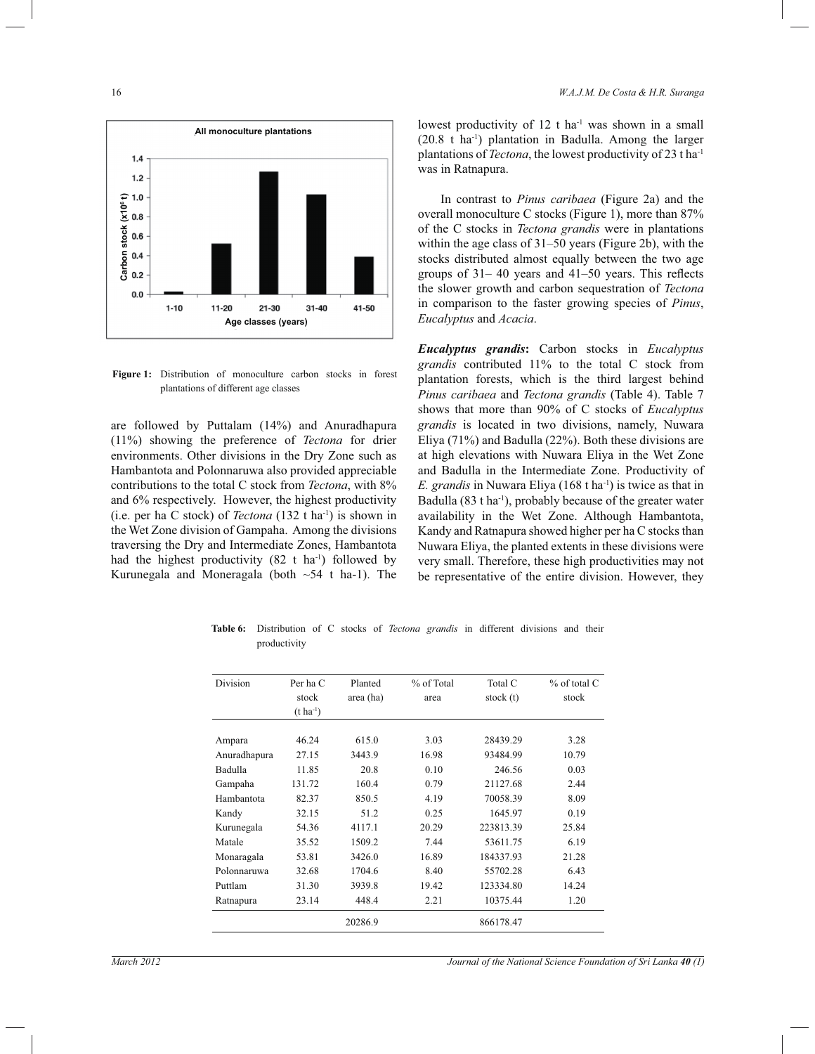All monoculture plantations

Figure 1: Distribution of monoculture carbon stocks in forest plantations of different age classes

are followed by Puttalam (14%) and Anuradhapura (11%) showing the preference of *Tectona* for drier environments. Other divisions in the Dry Zone such as Hambantota and Polonnaruwa also provided appreciable contributions to the total C stock from *Tectona*, with 8% and 6% respectively. However, the highest productivity (i.e. per ha C stock) of *Tectona* (132 t ha$^{-1}$) is shown in the Wet Zone division of Gampaha. Among the divisions traversing the Dry and Intermediate Zones, Hambantota had the highest productivity (82 t ha$^{-1}$) followed by Kurunegala and Moneragala (both ~54 t ha-1). The lowest productivity of 12 t ha$^{-1}$ was shown in a small (20.8 t ha$^{-1}$) plantation in Badulla. Among the larger plantations of *Tectona*, the lowest productivity of 23 t ha$^{-1}$ was in Ratnapura.

In contrast to *Pinus caribaea* (Figure 2a) and the overall monoculture C stocks (Figure 1), more than 87% of the C stocks in *Tectona grandis* were in plantations within the age class of 31–50 years (Figure 2b), with the stocks distributed almost equally between the two age groups of 31– 40 years and 41–50 years. This reflects the slower growth and carbon sequestration of *Tectona* in comparison to the faster growing species of *Pinus*, *Eucalyptus* and *Acacia*.

***Eucalyptus grandis*:** Carbon stocks in *Eucalyptus grandis* contributed 11% to the total C stock from plantation forests, which is the third largest behind *Pinus caribaea* and *Tectona grandis* (Table 4). Table 7 shows that more than 90% of C stocks of *Eucalyptus grandis* is located in two divisions, namely, Nuwara Eliya (71%) and Badulla (22%). Both these divisions are at high elevations with Nuwara Eliya in the Wet Zone and Badulla in the Intermediate Zone. Productivity of *E. grandis* in Nuwara Eliya (168 t ha$^{-1}$) is twice as that in Badulla (83 t ha$^{-1}$), probably because of the greater water availability in the Wet Zone. Although Hambantota, Kandy and Ratnapura showed higher per ha C stocks than Nuwara Eliya, the planted extents in these divisions were very small. Therefore, these high productivities may not be representative of the entire division. However, they

**Table 6:** Distribution of C stocks of *Tectona grandis* in different divisions and their productivity

| Division | Per ha C stock (t ha$^{-1}$) | Planted area (ha) | % of Total area | Total C stock (t) | % of total C stock |
|---|---|---|---|---|---|
| Ampara | 46.24 | 615.0 | 3.03 | 28439.29 | 3.28 |
| Anuradhapura | 27.15 | 3443.9 | 16.98 | 93484.99 | 10.79 |
| Badulla | 11.85 | 20.8 | 0.10 | 246.56 | 0.03 |
| Gampaha | 131.72 | 160.4 | 0.79 | 21127.68 | 2.44 |
| Hambantota | 82.37 | 850.5 | 4.19 | 70058.39 | 8.09 |
| Kandy | 32.15 | 51.2 | 0.25 | 1645.97 | 0.19 |
| Kurunegala | 54.36 | 4117.1 | 20.29 | 223813.39 | 25.84 |
| Matale | 35.52 | 1509.2 | 7.44 | 53611.75 | 6.19 |
| Monaragala | 53.81 | 3426.0 | 16.89 | 184337.93 | 21.28 |
| Polonnaruwa | 32.68 | 1704.6 | 8.40 | 55702.28 | 6.43 |
| Puttlam | 31.30 | 3939.8 | 19.42 | 123334.80 | 14.24 |
| Ratnapura | 23.14 | 448.4 | 2.21 | 10375.44 | 1.20 |
| | | 20286.9 | | 866178.47 | |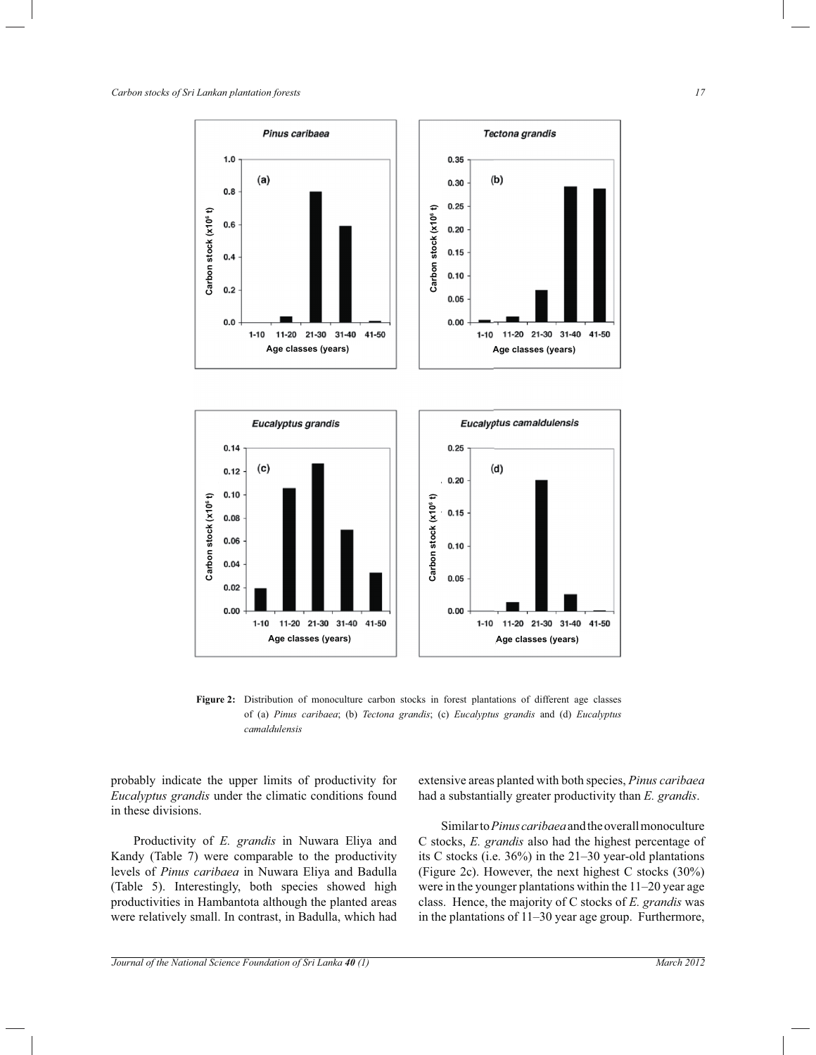**Figure 2:** Distribution of monoculture carbon stocks in forest plantations of different age classes of (a) *Pinus caribaea*; (b) *Tectona grandis*; (c) *Eucalyptus grandis* and (d) *Eucalyptus camaldulensis*

probably indicate the upper limits of productivity for *Eucalyptus grandis* under the climatic conditions found in these divisions.

Productivity of *E. grandis* in Nuwara Eliya and Kandy (Table 7) were comparable to the productivity levels of *Pinus caribaea* in Nuwara Eliya and Badulla (Table 5). Interestingly, both species showed high productivities in Hambantota although the planted areas were relatively small. In contrast, in Badulla, which had extensive areas planted with both species, *Pinus caribaea* had a substantially greater productivity than *E. grandis*.

Similar to *Pinus caribaea* and the overall monoculture C stocks, *E. grandis* also had the highest percentage of its C stocks (i.e. 36%) in the 21–30 year-old plantations (Figure 2c). However, the next highest C stocks (30%) were in the younger plantations within the 11–20 year age class. Hence, the majority of C stocks of *E. grandis* was in the plantations of 11–30 year age group. Furthermore,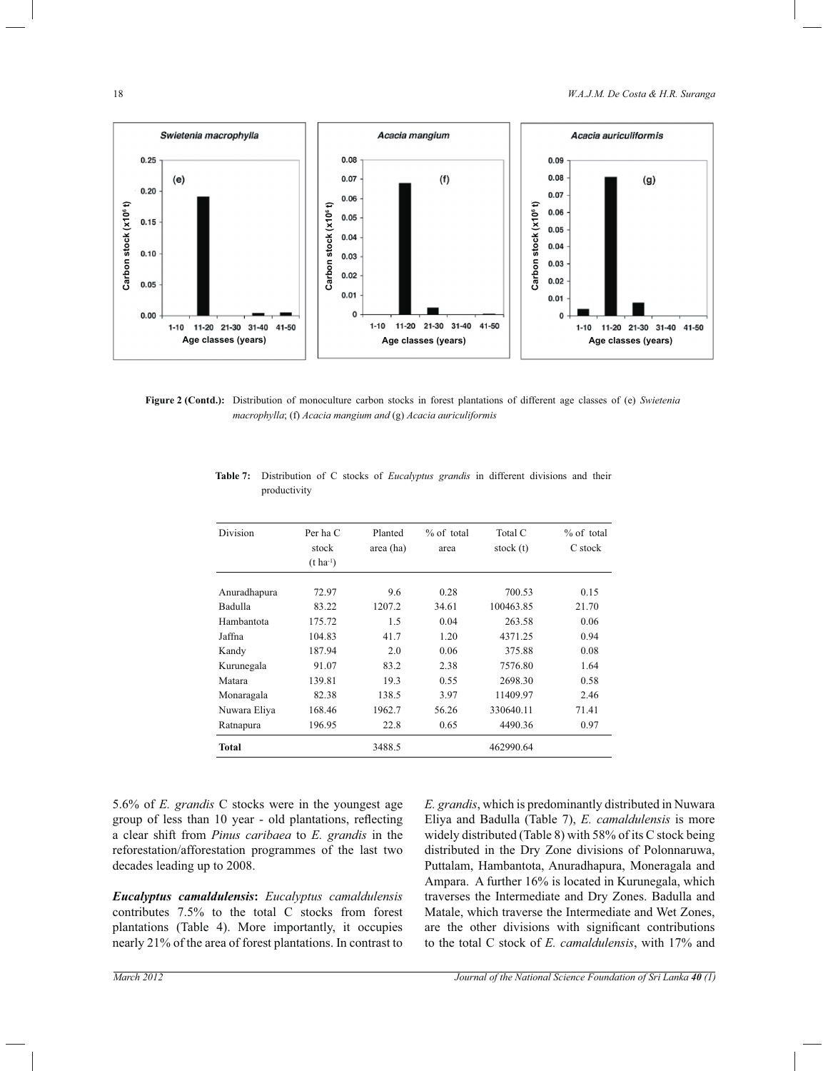**Figure 2 (Contd.):** Distribution of monoculture carbon stocks in forest plantations of different age classes of (e) *Swietenia macrophylla*; (f) *Acacia mangium and* (g) *Acacia auriculiformis*

**Table 7:** Distribution of C stocks of *Eucalyptus grandis* in different divisions and their productivity

| Division | Per ha C stock ($t\ ha^{-1}$) | Planted area (ha) | % of total area | Total C stock (t) | % of total C stock |
|---|---|---|---|---|---|
| Anuradhapura | 72.97 | 9.6 | 0.28 | 700.53 | 0.15 |
| Badulla | 83.22 | 1207.2 | 34.61 | 100463.85 | 21.70 |
| Hambantota | 175.72 | 1.5 | 0.04 | 263.58 | 0.06 |
| Jaffna | 104.83 | 41.7 | 1.20 | 4371.25 | 0.94 |
| Kandy | 187.94 | 2.0 | 0.06 | 375.88 | 0.08 |
| Kurunegala | 91.07 | 83.2 | 2.38 | 7576.80 | 1.64 |
| Matara | 139.81 | 19.3 | 0.55 | 2698.30 | 0.58 |
| Monaragala | 82.38 | 138.5 | 3.97 | 11409.97 | 2.46 |
| Nuwara Eliya | 168.46 | 1962.7 | 56.26 | 330640.11 | 71.41 |
| Ratnapura | 196.95 | 22.8 | 0.65 | 4490.36 | 0.97 |
| **Total** | | 3488.5 | | 462990.64 | |

5.6% of *E. grandis* C stocks were in the youngest age group of less than 10 year - old plantations, reflecting a clear shift from *Pinus caribaea* to *E. grandis* in the reforestation/afforestation programmes of the last two decades leading up to 2008.

***Eucalyptus camaldulensis*:** *Eucalyptus camaldulensis* contributes 7.5% to the total C stocks from forest plantations (Table 4). More importantly, it occupies nearly 21% of the area of forest plantations. In contrast to *E. grandis*, which is predominantly distributed in Nuwara Eliya and Badulla (Table 7), *E. camaldulensis* is more widely distributed (Table 8) with 58% of its C stock being distributed in the Dry Zone divisions of Polonnaruwa, Puttalam, Hambantota, Anuradhapura, Moneragala and Ampara. A further 16% is located in Kurunegala, which traverses the Intermediate and Dry Zones. Badulla and Matale, which traverse the Intermediate and Wet Zones, are the other divisions with significant contributions to the total C stock of *E. camaldulensis*, with 17% and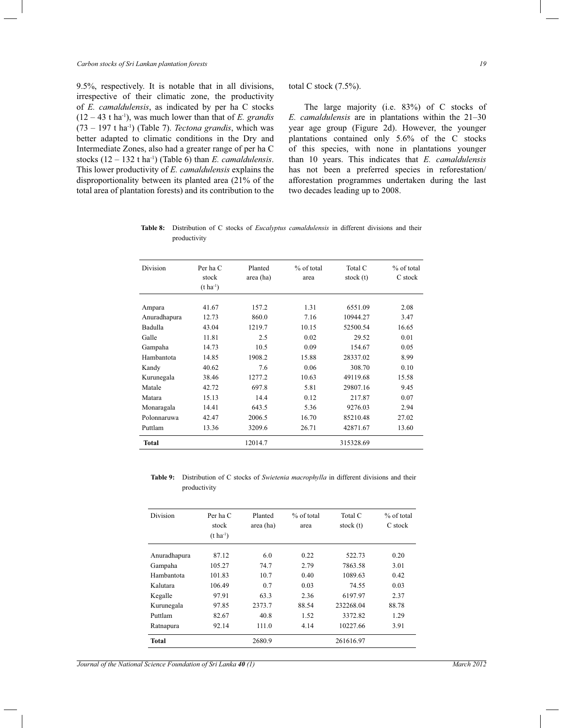9.5%, respectively. It is notable that in all divisions, irrespective of their climatic zone, the productivity of *E. camaldulensis*, as indicated by per ha C stocks (12 – 43 t ha$^{-1}$), was much lower than that of *E. grandis* (73 – 197 t ha$^{-1}$) (Table 7). *Tectona grandis*, which was better adapted to climatic conditions in the Dry and Intermediate Zones, also had a greater range of per ha C stocks (12 – 132 t ha$^{-1}$) (Table 6) than *E. camaldulensis*. This lower productivity of *E. camaldulensis* explains the disproportionality between its planted area (21% of the total area of plantation forests) and its contribution to the total C stock (7.5%).

The large majority (i.e. 83%) of C stocks of *E. camaldulensis* are in plantations within the 21–30 year age group (Figure 2d). However, the younger plantations contained only 5.6% of the C stocks of this species, with none in plantations younger than 10 years. This indicates that *E. camaldulensis* has not been a preferred species in reforestation/afforestation programmes undertaken during the last two decades leading up to 2008.

**Table 8:** Distribution of C stocks of *Eucalyptus camaldulensis* in different divisions and their productivity

| Division | Per ha C stock (t ha$^{-1}$) | Planted area (ha) | % of total area | Total C stock (t) | % of total C stock |
|---|---|---|---|---|---|
| Ampara | 41.67 | 157.2 | 1.31 | 6551.09 | 2.08 |
| Anuradhapura | 12.73 | 860.0 | 7.16 | 10944.27 | 3.47 |
| Badulla | 43.04 | 1219.7 | 10.15 | 52500.54 | 16.65 |
| Galle | 11.81 | 2.5 | 0.02 | 29.52 | 0.01 |
| Gampaha | 14.73 | 10.5 | 0.09 | 154.67 | 0.05 |
| Hambantota | 14.85 | 1908.2 | 15.88 | 28337.02 | 8.99 |
| Kandy | 40.62 | 7.6 | 0.06 | 308.70 | 0.10 |
| Kurunegala | 38.46 | 1277.2 | 10.63 | 49119.68 | 15.58 |
| Matale | 42.72 | 697.8 | 5.81 | 29807.16 | 9.45 |
| Matara | 15.13 | 14.4 | 0.12 | 217.87 | 0.07 |
| Monaragala | 14.41 | 643.5 | 5.36 | 9276.03 | 2.94 |
| Polonnaruwa | 42.47 | 2006.5 | 16.70 | 85210.48 | 27.02 |
| Puttlam | 13.36 | 3209.6 | 26.71 | 42871.67 | 13.60 |
| **Total** | | 12014.7 | | 315328.69 | |

**Table 9:** Distribution of C stocks of *Swietenia macrophylla* in different divisions and their productivity

| Division | Per ha C stock (t ha$^{-1}$) | Planted area (ha) | % of total area | Total C stock (t) | % of total C stock |
|---|---|---|---|---|---|
| Anuradhapura | 87.12 | 6.0 | 0.22 | 522.73 | 0.20 |
| Gampaha | 105.27 | 74.7 | 2.79 | 7863.58 | 3.01 |
| Hambantota | 101.83 | 10.7 | 0.40 | 1089.63 | 0.42 |
| Kalutara | 106.49 | 0.7 | 0.03 | 74.55 | 0.03 |
| Kegalle | 97.91 | 63.3 | 2.36 | 6197.97 | 2.37 |
| Kurunegala | 97.85 | 2373.7 | 88.54 | 232268.04 | 88.78 |
| Puttlam | 82.67 | 40.8 | 1.52 | 3372.82 | 1.29 |
| Ratnapura | 92.14 | 111.0 | 4.14 | 10227.66 | 3.91 |
| **Total** | | 2680.9 | | 261616.97 | |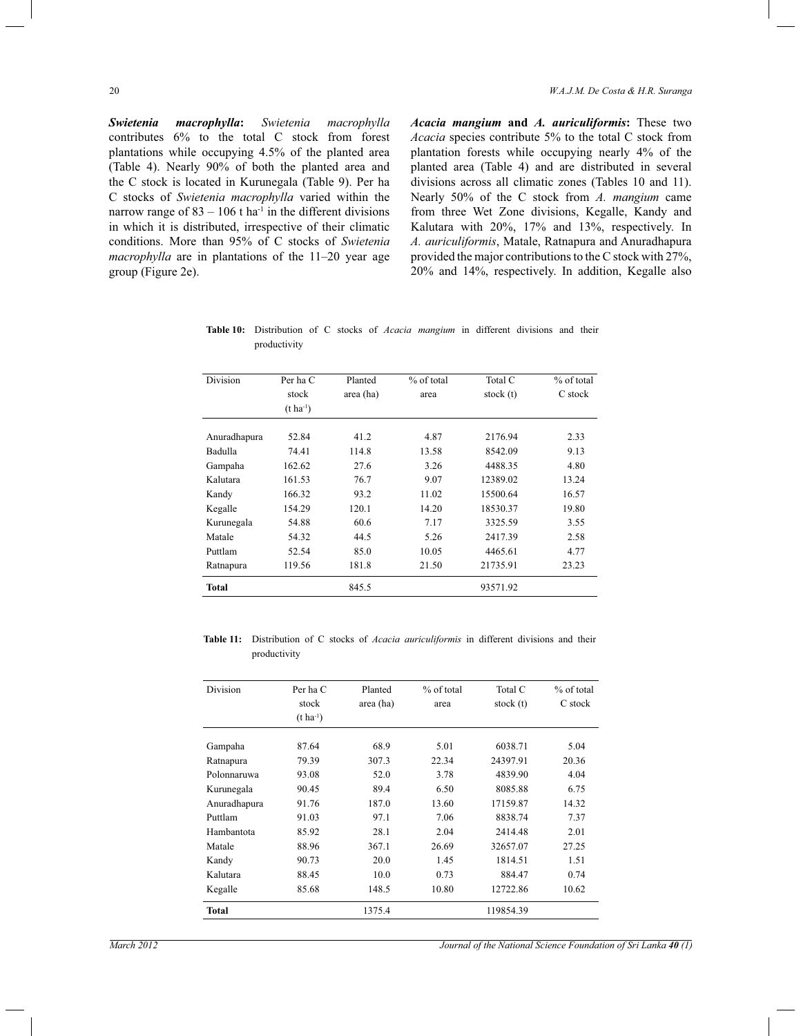***Swietenia macrophylla*:** *Swietenia macrophylla* contributes 6% to the total C stock from plantations while occupying 4.5% of the planted area (Table 4). Nearly 90% of both the planted area and the C stock is located in Kurunegala (Table 9). Per ha C stocks of *Swietenia macrophylla* varied within the narrow range of 83 – 106 t ha$^{-1}$ in the different divisions in which it is distributed, irrespective of their climatic conditions. More than 95% of C stocks of *Swietenia macrophylla* are in plantations of the 11–20 year age group (Figure 2e).

***Acacia mangium* and *A. auriculiformis*:** These two *Acacia* species contribute 5% to the total C stock from plantation forests while occupying nearly 4% of the planted area (Table 4) and are distributed in several divisions across all climatic zones (Tables 10 and 11). Nearly 50% of the C stock from *A. mangium* came from three Wet Zone divisions, Kegalle, Kandy and Kalutara with 20%, 17% and 13%, respectively. In *A. auriculiformis*, Matale, Ratnapura and Anuradhapura provided the major contributions to the C stock with 27%, 20% and 14%, respectively. In addition, Kegalle also

**Table 10:** Distribution of C stocks of *Acacia mangium* in different divisions and their productivity

| Division | Per ha C stock (t ha$^{-1}$) | Planted area (ha) | % of total area | Total C stock (t) | % of total C stock |
|---|---|---|---|---|---|
| Anuradhapura | 52.84 | 41.2 | 4.87 | 2176.94 | 2.33 |
| Badulla | 74.41 | 114.8 | 13.58 | 8542.09 | 9.13 |
| Gampaha | 162.62 | 27.6 | 3.26 | 4488.35 | 4.80 |
| Kalutara | 161.53 | 76.7 | 9.07 | 12389.02 | 13.24 |
| Kandy | 166.32 | 93.2 | 11.02 | 15500.64 | 16.57 |
| Kegalle | 154.29 | 120.1 | 14.20 | 18530.37 | 19.80 |
| Kurunegala | 54.88 | 60.6 | 7.17 | 3325.59 | 3.55 |
| Matale | 54.32 | 44.5 | 5.26 | 2417.39 | 2.58 |
| Puttlam | 52.54 | 85.0 | 10.05 | 4465.61 | 4.77 |
| Ratnapura | 119.56 | 181.8 | 21.50 | 21735.91 | 23.23 |
| **Total** | | 845.5 | | 93571.92 | |

**Table 11:** Distribution of C stocks of *Acacia auriculiformis* in different divisions and their productivity

| Division | Per ha C stock (t ha$^{-1}$) | Planted area (ha) | % of total area | Total C stock (t) | % of total C stock |
|---|---|---|---|---|---|
| Gampaha | 87.64 | 68.9 | 5.01 | 6038.71 | 5.04 |
| Ratnapura | 79.39 | 307.3 | 22.34 | 24397.91 | 20.36 |
| Polonnaruwa | 93.08 | 52.0 | 3.78 | 4839.90 | 4.04 |
| Kurunegala | 90.45 | 89.4 | 6.50 | 8085.88 | 6.75 |
| Anuradhapura | 91.76 | 187.0 | 13.60 | 17159.87 | 14.32 |
| Puttlam | 91.03 | 97.1 | 7.06 | 8838.74 | 7.37 |
| Hambantota | 85.92 | 28.1 | 2.04 | 2414.48 | 2.01 |
| Matale | 88.96 | 367.1 | 26.69 | 32657.07 | 27.25 |
| Kandy | 90.73 | 20.0 | 1.45 | 1814.51 | 1.51 |
| Kalutara | 88.45 | 10.0 | 0.73 | 884.47 | 0.74 |
| Kegalle | 85.68 | 148.5 | 10.80 | 12722.86 | 10.62 |
| **Total** | | 1375.4 | | 119854.39 | |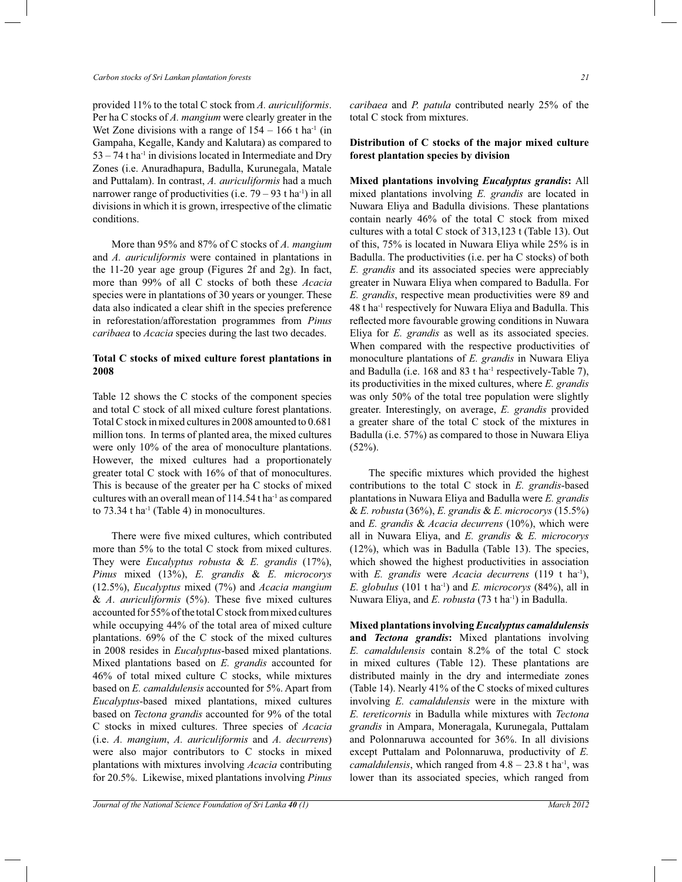provided 11% to the total C stock from *A. auriculiformis*. Per ha C stocks of *A. mangium* were clearly greater in the Wet Zone divisions with a range of 154 – 166 t ha$^{-1}$ (in Gampaha, Kegalle, Kandy and Kalutara) as compared to 53 – 74 t ha$^{-1}$ in divisions located in Intermediate and Dry Zones (i.e. Anuradhapura, Badulla, Kurunegala, Matale and Puttalam). In contrast, *A. auriculiformis* had a much narrower range of productivities (i.e. 79 – 93 t ha$^{-1}$) in all divisions in which it is grown, irrespective of the climatic conditions.

More than 95% and 87% of C stocks of *A. mangium* and *A. auriculiformis* were contained in plantations in the 11-20 year age group (Figures 2f and 2g). In fact, more than 99% of all C stocks of both these *Acacia* species were in plantations of 30 years or younger. These data also indicated a clear shift in the species preference in reforestation/afforestation programmes from *Pinus caribaea* to *Acacia* species during the last two decades.

**Total C stocks of mixed culture forest plantations in 2008**

Table 12 shows the C stocks of the component species and total C stock of all mixed culture forest plantations. Total C stock in mixed cultures in 2008 amounted to 0.681 million tons. In terms of planted area, the mixed cultures were only 10% of the area of monoculture plantations. However, the mixed cultures had a proportionately greater total C stock with 16% of that of monocultures. This is because of the greater per ha C stocks of mixed cultures with an overall mean of 114.54 t ha$^{-1}$ as compared to 73.34 t ha$^{-1}$ (Table 4) in monocultures.

There were five mixed cultures, which contributed more than 5% to the total C stock from mixed cultures. They were *Eucalyptus robusta* & *E. grandis* (17%), *Pinus* mixed (13%), *E. grandis* & *E. microcorys* (12.5%), *Eucalyptus* mixed (7%) and *Acacia mangium* & *A. auriculiformis* (5%). These five mixed cultures accounted for 55% of the total C stock from mixed cultures while occupying 44% of the total area of mixed culture plantations. 69% of the C stock of the mixed cultures in 2008 resides in *Eucalyptus*-based mixed plantations. Mixed plantations based on *E. grandis* accounted for 46% of total mixed culture C stocks, while mixtures based on *E. camaldulensis* accounted for 5%. Apart from *Eucalyptus*-based mixed plantations, mixed cultures based on *Tectona grandis* accounted for 9% of the total C stocks in mixed cultures. Three species of *Acacia* (i.e. *A. mangium*, *A. auriculiformis* and *A. decurrens*) were also major contributors to C stocks in mixed plantations with mixtures involving *Acacia* contributing for 20.5%. Likewise, mixed plantations involving *Pinus caribaea* and *P. patula* contributed nearly 25% of the total C stock from mixtures.

**Distribution of C stocks of the major mixed culture forest plantation species by division**

**Mixed plantations involving *Eucalyptus grandis*:** All mixed plantations involving *E. grandis* are located in Nuwara Eliya and Badulla divisions. These plantations contain nearly 46% of the total C stock from mixed cultures with a total C stock of 313,123 t (Table 13). Out of this, 75% is located in Nuwara Eliya while 25% is in Badulla. The productivities (i.e. per ha C stocks) of both *E. grandis* and its associated species were appreciably greater in Nuwara Eliya when compared to Badulla. For *E. grandis*, respective mean productivities were 89 and 48 t ha$^{-1}$ respectively for Nuwara Eliya and Badulla. This reflected more favourable growing conditions in Nuwara Eliya for *E. grandis* as well as its associated species. When compared with the respective productivities of monoculture plantations of *E. grandis* in Nuwara Eliya and Badulla (i.e. 168 and 83 t ha$^{-1}$ respectively-Table 7), its productivities in the mixed cultures, where *E. grandis* was only 50% of the total tree population were slightly greater. Interestingly, on average, *E. grandis* provided a greater share of the total C stock of the mixtures in Badulla (i.e. 57%) as compared to those in Nuwara Eliya (52%).

The specific mixtures which provided the highest contributions to the total C stock in *E. grandis*-based plantations in Nuwara Eliya and Badulla were *E. grandis* & *E. robusta* (36%), *E. grandis* & *E. microcorys* (15.5%) and *E. grandis* & *Acacia decurrens* (10%), which were all in Nuwara Eliya, and *E. grandis* & *E. microcorys* (12%), which was in Badulla (Table 13). The species, which showed the highest productivities in association with *E. grandis* were *Acacia decurrens* (119 t ha$^{-1}$), *E. globulus* (101 t ha$^{-1}$) and *E. microcorys* (84%), all in Nuwara Eliya, and *E. robusta* (73 t ha$^{-1}$) in Badulla.

**Mixed plantations involving *Eucalyptus camaldulensis* and *Tectona grandis*:** Mixed plantations involving *E. camaldulensis* contain 8.2% of the total C stock in mixed cultures (Table 12). These plantations are distributed mainly in the dry and intermediate zones (Table 14). Nearly 41% of the C stocks of mixed cultures involving *E. camaldulensis* were in the mixture with *E. tereticornis* in Badulla while mixtures with *Tectona grandis* in Ampara, Moneragala, Kurunegala, Puttalam and Polonnaruwa accounted for 36%. In all divisions except Puttalam and Polonnaruwa, productivity of *E. camaldulensis*, which ranged from 4.8 – 23.8 t ha$^{-1}$, was lower than its associated species, which ranged from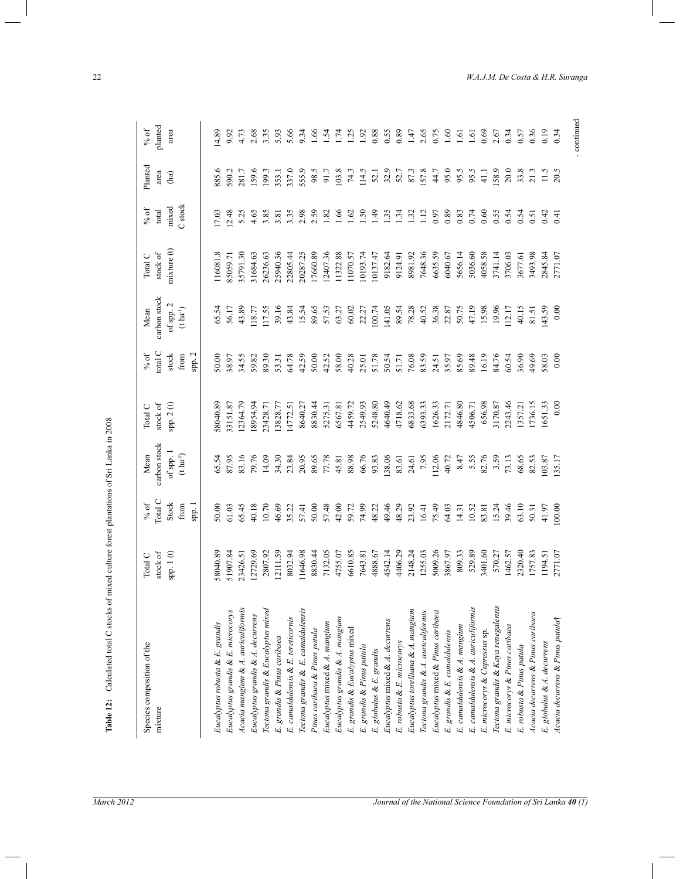**Table 12:** Calculated total C stocks of mixed culture forest plantations of Sri Lanka in 2008

| Species composition of the mixture | Total C stock of spp. 1 (t) | % of Total C Stock from spp. 1 | Mean carbon stock of spp. 1 (t ha$^{-1}$) | Total C stock of spp. 2 (t) | % of total C stock from spp. 2 | Mean carbon stock of spp. 2 (t ha$^{-1}$) | Total C stock of mixture (t) | % of total mixed C stock | Planted area (ha) | % of planted area |
|---|---|---|---|---|---|---|---|---|---|---|
| *Eucalyptus robusta* & *E. grandis* | 58040.89 | 50.00 | 65.54 | 58040.89 | 50.00 | 65.54 | 116081.8 | 17.03 | 885.6 | 14.89 |
| *Eucalyptus grandis* & *E. microcorys* | 51907.84 | 61.03 | 87.95 | 33151.87 | 38.97 | 56.17 | 85059.71 | 12.48 | 590.2 | 9.92 |
| *Acacia mangium* & *A. auriculiformis* | 23426.51 | 65.45 | 83.16 | 12364.79 | 34.55 | 43.89 | 35791.30 | 5.25 | 281.7 | 4.73 |
| *Eucalyptus grandis* & *A. decurrens* | 12729.69 | 40.18 | 79.76 | 18954.94 | 59.82 | 118.77 | 31684.63 | 4.65 | 159.6 | 2.68 |
| *Tectona grandis* & *Eucalyptus* mixed | 2807.92 | 10.70 | 14.09 | 23428.71 | 89.30 | 117.55 | 26236.63 | 3.85 | 199.3 | 3.35 |
| *E. grandis* & *Pinus caribaea* | 12111.59 | 46.69 | 34.30 | 13828.77 | 53.31 | 39.16 | 25940.36 | 3.81 | 353.1 | 5.93 |
| *E. camaldulensis* & *E. tereticornis* | 8032.94 | 35.22 | 23.84 | 14772.51 | 64.78 | 43.84 | 22805.44 | 3.35 | 337.0 | 5.66 |
| *Tectona grandis* & *E. camaldulensis* | 11646.98 | 57.41 | 20.95 | 8640.27 | 42.59 | 15.54 | 20287.25 | 2.98 | 555.9 | 9.34 |
| *Pinus caribaea* & *Pinus patula* | 8830.44 | 50.00 | 89.65 | 8830.44 | 50.00 | 89.65 | 17660.89 | 2.59 | 98.5 | 1.66 |
| *Eucalyptus* mixed & *A. mangium* | 7132.05 | 57.48 | 77.78 | 5275.31 | 42.52 | 57.53 | 12407.36 | 1.82 | 91.7 | 1.54 |
| *Eucalyptus grandis* & *A. mangium* | 4755.07 | 42.00 | 45.81 | 6567.81 | 58.00 | 63.27 | 11322.88 | 1.66 | 103.8 | 1.74 |
| *E. grandis* & *Eucalyptus* mixed | 6610.85 | 59.72 | 88.98 | 4459.72 | 40.28 | 60.02 | 11070.57 | 1.62 | 74.3 | 1.25 |
| *E. grandis* & *Pinus patula* | 7643.81 | 74.99 | 66.76 | 2549.93 | 25.01 | 22.27 | 10193.74 | 1.50 | 114.5 | 1.92 |
| *E. globulus* & *E. grandis* | 4888.67 | 48.22 | 93.83 | 5248.80 | 51.78 | 100.74 | 10137.47 | 1.49 | 52.1 | 0.88 |
| *Eucalyptus* mixed & *A. decurrens* | 4542.14 | 49.46 | 138.06 | 4640.49 | 50.54 | 141.05 | 9182.64 | 1.35 | 32.9 | 0.55 |
| *E. robusta* & *E. microcorys* | 4406.29 | 48.29 | 83.61 | 4718.62 | 51.71 | 89.54 | 9124.91 | 1.34 | 52.7 | 0.89 |
| *Eucalyptus torelliana* & *A. mangium* | 2148.24 | 23.92 | 24.61 | 6833.68 | 76.08 | 78.28 | 8981.92 | 1.32 | 87.3 | 1.47 |
| *Tectona grandis* & *A. auriculiformis* | 1255.03 | 16.41 | 7.95 | 6393.33 | 83.59 | 40.52 | 7648.36 | 1.12 | 157.8 | 2.65 |
| *Eucalyptus* mixed & *Pinus caribaea* | 5009.26 | 75.49 | 112.06 | 1626.33 | 24.51 | 36.38 | 6635.59 | 0.97 | 44.7 | 0.75 |
| *E. grandis* & *E. camaldulensis* | 3867.97 | 64.03 | 40.72 | 2172.71 | 35.97 | 22.87 | 6040.67 | 0.89 | 95.0 | 1.60 |
| *E. camaldulensis* & *A. mangium* | 809.33 | 14.31 | 8.47 | 4846.80 | 85.69 | 50.75 | 5656.14 | 0.83 | 95.5 | 1.61 |
| *E. camaldulensis* & *A. auriculiformis* | 529.89 | 10.52 | 5.55 | 4506.71 | 89.48 | 47.19 | 5036.60 | 0.74 | 95.5 | 1.61 |
| *E. microcorys* & *Cupressus* sp. | 3401.60 | 83.81 | 82.76 | 656.98 | 16.19 | 15.98 | 4058.58 | 0.60 | 41.1 | 0.69 |
| *Tectona grandis* & *Kaya senegalensis* | 570.27 | 15.24 | 3.59 | 3170.87 | 84.76 | 19.96 | 3741.14 | 0.55 | 158.9 | 2.67 |
| *E. microcorys* & *Pinus caribaea* | 1462.57 | 39.46 | 73.13 | 2243.46 | 60.54 | 112.17 | 3706.03 | 0.54 | 20.0 | 0.34 |
| *E. robusta* & *Pinus patula* | 2320.40 | 63.10 | 68.65 | 1357.21 | 36.90 | 40.15 | 3677.61 | 0.54 | 33.8 | 0.57 |
| *Acacia decurrens* & *Pinus caribaea* | 1757.83 | 50.31 | 82.53 | 1736.15 | 49.69 | 81.51 | 3493.98 | 0.51 | 21.3 | 0.36 |
| *E. globulus* & *A. decurrens* | 1194.51 | 41.97 | 103.87 | 1651.33 | 58.03 | 143.59 | 2845.84 | 0.42 | 11.5 | 0.19 |
| *Acacia decurrens* & *Pinus patula*† | 2771.07 | 100.00 | 135.17 | 0.00 | 0.00 | 0.00 | 2771.07 | 0.41 | 20.5 | 0.34 |

- continued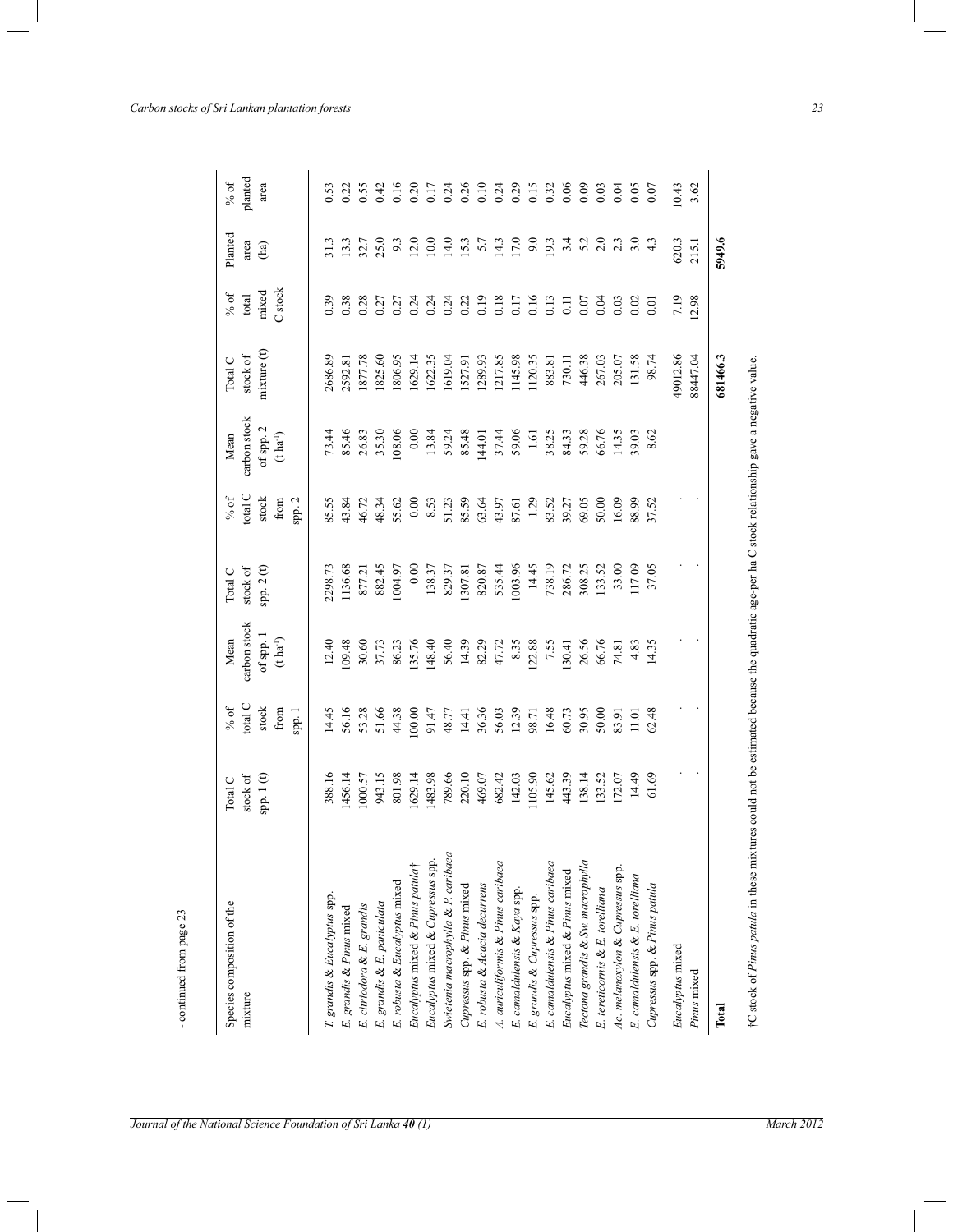- continued from page 23

| Species composition of the mixture | Total C stock of spp. 1 (t) | % of total C stock from spp. 1 | Mean carbon stock of spp. 1 (t ha$^{-1}$) | Total C stock of spp. 2 (t) | % of total C stock from spp. 2 | Mean carbon stock of spp. 2 (t ha$^{-1}$) | Total C stock of mixture (t) | % of total mixed C stock | Planted area (ha) | % of planted area |
|---|---|---|---|---|---|---|---|---|---|---|
| *T. grandis* & *Eucalyptus* spp. | 388.16 | 14.45 | 12.40 | 2298.73 | 85.55 | 73.44 | 2686.89 | 0.39 | 31.3 | 0.53 |
| *E. grandis* & *Pinus* mixed | 1456.14 | 56.16 | 109.48 | 1136.68 | 43.84 | 85.46 | 2592.81 | 0.38 | 13.3 | 0.22 |
| *E. citriodora* & *E. grandis* | 1000.57 | 53.28 | 30.60 | 877.21 | 46.72 | 26.83 | 1877.78 | 0.28 | 32.7 | 0.55 |
| *E. grandis* & *E. paniculata* | 943.15 | 51.66 | 37.73 | 882.45 | 48.34 | 35.30 | 1825.60 | 0.27 | 25.0 | 0.42 |
| *E. robusta* & *Eucalyptus* mixed | 801.98 | 44.38 | 86.23 | 1004.97 | 55.62 | 108.06 | 1806.95 | 0.27 | 9.3 | 0.16 |
| *Eucalyptus* mixed & *Pinus patula*† | 1629.14 | 100.00 | 135.76 | 0.00 | 0.00 | 0.00 | 1629.14 | 0.24 | 12.0 | 0.20 |
| *Eucalyptus* mixed & *Cupressus* spp. | 1483.98 | 91.47 | 148.40 | 138.37 | 8.53 | 13.84 | 1622.35 | 0.24 | 10.0 | 0.17 |
| *Swietenia macrophylla* & *P. caribaea* | 789.66 | 48.77 | 56.40 | 829.37 | 51.23 | 59.24 | 1619.04 | 0.24 | 14.0 | 0.24 |
| *Cupressus* spp. & *Pinus* mixed | 220.10 | 14.41 | 14.39 | 1307.81 | 85.59 | 85.48 | 1527.91 | 0.22 | 15.3 | 0.26 |
| *E. robusta* & *Acacia decurrens* | 469.07 | 36.36 | 82.29 | 820.87 | 63.64 | 144.01 | 1289.93 | 0.19 | 5.7 | 0.10 |
| *A. auriculiformis* & *Pinus caribaea* | 682.42 | 56.03 | 47.72 | 535.44 | 43.97 | 37.44 | 1217.85 | 0.18 | 14.3 | 0.24 |
| *E. camaldulensis* & *Kaya* spp. | 142.03 | 12.39 | 8.35 | 1003.96 | 87.61 | 59.06 | 1145.98 | 0.17 | 17.0 | 0.29 |
| *E. grandis* & *Cupressus* spp. | 1105.90 | 98.71 | 122.88 | 14.45 | 1.29 | 1.61 | 1120.35 | 0.16 | 9.0 | 0.15 |
| *E. camaldulensis* & *Pinus caribaea* | 145.62 | 16.48 | 7.55 | 738.19 | 83.52 | 38.25 | 883.81 | 0.13 | 19.3 | 0.32 |
| *Eucalyptus* mixed & *Pinus* mixed | 443.39 | 60.73 | 130.41 | 286.72 | 39.27 | 84.33 | 730.11 | 0.11 | 3.4 | 0.06 |
| *Tectona grandis* & *Sw. macrophylla* | 138.14 | 30.95 | 26.56 | 308.25 | 69.05 | 59.28 | 446.38 | 0.07 | 5.2 | 0.09 |
| *E. tereticornis* & *E. torelliana* | 133.52 | 50.00 | 66.76 | 133.52 | 50.00 | 66.76 | 267.03 | 0.04 | 2.0 | 0.03 |
| *Ac. melanoxylon* & *Cupressus* spp. | 172.07 | 83.91 | 74.81 | 33.00 | 16.09 | 14.35 | 205.07 | 0.03 | 2.3 | 0.04 |
| *E. camaldulensis* & *E. torelliana* | 14.49 | 11.01 | 4.83 | 117.09 | 88.99 | 39.03 | 131.58 | 0.02 | 3.0 | 0.05 |
| *Cupressus* spp. & *Pinus patula* | 61.69 | 62.48 | 14.35 | 37.05 | 37.52 | 8.62 | 98.74 | 0.01 | 4.3 | 0.07 |
| *Eucalyptus* mixed | . | . | . | . | . | | 49012.86 | 7.19 | 620.3 | 10.43 |
| *Pinus* mixed | . | . | . | . | . | | 88447.04 | 12.98 | 215.1 | 3.62 |
| **Total** | | | | | | | **681466.3** | | **5949.6** | |

†C stock of *Pinus patula* in these mixtures could not be estimated because the quadratic age-per ha C stock relationship gave a negative value.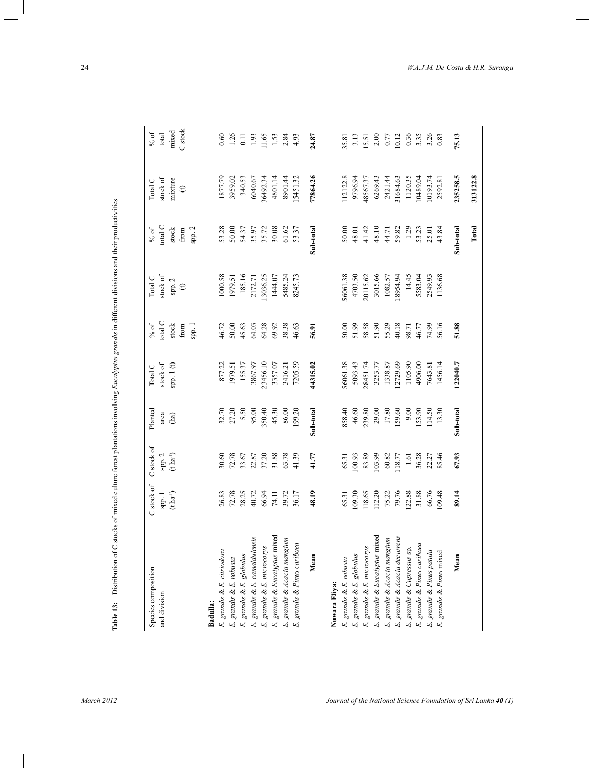**Table 13:** Distribution of C stocks of mixed culture forest plantations involving *Eucalyptus grandis* in different divisions and their productivities

| Species composition and division | C stock of spp. 1 (t ha$^{-1}$) | C stock of spp. 2 (t ha$^{-1}$) | Planted area (ha) | Total C stock of spp. 1 (t) | % of total C stock from spp. 1 | Total C stock of spp. 2 (t) | % of total C stock from spp. 2 | Total C stock of mixture (t) | % of total mixed C stock |
|---|---|---|---|---|---|---|---|---|---|
| **Badulla:** | | | | | | | | | |
| *E. grandis* & *E. citriodora* | 26.83 | 30.60 | 32.70 | 877.22 | 46.72 | 1000.58 | 53.28 | 1877.79 | 0.60 |
| *E. grandis* & *E. robusta* | 72.78 | 72.78 | 27.20 | 1979.51 | 50.00 | 1979.51 | 50.00 | 3959.02 | 1.26 |
| *E. grandis* & *E. globulus* | 28.25 | 33.67 | 5.50 | 155.37 | 45.63 | 185.16 | 54.37 | 340.53 | 0.11 |
| *E. grandis* & *E. camaldulensis* | 40.72 | 22.87 | 95.00 | 3867.97 | 64.03 | 2172.71 | 35.97 | 6040.67 | 1.93 |
| *E. grandis* & *E. microcorys* | 66.94 | 37.20 | 350.40 | 23456.10 | 64.28 | 13036.25 | 35.72 | 36492.34 | 11.65 |
| *E. grandis* & *Eucalyptus* mixed | 74.11 | 31.88 | 45.30 | 3357.07 | 69.92 | 1444.07 | 30.08 | 4801.14 | 1.53 |
| *E. grandis* & *Acacia mangium* | 39.72 | 63.78 | 86.00 | 3416.21 | 38.38 | 5485.24 | 61.62 | 8901.44 | 2.84 |
| *E. grandis* & *Pinus caribaea* | 36.17 | 41.39 | 199.20 | 7205.59 | 46.63 | 8245.73 | 53.37 | 15451.32 | 4.93 |
| **Mean** | **48.19** | **41.77** | **Sub-total** | **44315.02** | **56.91** | | **Sub-total** | **77864.26** | **24.87** |
| **Nuwara Eliya:** | | | | | | | | | |
| *E. grandis* & *E. robusta* | 65.31 | 65.31 | 858.40 | 56061.38 | 50.00 | 56061.38 | 50.00 | 112122.8 | 35.81 |
| *E. grandis* & *E. globulus* | 109.30 | 100.93 | 46.60 | 5093.43 | 51.99 | 4703.50 | 48.01 | 9796.94 | 3.13 |
| *E. grandis* & *E. microcorys* | 118.65 | 83.89 | 239.80 | 28451.74 | 58.58 | 20115.62 | 41.42 | 48567.37 | 15.51 |
| *E. grandis* & *Eucalyptus* mixed | 112.20 | 103.99 | 29.00 | 3253.77 | 51.90 | 3015.66 | 48.10 | 6269.43 | 2.00 |
| *E. grandis* & *Acacia mangium* | 75.22 | 60.82 | 17.80 | 1338.87 | 55.29 | 1082.57 | 44.71 | 2421.44 | 0.77 |
| *E. grandis* & *Acacia decurrens* | 79.76 | 118.77 | 159.60 | 12729.69 | 40.18 | 18954.94 | 59.82 | 31684.63 | 10.12 |
| *E. grandis* & *Cupressus* sp. | 122.88 | 1.61 | 9.00 | 1105.90 | 98.71 | 14.45 | 1.29 | 1120.35 | 0.36 |
| *E. grandis* & *Pinus caribaea* | 31.88 | 36.28 | 153.90 | 4906.00 | 46.77 | 5583.04 | 53.23 | 10489.04 | 3.35 |
| *E. grandis* & *Pinus patula* | 66.76 | 22.27 | 114.50 | 7643.81 | 74.99 | 2549.93 | 25.01 | 10193.74 | 3.26 |
| *E. grandis* & *Pinus* mixed | 109.48 | 85.46 | 13.30 | 1456.14 | 56.16 | 1136.68 | 43.84 | 2592.81 | 0.83 |
| **Mean** | **89.14** | **67.93** | **Sub-total** | **122040.7** | **51.88** | | **Sub-total** | **235258.5** | **75.13** |
| | | | | | | | **Total** | **313122.8** | |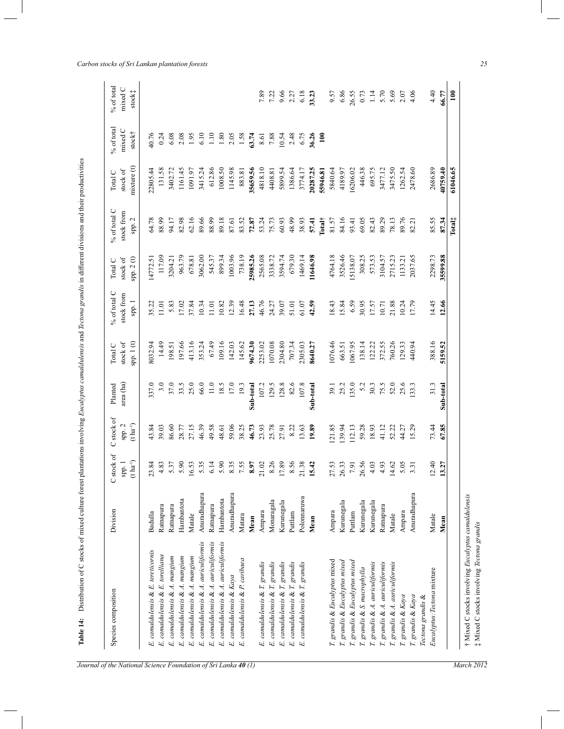**Table 14:** Distribution of C stocks of mixed culture forest plantations involving *Eucalyptus camaldulensis* and *Tectona grandis* in different divisions and their productivities

| Species composition | Division | C stock of spp. 1 (t ha⁻¹) | C stock of spp. 2 (t ha⁻¹) | Planted area (ha) | Total C stock of spp. 1 (t) | % of total C stock from spp. 1 | Total C stock of spp. 2 (t) | % of total C stock from spp. 2 | Total C stock of mixture (t) | % of total mixed C stock† | % of total mixed C stock‡ |
|---|---|---|---|---|---|---|---|---|---|---|---|
| *E. camaldulensis* & *E. tereticornis* | Badulla | 23.84 | 43.84 | 337.0 | 8032.94 | 35.22 | 14772.51 | 64.78 | 22805.44 | 40.76 | |
| *E. camaldulensis* & *E. torelliana* | Ratnapura | 4.83 | 39.03 | 3.0 | 14.49 | 11.01 | 117.09 | 88.99 | 131.58 | 0.24 | |
| *E. camaldulensis* & *A. mangium* | Ratnapura | 5.37 | 86.60 | 37.0 | 198.51 | 5.83 | 3204.21 | 94.17 | 3402.72 | 6.08 | |
| *E. camaldulensis* & *A. mangium* | Hambantota | 5.90 | 28.77 | 33.5 | 197.66 | 17.02 | 963.79 | 82.98 | 1161.45 | 2.08 | |
| *E. camaldulensis* & *A. mangium* | Matale | 16.53 | 27.15 | 25.0 | 413.16 | 37.84 | 678.81 | 62.16 | 1091.97 | 1.95 | |
| *E. camaldulensis* & *A. auriculiformis* | Anuradhapura | 5.35 | 46.39 | 66.0 | 353.24 | 10.34 | 3062.00 | 89.66 | 3415.24 | 6.10 | |
| *E. camaldulensis* & *A. auriculiformis* | Ratnapura | 6.14 | 49.58 | 11.0 | 67.49 | 11.01 | 545.37 | 88.99 | 612.86 | 1.10 | |
| *E. camaldulensis* & *A. auriculiformis* | Hambantota | 5.90 | 48.61 | 18.5 | 109.16 | 10.82 | 899.34 | 89.18 | 1008.50 | 1.80 | |
| *E. camaldulensis* & *Kaya* | Anuradhapura | 8.35 | 59.06 | 17.0 | 142.03 | 12.39 | 1003.96 | 87.61 | 1145.98 | 2.05 | |
| *E. camaldulensis* & *P. caribaea* | Matara | 7.55 | 38.25 | 19.3 | 145.62 | 16.48 | 738.19 | 83.52 | 883.81 | 1.58 | |
| | **Mean** | **8.97** | **46.73** | **Sub-total** | **9674.30** | **27.13** | **25985.26** | **72.87** | **35659.56** | **63.74** | |
| *E. camaldulensis* & *T. grandis* | Ampara | 21.02 | 23.93 | 107.2 | 2253.02 | 46.76 | 2565.08 | 53.24 | 4818.10 | 8.61 | 7.89 |
| *E. camaldulensis* & *T. grandis* | Monaragala | 8.26 | 25.78 | 129.5 | 1070.08 | 24.27 | 3338.72 | 75.73 | 4408.81 | 7.88 | 7.22 |
| *E. camaldulensis* & *T. grandis* | Kurunegala | 17.89 | 27.91 | 128.8 | 2304.80 | 39.07 | 3594.74 | 60.93 | 5899.54 | 10.54 | 9.66 |
| *E. camaldulensis* & *T. grandis* | Puttlam | 8.56 | 8.22 | 82.6 | 707.34 | 51.01 | 679.30 | 48.99 | 1386.64 | 2.48 | 2.27 |
| *E. camaldulensis* & *T. grandis* | Polonnaruwa | 21.38 | 13.63 | 107.8 | 2305.03 | 61.07 | 1469.14 | 38.93 | 3774.17 | 6.75 | 6.18 |
| | **Mean** | **15.42** | **19.89** | **Sub-total** | **8640.27** | **42.59** | **11646.98** | **57.41** | **20287.25** | **36.26** | **33.23** |
| | | | | | | | | **Total†** | **55946.81** | **100** | |
| *T. grandis* & *Eucalyptus* mixed | Ampara | 27.53 | 121.85 | 39.1 | 1076.46 | 18.43 | 4764.18 | 81.57 | 5840.64 | | 9.57 |
| *T. grandis* & *Eucalyptus* mixed | Kurunegala | 26.33 | 139.94 | 25.2 | 663.51 | 15.84 | 3526.46 | 84.16 | 4189.97 | | 6.86 |
| *T. grandis* & *Eucalyptus* mixed | Puttlam | 7.91 | 112.13 | 135.0 | 1067.95 | 6.59 | 15138.07 | 93.41 | 16206.02 | | 26.55 |
| *T. grandis* & *S. macrophylla* | Kurunegala | 26.56 | 59.28 | 5.2 | 138.14 | 30.95 | 308.25 | 69.05 | 446.38 | | 0.73 |
| *T. grandis* & *A. auriculiformis* | Kurunegala | 4.03 | 18.93 | 30.3 | 122.22 | 17.57 | 573.53 | 82.43 | 695.75 | | 1.14 |
| *T. grandis* & *A. auriculiformis* | Ratnapura | 4.93 | 41.12 | 75.5 | 372.55 | 10.71 | 3104.57 | 89.29 | 3477.12 | | 5.70 |
| *T. grandis* & *A. auriculiformis* | Matale | 14.62 | 52.22 | 52.0 | 760.26 | 21.88 | 2715.23 | 78.13 | 3475.50 | | 5.69 |
| *T. grandis* & *Kaya* | Ampara | 5.05 | 44.27 | 25.6 | 129.33 | 10.24 | 1133.21 | 89.76 | 1262.54 | | 2.07 |
| *T. grandis* & *Kaya* | Anuradhapura | 3.31 | 15.29 | 133.3 | 440.94 | 17.79 | 2037.65 | 82.21 | 2478.60 | | 4.06 |
| *Tectona grandis* & *Eucalyptus*:*Tectona* mixture | Matale | 12.40 | 73.44 | 31.3 | 388.16 | 14.45 | 2298.73 | 85.55 | 2686.89 | | 4.40 |
| | **Mean** | **13.27** | **67.85** | **Sub-total** | **5159.52** | **12.66** | **35599.88** | **87.34** | **40759.40** | | **66.77** |
| | | | | | | | | **Total‡** | **61046.65** | | **100** |

† Mixed C stocks involving *Eucalyptus camaldulensis*
‡ Mixed C stocks involving *Tectona grandis*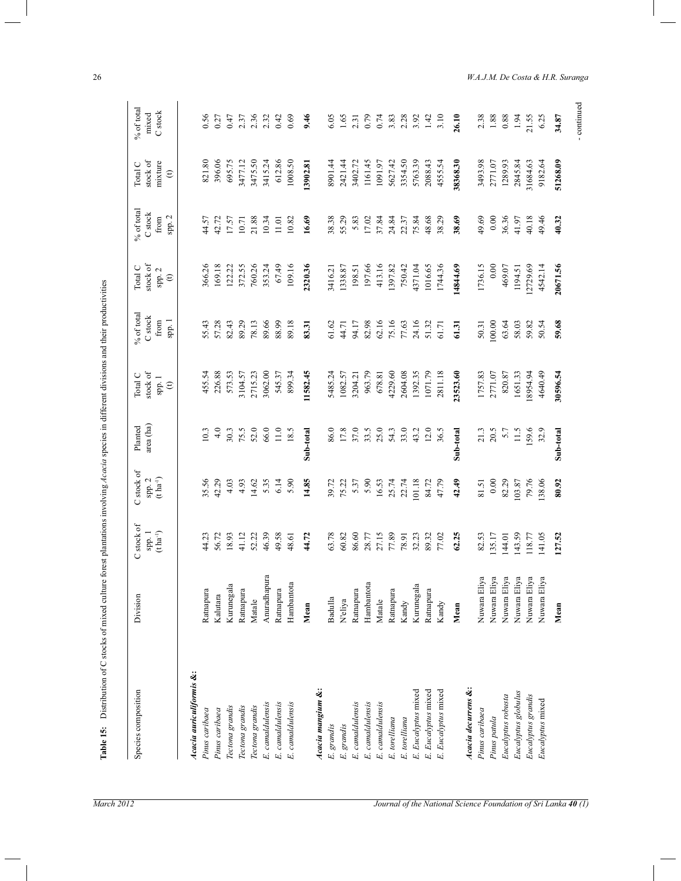**Table 15:** Distribution of C stocks of mixed culture forest plantations involving *Acacia* species in different divisions and their productivities

| Species composition | Division | C stock of spp. 1 (t ha⁻¹) | C stock of spp. 2 (t ha⁻¹) | Planted area (ha) | Total C stock of spp. 1 (t) | % of total C stock from spp. 1 | Total C stock of spp. 2 (t) | % of total C stock from spp. 2 | Total C stock of mixture (t) | % of total mixed C stock |
|---|---|---|---|---|---|---|---|---|---|---|
| ***Acacia auriculiformis* &:** | | | | | | | | | | |
| *Pinus caribaea* | Ratnapura | 44.23 | 35.56 | 10.3 | 455.54 | 55.43 | 366.26 | 44.57 | 821.80 | 0.56 |
| *Pinus caribaea* | Kalutara | 56.72 | 42.29 | 4.0 | 226.88 | 57.28 | 169.18 | 42.72 | 396.06 | 0.27 |
| *Tectona grandis* | Kurunegala | 18.93 | 4.03 | 30.3 | 573.53 | 82.43 | 122.22 | 17.57 | 695.75 | 0.47 |
| *Tectona grandis* | Ratnapura | 41.12 | 4.93 | 75.5 | 3104.57 | 89.29 | 372.55 | 10.71 | 3477.12 | 2.37 |
| *Tectona grandis* | Matale | 52.22 | 14.62 | 52.0 | 2715.23 | 78.13 | 760.26 | 21.88 | 3475.50 | 2.36 |
| *E. camaldulensis* | Anuradhapura | 46.39 | 5.35 | 66.0 | 3062.00 | 89.66 | 353.24 | 10.34 | 3415.24 | 2.32 |
| *E. camaldulensis* | Ratnapura | 49.58 | 6.14 | 11.0 | 545.37 | 88.99 | 67.49 | 11.01 | 612.86 | 0.42 |
| *E. camaldulensis* | Hambantota | 48.61 | 5.90 | 18.5 | 899.34 | 89.18 | 109.16 | 10.82 | 1008.50 | 0.69 |
| | **Mean** | **44.72** | **14.85** | **Sub-total** | **11582.45** | **83.31** | **2320.36** | **16.69** | **13902.81** | **9.46** |
| ***Acacia mangium* &:** | | | | | | | | | | |
| *E. grandis* | Badulla | 63.78 | 39.72 | 86.0 | 5485.24 | 61.62 | 3416.21 | 38.38 | 8901.44 | 6.05 |
| *E. grandis* | N'eliya | 60.82 | 75.22 | 17.8 | 1082.57 | 44.71 | 1338.87 | 55.29 | 2421.44 | 1.65 |
| *E. camaldulensis* | Ratnapura | 86.60 | 5.37 | 37.0 | 3204.21 | 94.17 | 198.51 | 5.83 | 3402.72 | 2.31 |
| *E. camaldulensis* | Hambantota | 28.77 | 5.90 | 33.5 | 963.79 | 82.98 | 197.66 | 17.02 | 1161.45 | 0.79 |
| *E. camaldulensis* | Matale | 27.15 | 16.53 | 25.0 | 678.81 | 62.16 | 413.16 | 37.84 | 1091.97 | 0.74 |
| *E. torelliana* | Ratnapura | 77.89 | 25.74 | 54.3 | 4229.60 | 75.16 | 1397.82 | 24.84 | 5627.42 | 3.83 |
| *E. torelliana* | Kandy | 78.91 | 22.74 | 33.0 | 2604.08 | 77.63 | 750.42 | 22.37 | 3354.50 | 2.28 |
| *E. Eucalyptus* mixed | Kurunegala | 32.23 | 101.18 | 43.2 | 1392.35 | 24.16 | 4371.04 | 75.84 | 5763.39 | 3.92 |
| *E. Eucalyptus* mixed | Ratnapura | 89.32 | 84.72 | 12.0 | 1071.79 | 51.32 | 1016.65 | 48.68 | 2088.43 | 1.42 |
| *E. Eucalyptus* mixed | Kandy | 77.02 | 47.79 | 36.5 | 2811.18 | 61.71 | 1744.36 | 38.29 | 4555.54 | 3.10 |
| | **Mean** | **62.25** | **42.49** | **Sub-total** | **23523.60** | **61.31** | **14844.69** | **38.69** | **38368.30** | **26.10** |
| ***Acacia decurrens* &:** | | | | | | | | | | |
| *Pinus caribaea* | Nuwara Eliya | 82.53 | 81.51 | 21.3 | 1757.83 | 50.31 | 1736.15 | 49.69 | 3493.98 | 2.38 |
| *Pinus patula* | Nuwara Eliya | 135.17 | 0.00 | 20.5 | 2771.07 | 100.00 | 0.00 | 0.00 | 2771.07 | 1.88 |
| *Eucalyptus robusta* | Nuwara Eliya | 144.01 | 82.29 | 5.7 | 820.87 | 63.64 | 469.07 | 36.36 | 1289.93 | 0.88 |
| *Eucalyptus globulus* | Nuwara Eliya | 143.59 | 103.87 | 11.5 | 1651.33 | 58.03 | 1194.51 | 41.97 | 2845.84 | 1.94 |
| *Eucalyptus grandis* | Nuwara Eliya | 118.77 | 79.76 | 159.6 | 18954.94 | 59.82 | 12729.69 | 40.18 | 31684.63 | 21.55 |
| *Eucalyptus* mixed | Nuwara Eliya | 141.05 | 138.06 | 32.9 | 4640.49 | 50.54 | 4542.14 | 49.46 | 9182.64 | 6.25 |
| | **Mean** | **127.52** | **80.92** | **Sub-total** | **30596.54** | **59.68** | **20671.56** | **40.32** | **51268.09** | **34.87** |

- continued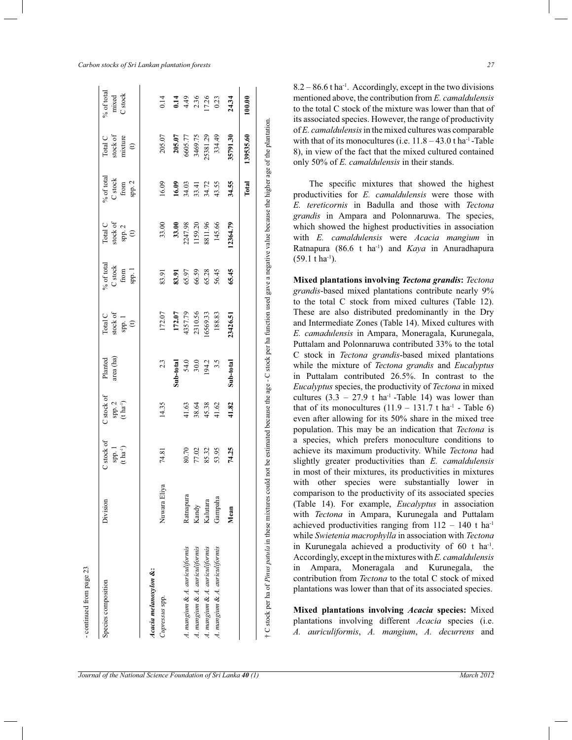- continued from page 23

| Species composition | Division | C stock of spp. 1 (t ha$^{-1}$) | C stock of spp. 2 (t ha$^{-1}$) | Planted area (ha) | Total C stock of spp. 1 (t) | % of total C stock from spp. 1 | Total C stock of spp. 2 (t) | % of total C stock from spp. 2 | Total C stock of mixture (t) | % of total mixed C stock |
|---|---|---|---|---|---|---|---|---|---|---|
| ***Acacia melanoxylon* &:** | | | | | | | | | | |
| *Cupressus* spp. | Nuwara Eliya | 74.81 | 14.35 | 2.3 | 172.07 | 83.91 | 33.00 | 16.09 | 205.07 | 0.14 |
| | | | | **Sub-total** | **172.07** | **83.91** | **33.00** | **16.09** | **205.07** | **0.14** |
| *A. mangium* & *A. auriculiformis* | Ratnapura | 80.70 | 41.63 | 54.0 | 4357.79 | 65.97 | 2247.98 | 34.03 | 6605.77 | 4.49 |
| *A. mangium* & *A. auriculiformis* | Kandy | 77.02 | 38.64 | 30.0 | 2310.56 | 66.59 | 1159.20 | 33.41 | 3469.75 | 2.36 |
| *A. mangium* & *A. auriculiformis* | Kalutara | 85.32 | 45.38 | 194.2 | 16569.33 | 65.28 | 8811.96 | 34.72 | 25381.29 | 17.26 |
| *A. mangium* & *A. auriculiformis* | Gampaha | 53.95 | 41.62 | 3.5 | 188.83 | 56.45 | 145.66 | 43.55 | 334.49 | 0.23 |
| | **Mean** | **74.25** | **41.82** | **Sub-total** | **23426.51** | **65.45** | **12364.79** | **34.55** | **35791.30** | **24.34** |
| | | | | | | | | **Total** | **139535.60** | **100.00** |

† C stock per ha of *Pinus patula* in these mixtures could not be estimated because the age - C stock per ha function used gave a negative value because the higher age of the plantation.

8.2 – 86.6 t ha$^{-1}$. Accordingly, except in the two divisions mentioned above, the contribution from *E. camaldulensis* to the total C stock of the mixture was lower than that of its associated species. However, the range of productivity of *E. camaldulensis* in the mixed cultures was comparable with that of its monocultures (i.e. 11.8 – 43.0 t ha$^{-1}$ -Table 8), in view of the fact that the mixed cultured contained only 50% of *E. camaldulensis* in their stands.

The specific mixtures that showed the highest productivities for *E. camaldulensis* were those with *E. tereticornis* in Badulla and those with *Tectona grandis* in Ampara and Polonnaruwa. The species, which showed the highest productivities in association with *E. camaldulensis* were *Acacia mangium* in Ratnapura (86.6 t ha$^{-1}$) and *Kaya* in Anuradhapura (59.1 t ha$^{-1}$).

**Mixed plantations involving *Tectona grandis*:** *Tectona grandis*-based mixed plantations contribute nearly 9% to the total C stock from mixed cultures (Table 12). These are also distributed predominantly in the Dry and Intermediate Zones (Table 14). Mixed cultures with *E. camadulensis* in Ampara, Moneragala, Kurunegala, Puttalam and Polonnaruwa contributed 33% to the total C stock in *Tectona grandis*-based mixed plantations while the mixture of *Tectona grandis* and *Eucalyptus* in Puttalam contributed 26.5%. In contrast to the *Eucalyptus* species, the productivity of *Tectona* in mixed cultures (3.3 – 27.9 t ha$^{-1}$ -Table 14) was lower than that of its monocultures (11.9 – 131.7 t ha$^{-1}$ - Table 6) even after allowing for its 50% share in the mixed tree population. This may be an indication that *Tectona* is a species, which prefers monoculture conditions to achieve its maximum productivity. While *Tectona* had slightly greater productivities than *E. camaldulensis* in most of their mixtures, its productivities in mixtures with other species were substantially lower in comparison to the productivity of its associated species (Table 14). For example, *Eucalyptus* in association with *Tectona* in Ampara, Kurunegala and Puttalam achieved productivities ranging from 112 – 140 t ha$^{-1}$ while *Swietenia macrophylla* in association with *Tectona* in Kurunegala achieved a productivity of 60 t ha$^{-1}$. Accordingly, except in the mixtures with *E. camaldulensis* in Ampara, Moneragala and Kurunegala, the contribution from *Tectona* to the total C stock of mixed plantations was lower than that of its associated species.

**Mixed plantations involving *Acacia* species:** Mixed plantations involving different *Acacia* species (i.e. *A. auriculiformis*, *A. mangium*, *A. decurrens* and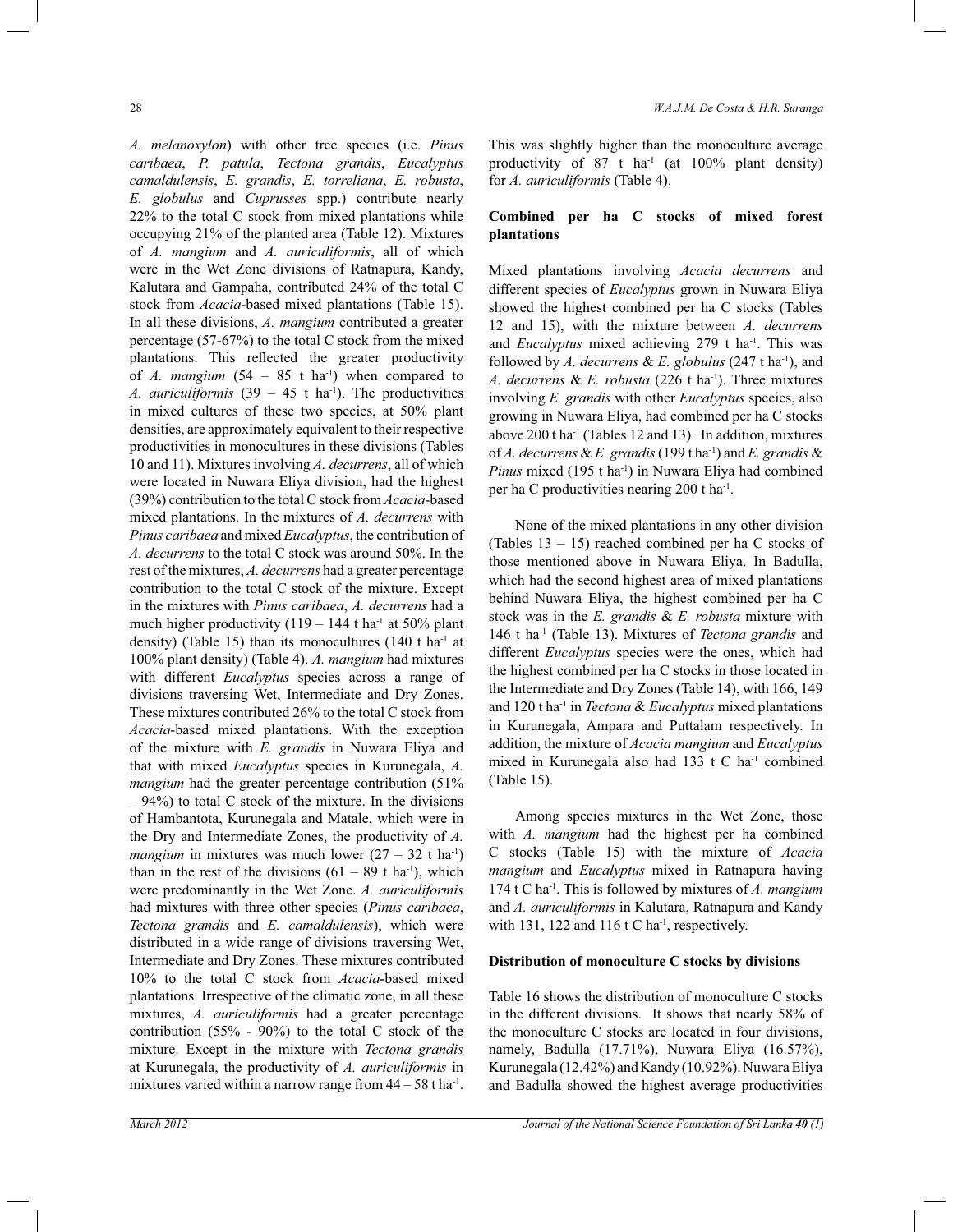*A. melanoxylon*) with other tree species (i.e. *Pinus caribaea*, *P. patula*, *Tectona grandis*, *Eucalyptus camaldulensis*, *E. grandis*, *E. torreliana*, *E. robusta*, *E. globulus* and *Cuprusses* spp.) contribute nearly 22% to the total C stock from mixed plantations while occupying 21% of the planted area (Table 12). Mixtures of *A. mangium* and *A. auriculiformis*, all of which were in the Wet Zone divisions of Ratnapura, Kandy, Kalutara and Gampaha, contributed 24% of the total C stock from *Acacia*-based mixed plantations (Table 15). In all these divisions, *A. mangium* contributed a greater percentage (57-67%) to the total C stock from the mixed plantations. This reflected the greater productivity of *A. mangium* (54 – 85 t $ha^{-1}$) when compared to *A. auriculiformis* (39 – 45 t $ha^{-1}$). The productivities in mixed cultures of these two species, at 50% plant densities, are approximately equivalent to their respective productivities in monocultures in these divisions (Tables 10 and 11). Mixtures involving *A. decurrens*, all of which were located in Nuwara Eliya division, had the highest (39%) contribution to the total C stock from *Acacia*-based mixed plantations. In the mixtures of *A. decurrens* with *Pinus caribaea* and mixed *Eucalyptus*, the contribution of *A. decurrens* to the total C stock was around 50%. In the rest of the mixtures, *A. decurrens* had a greater percentage contribution to the total C stock of the mixture. Except in the mixtures with *Pinus caribaea*, *A. decurrens* had a much higher productivity (119 – 144 t $ha^{-1}$ at 50% plant density) (Table 15) than its monocultures (140 t $ha^{-1}$ at 100% plant density) (Table 4). *A. mangium* had mixtures with different *Eucalyptus* species across a range of divisions traversing Wet, Intermediate and Dry Zones. These mixtures contributed 26% to the total C stock from *Acacia*-based mixed plantations. With the exception of the mixture with *E. grandis* in Nuwara Eliya and that with mixed *Eucalyptus* species in Kurunegala, *A. mangium* had the greater percentage contribution (51% – 94%) to total C stock of the mixture. In the divisions of Hambantota, Kurunegala and Matale, which were in the Dry and Intermediate Zones, the productivity of *A. mangium* in mixtures was much lower (27 – 32 t $ha^{-1}$) than in the rest of the divisions (61 – 89 t $ha^{-1}$), which were predominantly in the Wet Zone. *A. auriculiformis* had mixtures with three other species (*Pinus caribaea*, *Tectona grandis* and *E. camaldulensis*), which were distributed in a wide range of divisions traversing Wet, Intermediate and Dry Zones. These mixtures contributed 10% to the total C stock from *Acacia*-based mixed plantations. Irrespective of the climatic zone, in all these mixtures, *A. auriculiformis* had a greater percentage contribution (55% - 90%) to the total C stock of the mixture. Except in the mixture with *Tectona grandis* at Kurunegala, the productivity of *A. auriculiformis* in mixtures varied within a narrow range from 44 – 58 t $ha^{-1}$. This was slightly higher than the monoculture average productivity of 87 t $ha^{-1}$ (at 100% plant density) for *A. auriculiformis* (Table 4).

### Combined per ha C stocks of mixed forest plantations

Mixed plantations involving *Acacia decurrens* and different species of *Eucalyptus* grown in Nuwara Eliya showed the highest combined per ha C stocks (Tables 12 and 15), with the mixture between *A. decurrens* and *Eucalyptus* mixed achieving 279 t $ha^{-1}$. This was followed by *A. decurrens* & *E. globulus* (247 t $ha^{-1}$), and *A. decurrens* & *E. robusta* (226 t $ha^{-1}$). Three mixtures involving *E. grandis* with other *Eucalyptus* species, also growing in Nuwara Eliya, had combined per ha C stocks above 200 t $ha^{-1}$ (Tables 12 and 13). In addition, mixtures of *A. decurrens* & *E. grandis* (199 t $ha^{-1}$) and *E. grandis* & *Pinus* mixed (195 t $ha^{-1}$) in Nuwara Eliya had combined per ha C productivities nearing 200 t $ha^{-1}$.

None of the mixed plantations in any other division (Tables 13 – 15) reached combined per ha C stocks of those mentioned above in Nuwara Eliya. In Badulla, which had the second highest area of mixed plantations behind Nuwara Eliya, the highest combined per ha C stock was in the *E. grandis* & *E. robusta* mixture with 146 t $ha^{-1}$ (Table 13). Mixtures of *Tectona grandis* and different *Eucalyptus* species were the ones, which had the highest combined per ha C stocks in those located in the Intermediate and Dry Zones (Table 14), with 166, 149 and 120 t $ha^{-1}$ in *Tectona* & *Eucalyptus* mixed plantations in Kurunegala, Ampara and Puttalam respectively. In addition, the mixture of *Acacia mangium* and *Eucalyptus* mixed in Kurunegala also had 133 t C $ha^{-1}$ combined (Table 15).

Among species mixtures in the Wet Zone, those with *A. mangium* had the highest per ha combined C stocks (Table 15) with the mixture of *Acacia mangium* and *Eucalyptus* mixed in Ratnapura having 174 t C $ha^{-1}$. This is followed by mixtures of *A. mangium* and *A. auriculiformis* in Kalutara, Ratnapura and Kandy with 131, 122 and 116 t C $ha^{-1}$, respectively.

### Distribution of monoculture C stocks by divisions

Table 16 shows the distribution of monoculture C stocks in the different divisions. It shows that nearly 58% of the monoculture C stocks are located in four divisions, namely, Badulla (17.71%), Nuwara Eliya (16.57%), Kurunegala (12.42%) and Kandy (10.92%). Nuwara Eliya and Badulla showed the highest average productivities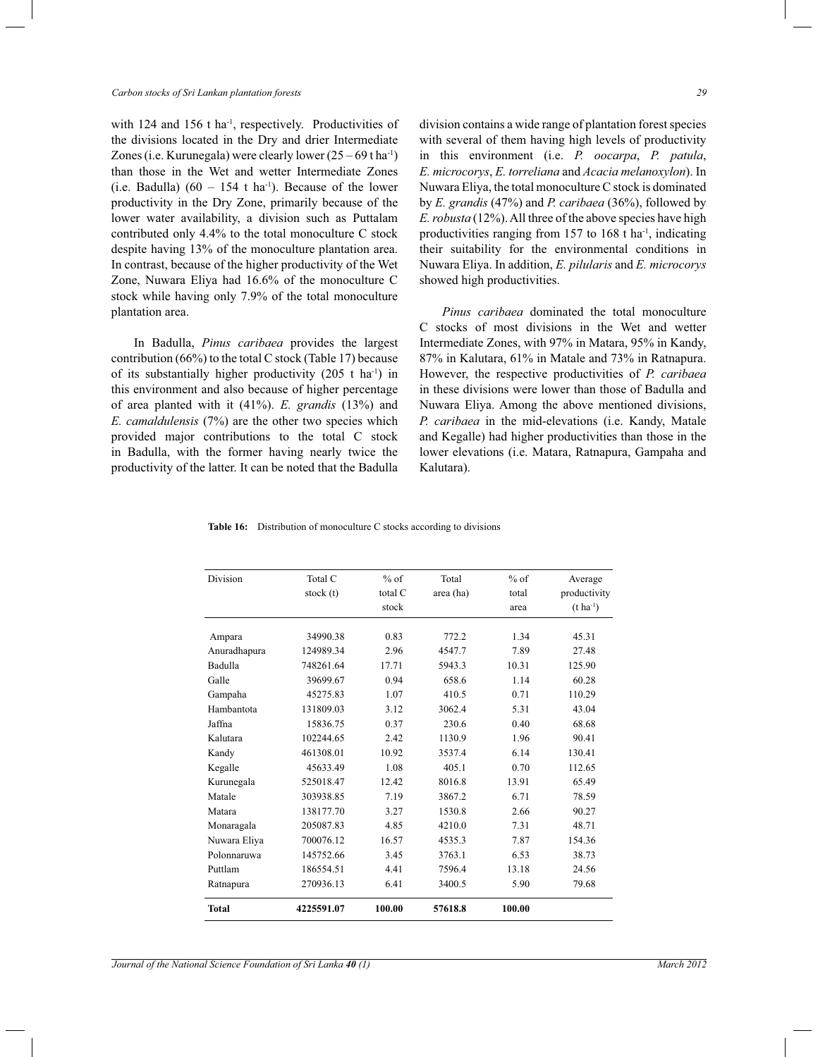with 124 and 156 t ha$^{-1}$, respectively. Productivities of the divisions located in the Dry and drier Intermediate Zones (i.e. Kurunegala) were clearly lower (25 – 69 t ha$^{-1}$) than those in the Wet and wetter Intermediate Zones (i.e. Badulla) (60 – 154 t ha$^{-1}$). Because of the lower productivity in the Dry Zone, primarily because of the lower water availability, a division such as Puttalam contributed only 4.4% to the total monoculture C stock despite having 13% of the monoculture plantation area. In contrast, because of the higher productivity of the Wet Zone, Nuwara Eliya had 16.6% of the monoculture C stock while having only 7.9% of the total monoculture plantation area.

In Badulla, *Pinus caribaea* provides the largest contribution (66%) to the total C stock (Table 17) because of its substantially higher productivity (205 t ha$^{-1}$) in this environment and also because of higher percentage of area planted with it (41%). *E. grandis* (13%) and *E. camaldulensis* (7%) are the other two species which provided major contributions to the total C stock in Badulla, with the former having nearly twice the productivity of the latter. It can be noted that the Badulla division contains a wide range of plantation forest species with several of them having high levels of productivity in this environment (i.e. *P. oocarpa*, *P. patula*, *E. microcorys*, *E. torreliana* and *Acacia melanoxylon*). In Nuwara Eliya, the total monoculture C stock is dominated by *E. grandis* (47%) and *P. caribaea* (36%), followed by *E. robusta* (12%). All three of the above species have high productivities ranging from 157 to 168 t ha$^{-1}$, indicating their suitability for the environmental conditions in Nuwara Eliya. In addition, *E. pilularis* and *E. microcorys* showed high productivities.

*Pinus caribaea* dominated the total monoculture C stocks of most divisions in the Wet and wetter Intermediate Zones, with 97% in Matara, 95% in Kandy, 87% in Kalutara, 61% in Matale and 73% in Ratnapura. However, the respective productivities of *P. caribaea* in these divisions were lower than those of Badulla and Nuwara Eliya. Among the above mentioned divisions, *P. caribaea* in the mid-elevations (i.e. Kandy, Matale and Kegalle) had higher productivities than those in the lower elevations (i.e. Matara, Ratnapura, Gampaha and Kalutara).

**Table 16:** Distribution of monoculture C stocks according to divisions

| Division | Total C stock (t) | % of total C stock | Total area (ha) | % of total area | Average productivity (t ha$^{-1}$) |
|---|---|---|---|---|---|
| Ampara | 34990.38 | 0.83 | 772.2 | 1.34 | 45.31 |
| Anuradhapura | 124989.34 | 2.96 | 4547.7 | 7.89 | 27.48 |
| Badulla | 748261.64 | 17.71 | 5943.3 | 10.31 | 125.90 |
| Galle | 39699.67 | 0.94 | 658.6 | 1.14 | 60.28 |
| Gampaha | 45275.83 | 1.07 | 410.5 | 0.71 | 110.29 |
| Hambantota | 131809.03 | 3.12 | 3062.4 | 5.31 | 43.04 |
| Jaffna | 15836.75 | 0.37 | 230.6 | 0.40 | 68.68 |
| Kalutara | 102244.65 | 2.42 | 1130.9 | 1.96 | 90.41 |
| Kandy | 461308.01 | 10.92 | 3537.4 | 6.14 | 130.41 |
| Kegalle | 45633.49 | 1.08 | 405.1 | 0.70 | 112.65 |
| Kurunegala | 525018.47 | 12.42 | 8016.8 | 13.91 | 65.49 |
| Matale | 303938.85 | 7.19 | 3867.2 | 6.71 | 78.59 |
| Matara | 138177.70 | 3.27 | 1530.8 | 2.66 | 90.27 |
| Monaragala | 205087.83 | 4.85 | 4210.0 | 7.31 | 48.71 |
| Nuwara Eliya | 700076.12 | 16.57 | 4535.3 | 7.87 | 154.36 |
| Polonnaruwa | 145752.66 | 3.45 | 3763.1 | 6.53 | 38.73 |
| Puttlam | 186554.51 | 4.41 | 7596.4 | 13.18 | 24.56 |
| Ratnapura | 270936.13 | 6.41 | 3400.5 | 5.90 | 79.68 |
| **Total** | **4225591.07** | **100.00** | **57618.8** | **100.00** | |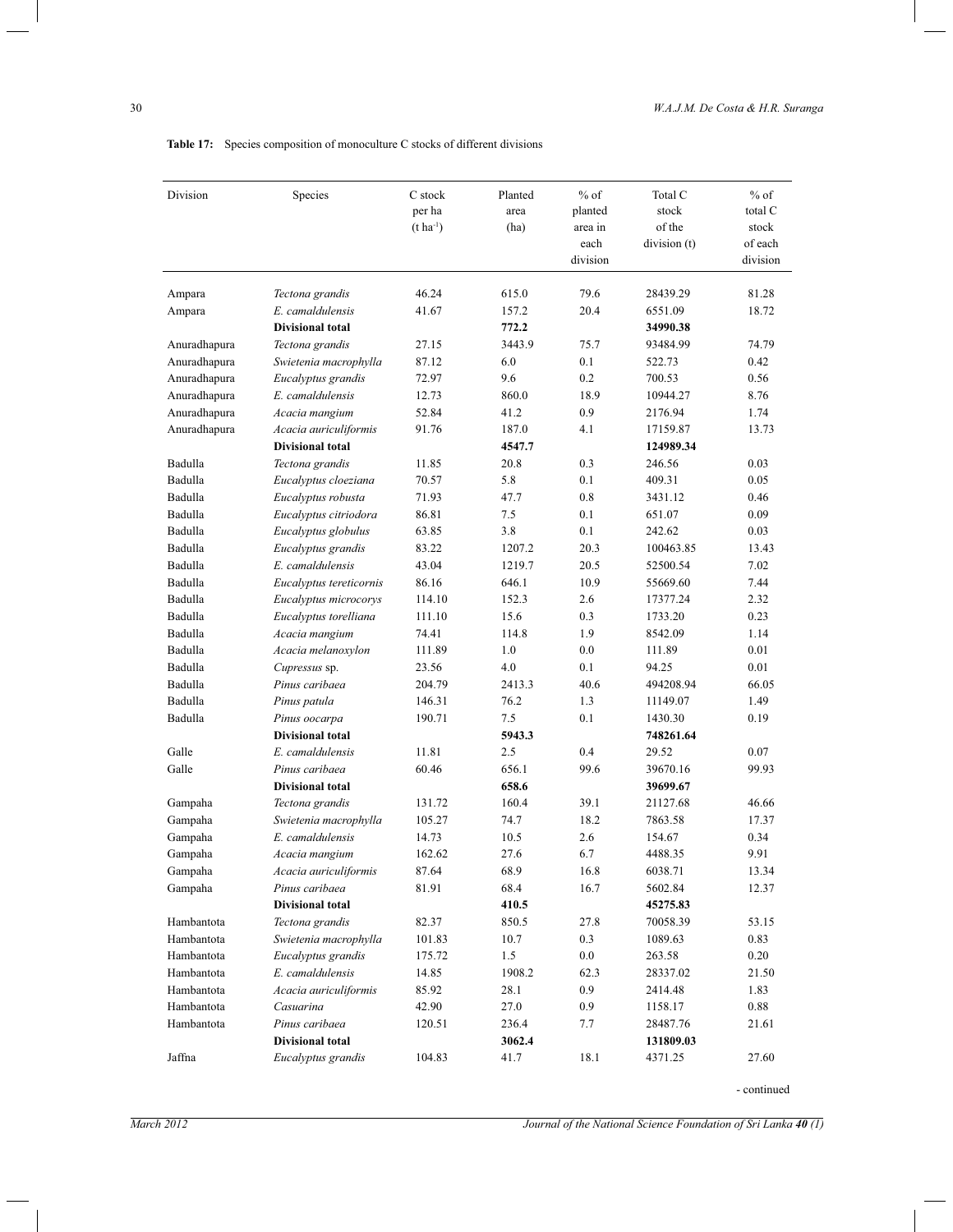**Table 17:** Species composition of monoculture C stocks of different divisions

| Division | Species | C stock per ha ($t\ ha^{-1}$) | Planted area (ha) | % of planted area in each division | Total C stock of the division (t) | % of total C stock of each division |
|---|---|---|---|---|---|---|
| Ampara | *Tectona grandis* | 46.24 | 615.0 | 79.6 | 28439.29 | 81.28 |
| Ampara | *E. camaldulensis* | 41.67 | 157.2 | 20.4 | 6551.09 | 18.72 |
| | **Divisional total** | | **772.2** | | **34990.38** | |
| Anuradhapura | *Tectona grandis* | 27.15 | 3443.9 | 75.7 | 93484.99 | 74.79 |
| Anuradhapura | *Swietenia macrophylla* | 87.12 | 6.0 | 0.1 | 522.73 | 0.42 |
| Anuradhapura | *Eucalyptus grandis* | 72.97 | 9.6 | 0.2 | 700.53 | 0.56 |
| Anuradhapura | *E. camaldulensis* | 12.73 | 860.0 | 18.9 | 10944.27 | 8.76 |
| Anuradhapura | *Acacia mangium* | 52.84 | 41.2 | 0.9 | 2176.94 | 1.74 |
| Anuradhapura | *Acacia auriculiformis* | 91.76 | 187.0 | 4.1 | 17159.87 | 13.73 |
| | **Divisional total** | | **4547.7** | | **124989.34** | |
| Badulla | *Tectona grandis* | 11.85 | 20.8 | 0.3 | 246.56 | 0.03 |
| Badulla | *Eucalyptus cloeziana* | 70.57 | 5.8 | 0.1 | 409.31 | 0.05 |
| Badulla | *Eucalyptus robusta* | 71.93 | 47.7 | 0.8 | 3431.12 | 0.46 |
| Badulla | *Eucalyptus citriodora* | 86.81 | 7.5 | 0.1 | 651.07 | 0.09 |
| Badulla | *Eucalyptus globulus* | 63.85 | 3.8 | 0.1 | 242.62 | 0.03 |
| Badulla | *Eucalyptus grandis* | 83.22 | 1207.2 | 20.3 | 100463.85 | 13.43 |
| Badulla | *E. camaldulensis* | 43.04 | 1219.7 | 20.5 | 52500.54 | 7.02 |
| Badulla | *Eucalyptus tereticornis* | 86.16 | 646.1 | 10.9 | 55669.60 | 7.44 |
| Badulla | *Eucalyptus microcorys* | 114.10 | 152.3 | 2.6 | 17377.24 | 2.32 |
| Badulla | *Eucalyptus torelliana* | 111.10 | 15.6 | 0.3 | 1733.20 | 0.23 |
| Badulla | *Acacia mangium* | 74.41 | 114.8 | 1.9 | 8542.09 | 1.14 |
| Badulla | *Acacia melanoxylon* | 111.89 | 1.0 | 0.0 | 111.89 | 0.01 |
| Badulla | *Cupressus* sp. | 23.56 | 4.0 | 0.1 | 94.25 | 0.01 |
| Badulla | *Pinus caribaea* | 204.79 | 2413.3 | 40.6 | 494208.94 | 66.05 |
| Badulla | *Pinus patula* | 146.31 | 76.2 | 1.3 | 11149.07 | 1.49 |
| Badulla | *Pinus oocarpa* | 190.71 | 7.5 | 0.1 | 1430.30 | 0.19 |
| | **Divisional total** | | **5943.3** | | **748261.64** | |
| Galle | *E. camaldulensis* | 11.81 | 2.5 | 0.4 | 29.52 | 0.07 |
| Galle | *Pinus caribaea* | 60.46 | 656.1 | 99.6 | 39670.16 | 99.93 |
| | **Divisional total** | | **658.6** | | **39699.67** | |
| Gampaha | *Tectona grandis* | 131.72 | 160.4 | 39.1 | 21127.68 | 46.66 |
| Gampaha | *Swietenia macrophylla* | 105.27 | 74.7 | 18.2 | 7863.58 | 17.37 |
| Gampaha | *E. camaldulensis* | 14.73 | 10.5 | 2.6 | 154.67 | 0.34 |
| Gampaha | *Acacia mangium* | 162.62 | 27.6 | 6.7 | 4488.35 | 9.91 |
| Gampaha | *Acacia auriculiformis* | 87.64 | 68.9 | 16.8 | 6038.71 | 13.34 |
| Gampaha | *Pinus caribaea* | 81.91 | 68.4 | 16.7 | 5602.84 | 12.37 |
| | **Divisional total** | | **410.5** | | **45275.83** | |
| Hambantota | *Tectona grandis* | 82.37 | 850.5 | 27.8 | 70058.39 | 53.15 |
| Hambantota | *Swietenia macrophylla* | 101.83 | 10.7 | 0.3 | 1089.63 | 0.83 |
| Hambantota | *Eucalyptus grandis* | 175.72 | 1.5 | 0.0 | 263.58 | 0.20 |
| Hambantota | *E. camaldulensis* | 14.85 | 1908.2 | 62.3 | 28337.02 | 21.50 |
| Hambantota | *Acacia auriculiformis* | 85.92 | 28.1 | 0.9 | 2414.48 | 1.83 |
| Hambantota | *Casuarina* | 42.90 | 27.0 | 0.9 | 1158.17 | 0.88 |
| Hambantota | *Pinus caribaea* | 120.51 | 236.4 | 7.7 | 28487.76 | 21.61 |
| | **Divisional total** | | **3062.4** | | **131809.03** | |
| Jaffna | *Eucalyptus grandis* | 104.83 | 41.7 | 18.1 | 4371.25 | 27.60 |

- continued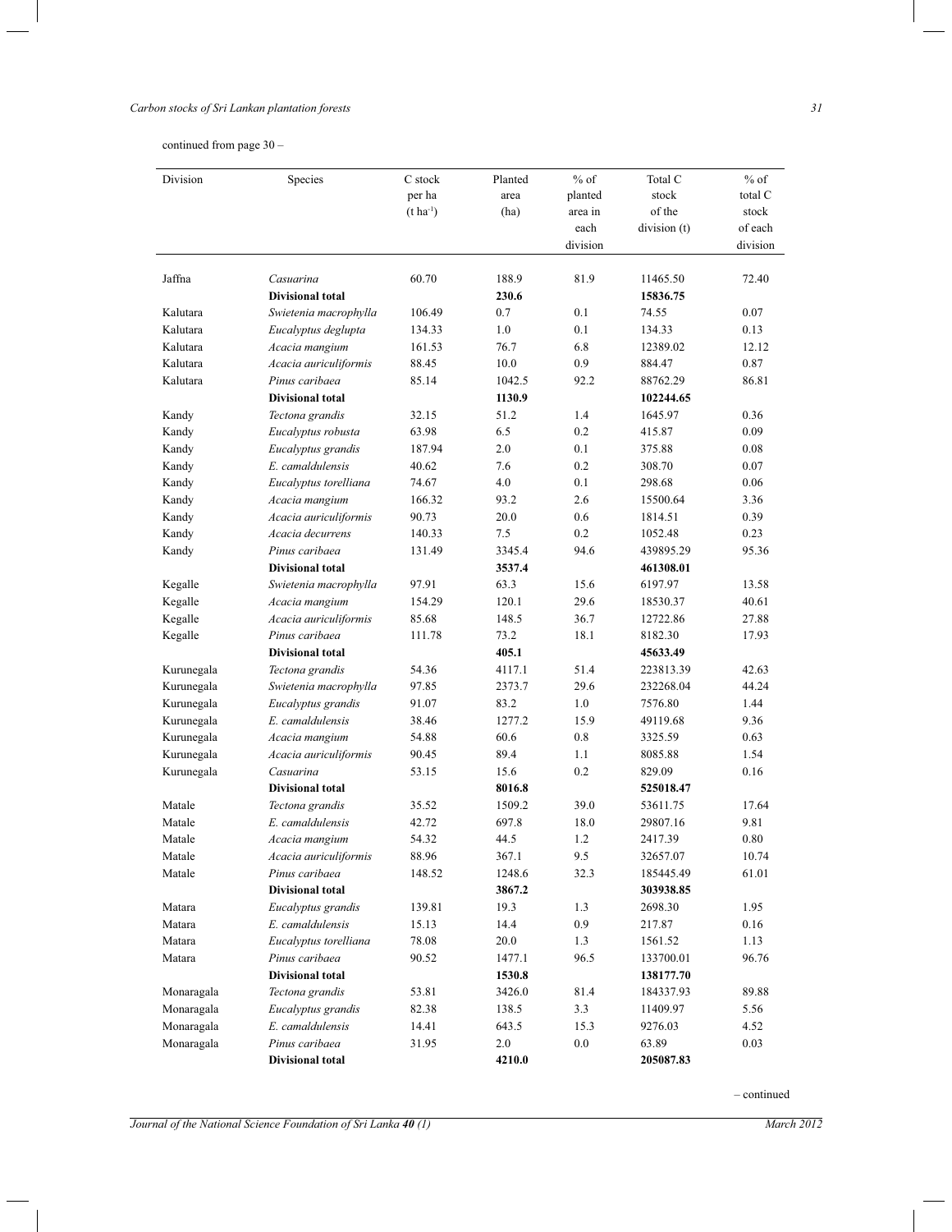continued from page 30 –

| Division | Species | C stock per ha ($t\ ha^{-1}$) | Planted area (ha) | % of planted area in each division | Total C stock of the division (t) | % of total C stock of each division |
|---|---|---|---|---|---|---|
| Jaffna | *Casuarina* | 60.70 | 188.9 | 81.9 | 11465.50 | 72.40 |
| | **Divisional total** | | **230.6** | | **15836.75** | |
| Kalutara | *Swietenia macrophylla* | 106.49 | 0.7 | 0.1 | 74.55 | 0.07 |
| Kalutara | *Eucalyptus deglupta* | 134.33 | 1.0 | 0.1 | 134.33 | 0.13 |
| Kalutara | *Acacia mangium* | 161.53 | 76.7 | 6.8 | 12389.02 | 12.12 |
| Kalutara | *Acacia auriculiformis* | 88.45 | 10.0 | 0.9 | 884.47 | 0.87 |
| Kalutara | *Pinus caribaea* | 85.14 | 1042.5 | 92.2 | 88762.29 | 86.81 |
| | **Divisional total** | | **1130.9** | | **102244.65** | |
| Kandy | *Tectona grandis* | 32.15 | 51.2 | 1.4 | 1645.97 | 0.36 |
| Kandy | *Eucalyptus robusta* | 63.98 | 6.5 | 0.2 | 415.87 | 0.09 |
| Kandy | *Eucalyptus grandis* | 187.94 | 2.0 | 0.1 | 375.88 | 0.08 |
| Kandy | *E. camaldulensis* | 40.62 | 7.6 | 0.2 | 308.70 | 0.07 |
| Kandy | *Eucalyptus torelliana* | 74.67 | 4.0 | 0.1 | 298.68 | 0.06 |
| Kandy | *Acacia mangium* | 166.32 | 93.2 | 2.6 | 15500.64 | 3.36 |
| Kandy | *Acacia auriculiformis* | 90.73 | 20.0 | 0.6 | 1814.51 | 0.39 |
| Kandy | *Acacia decurrens* | 140.33 | 7.5 | 0.2 | 1052.48 | 0.23 |
| Kandy | *Pinus caribaea* | 131.49 | 3345.4 | 94.6 | 439895.29 | 95.36 |
| | **Divisional total** | | **3537.4** | | **461308.01** | |
| Kegalle | *Swietenia macrophylla* | 97.91 | 63.3 | 15.6 | 6197.97 | 13.58 |
| Kegalle | *Acacia mangium* | 154.29 | 120.1 | 29.6 | 18530.37 | 40.61 |
| Kegalle | *Acacia auriculiformis* | 85.68 | 148.5 | 36.7 | 12722.86 | 27.88 |
| Kegalle | *Pinus caribaea* | 111.78 | 73.2 | 18.1 | 8182.30 | 17.93 |
| | **Divisional total** | | **405.1** | | **45633.49** | |
| Kurunegala | *Tectona grandis* | 54.36 | 4117.1 | 51.4 | 223813.39 | 42.63 |
| Kurunegala | *Swietenia macrophylla* | 97.85 | 2373.7 | 29.6 | 232268.04 | 44.24 |
| Kurunegala | *Eucalyptus grandis* | 91.07 | 83.2 | 1.0 | 7576.80 | 1.44 |
| Kurunegala | *E. camaldulensis* | 38.46 | 1277.2 | 15.9 | 49119.68 | 9.36 |
| Kurunegala | *Acacia mangium* | 54.88 | 60.6 | 0.8 | 3325.59 | 0.63 |
| Kurunegala | *Acacia auriculiformis* | 90.45 | 89.4 | 1.1 | 8085.88 | 1.54 |
| Kurunegala | *Casuarina* | 53.15 | 15.6 | 0.2 | 829.09 | 0.16 |
| | **Divisional total** | | **8016.8** | | **525018.47** | |
| Matale | *Tectona grandis* | 35.52 | 1509.2 | 39.0 | 53611.75 | 17.64 |
| Matale | *E. camaldulensis* | 42.72 | 697.8 | 18.0 | 29807.16 | 9.81 |
| Matale | *Acacia mangium* | 54.32 | 44.5 | 1.2 | 2417.39 | 0.80 |
| Matale | *Acacia auriculiformis* | 88.96 | 367.1 | 9.5 | 32657.07 | 10.74 |
| Matale | *Pinus caribaea* | 148.52 | 1248.6 | 32.3 | 185445.49 | 61.01 |
| | **Divisional total** | | **3867.2** | | **303938.85** | |
| Matara | *Eucalyptus grandis* | 139.81 | 19.3 | 1.3 | 2698.30 | 1.95 |
| Matara | *E. camaldulensis* | 15.13 | 14.4 | 0.9 | 217.87 | 0.16 |
| Matara | *Eucalyptus torelliana* | 78.08 | 20.0 | 1.3 | 1561.52 | 1.13 |
| Matara | *Pinus caribaea* | 90.52 | 1477.1 | 96.5 | 133700.01 | 96.76 |
| | **Divisional total** | | **1530.8** | | **138177.70** | |
| Monaragala | *Tectona grandis* | 53.81 | 3426.0 | 81.4 | 184337.93 | 89.88 |
| Monaragala | *Eucalyptus grandis* | 82.38 | 138.5 | 3.3 | 11409.97 | 5.56 |
| Monaragala | *E. camaldulensis* | 14.41 | 643.5 | 15.3 | 9276.03 | 4.52 |
| Monaragala | *Pinus caribaea* | 31.95 | 2.0 | 0.0 | 63.89 | 0.03 |
| | **Divisional total** | | **4210.0** | | **205087.83** | |

– continued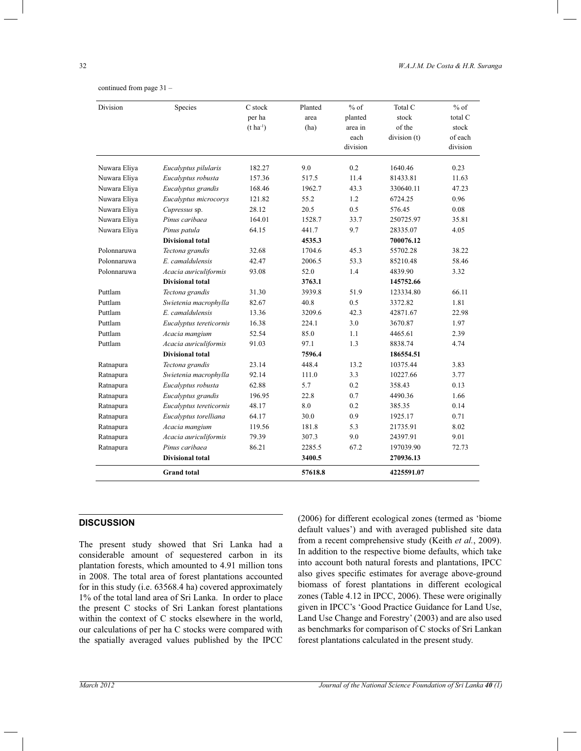continued from page 31 –

| Division | Species | C stock per ha (t ha$^{-1}$) | Planted area (ha) | % of planted area in each division | Total C stock of the division (t) | % of total C stock of each division |
|---|---|---|---|---|---|---|
| Nuwara Eliya | *Eucalyptus pilularis* | 182.27 | 9.0 | 0.2 | 1640.46 | 0.23 |
| Nuwara Eliya | *Eucalyptus robusta* | 157.36 | 517.5 | 11.4 | 81433.81 | 11.63 |
| Nuwara Eliya | *Eucalyptus grandis* | 168.46 | 1962.7 | 43.3 | 330640.11 | 47.23 |
| Nuwara Eliya | *Eucalyptus microcorys* | 121.82 | 55.2 | 1.2 | 6724.25 | 0.96 |
| Nuwara Eliya | *Cupressus* sp. | 28.12 | 20.5 | 0.5 | 576.45 | 0.08 |
| Nuwara Eliya | *Pinus caribaea* | 164.01 | 1528.7 | 33.7 | 250725.97 | 35.81 |
| Nuwara Eliya | *Pinus patula* | 64.15 | 441.7 | 9.7 | 28335.07 | 4.05 |
| | **Divisional total** | | **4535.3** | | **700076.12** | |
| Polonnaruwa | *Tectona grandis* | 32.68 | 1704.6 | 45.3 | 55702.28 | 38.22 |
| Polonnaruwa | *E. camaldulensis* | 42.47 | 2006.5 | 53.3 | 85210.48 | 58.46 |
| Polonnaruwa | *Acacia auriculiformis* | 93.08 | 52.0 | 1.4 | 4839.90 | 3.32 |
| | **Divisional total** | | **3763.1** | | **145752.66** | |
| Puttlam | *Tectona grandis* | 31.30 | 3939.8 | 51.9 | 123334.80 | 66.11 |
| Puttlam | *Swietenia macrophylla* | 82.67 | 40.8 | 0.5 | 3372.82 | 1.81 |
| Puttlam | *E. camaldulensis* | 13.36 | 3209.6 | 42.3 | 42871.67 | 22.98 |
| Puttlam | *Eucalyptus tereticornis* | 16.38 | 224.1 | 3.0 | 3670.87 | 1.97 |
| Puttlam | *Acacia mangium* | 52.54 | 85.0 | 1.1 | 4465.61 | 2.39 |
| Puttlam | *Acacia auriculiformis* | 91.03 | 97.1 | 1.3 | 8838.74 | 4.74 |
| | **Divisional total** | | **7596.4** | | **186554.51** | |
| Ratnapura | *Tectona grandis* | 23.14 | 448.4 | 13.2 | 10375.44 | 3.83 |
| Ratnapura | *Swietenia macrophylla* | 92.14 | 111.0 | 3.3 | 10227.66 | 3.77 |
| Ratnapura | *Eucalyptus robusta* | 62.88 | 5.7 | 0.2 | 358.43 | 0.13 |
| Ratnapura | *Eucalyptus grandis* | 196.95 | 22.8 | 0.7 | 4490.36 | 1.66 |
| Ratnapura | *Eucalyptus tereticornis* | 48.17 | 8.0 | 0.2 | 385.35 | 0.14 |
| Ratnapura | *Eucalyptus torelliana* | 64.17 | 30.0 | 0.9 | 1925.17 | 0.71 |
| Ratnapura | *Acacia mangium* | 119.56 | 181.8 | 5.3 | 21735.91 | 8.02 |
| Ratnapura | *Acacia auriculiformis* | 79.39 | 307.3 | 9.0 | 24397.91 | 9.01 |
| Ratnapura | *Pinus caribaea* | 86.21 | 2285.5 | 67.2 | 197039.90 | 72.73 |
| | **Divisional total** | | **3400.5** | | **270936.13** | |
| | **Grand total** | | **57618.8** | | **4225591.07** | |

## DISCUSSION

The present study showed that Sri Lanka had a considerable amount of sequestered carbon in its plantation forests, which amounted to 4.91 million tons in 2008. The total area of forest plantations accounted for in this study (i.e. 63568.4 ha) covered approximately 1% of the total land area of Sri Lanka. In order to place the present C stocks of Sri Lankan forest plantations within the context of C stocks elsewhere in the world, our calculations of per ha C stocks were compared with the spatially averaged values published by the IPCC (2006) for different ecological zones (termed as 'biome default values') and with averaged published site data from a recent comprehensive study (Keith *et al.*, 2009). In addition to the respective biome defaults, which take into account both natural forests and plantations, IPCC also gives specific estimates for average above-ground biomass of forest plantations in different ecological zones (Table 4.12 in IPCC, 2006). These were originally given in IPCC's 'Good Practice Guidance for Land Use, Land Use Change and Forestry' (2003) and are also used as benchmarks for comparison of C stocks of Sri Lankan forest plantations calculated in the present study.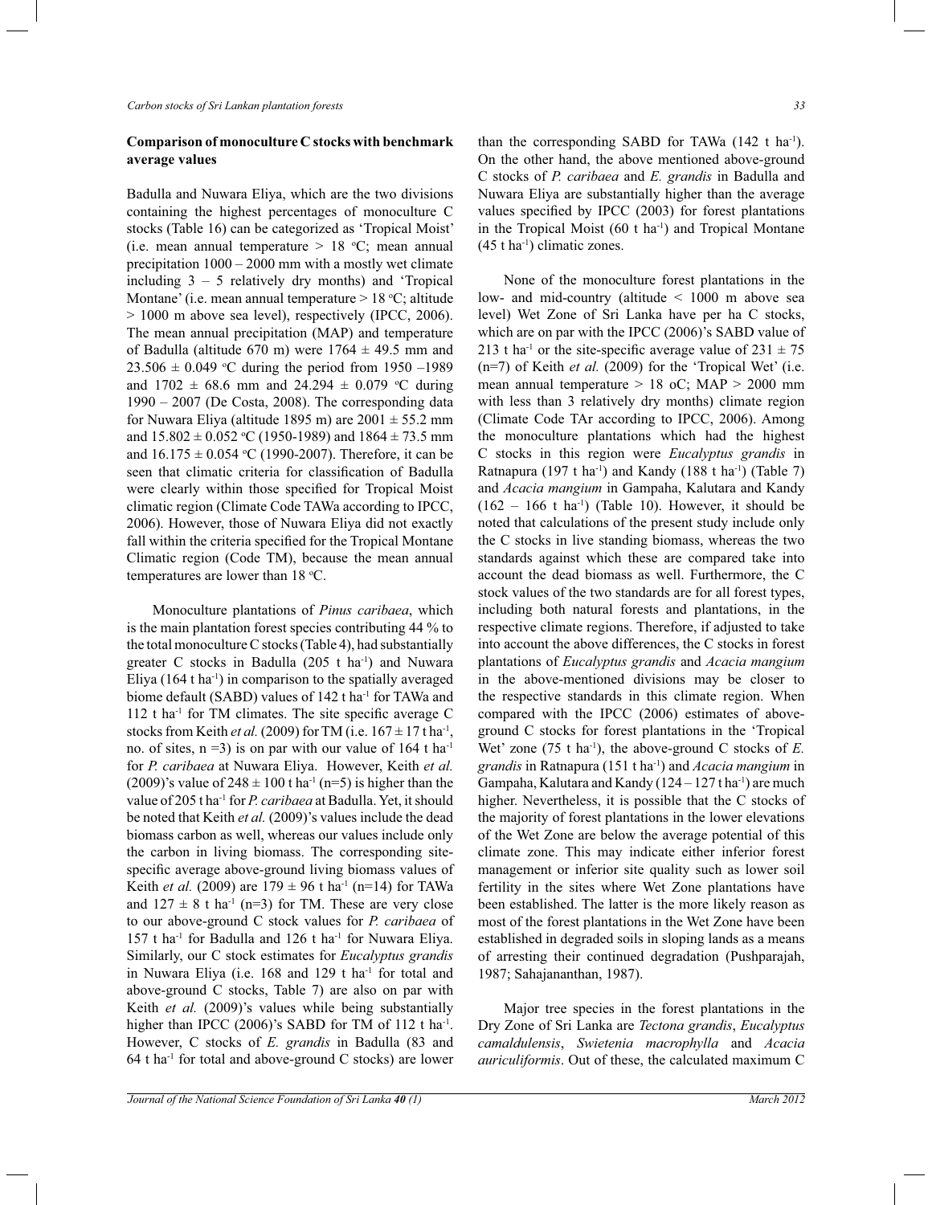### Comparison of monoculture C stocks with benchmark average values

Badulla and Nuwara Eliya, which are the two divisions containing the highest percentages of monoculture C stocks (Table 16) can be categorized as 'Tropical Moist' (i.e. mean annual temperature > 18 °C; mean annual precipitation 1000 – 2000 mm with a mostly wet climate including 3 – 5 relatively dry months) and 'Tropical Montane' (i.e. mean annual temperature > 18 °C; altitude > 1000 m above sea level), respectively (IPCC, 2006). The mean annual precipitation (MAP) and temperature of Badulla (altitude 670 m) were 1764 ± 49.5 mm and 23.506 ± 0.049 °C during the period from 1950 –1989 and 1702 ± 68.6 mm and 24.294 ± 0.079 °C during 1990 – 2007 (De Costa, 2008). The corresponding data for Nuwara Eliya (altitude 1895 m) are 2001 ± 55.2 mm and 15.802 ± 0.052 °C (1950-1989) and 1864 ± 73.5 mm and 16.175 ± 0.054 °C (1990-2007). Therefore, it can be seen that climatic criteria for classification of Badulla were clearly within those specified for Tropical Moist climatic region (Climate Code TAWa according to IPCC, 2006). However, those of Nuwara Eliya did not exactly fall within the criteria specified for the Tropical Montane Climatic region (Code TM), because the mean annual temperatures are lower than 18 °C.

Monoculture plantations of *Pinus caribaea*, which is the main plantation forest species contributing 44 % to the total monoculture C stocks (Table 4), had substantially greater C stocks in Badulla (205 t ha$^{-1}$) and Nuwara Eliya (164 t ha$^{-1}$) in comparison to the spatially averaged biome default (SABD) values of 142 t ha$^{-1}$ for TAWa and 112 t ha$^{-1}$ for TM climates. The site specific average C stocks from Keith *et al.* (2009) for TM (i.e. 167 ± 17 t ha$^{-1}$, no. of sites, n =3) is on par with our value of 164 t ha$^{-1}$ for *P. caribaea* at Nuwara Eliya. However, Keith *et al.* (2009)'s value of 248 ± 100 t ha$^{-1}$ (n=5) is higher than the value of 205 t ha$^{-1}$ for *P. caribaea* at Badulla. Yet, it should be noted that Keith *et al.* (2009)'s values include the dead biomass carbon as well, whereas our values include only the carbon in living biomass. The corresponding site-specific average above-ground living biomass values of Keith *et al.* (2009) are 179 ± 96 t ha$^{-1}$ (n=14) for TAWa and 127 ± 8 t ha$^{-1}$ (n=3) for TM. These are very close to our above-ground C stock values for *P. caribaea* of 157 t ha$^{-1}$ for Badulla and 126 t ha$^{-1}$ for Nuwara Eliya. Similarly, our C stock estimates for *Eucalyptus grandis* in Nuwara Eliya (i.e. 168 and 129 t ha$^{-1}$ for total and above-ground C stocks, Table 7) are also on par with Keith *et al.* (2009)'s values while being substantially higher than IPCC (2006)'s SABD for TM of 112 t ha$^{-1}$. However, C stocks of *E. grandis* in Badulla (83 and 64 t ha$^{-1}$ for total and above-ground C stocks) are lower than the corresponding SABD for TAWa (142 t ha$^{-1}$). On the other hand, the above mentioned above-ground C stocks of *P. caribaea* and *E. grandis* in Badulla and Nuwara Eliya are substantially higher than the average values specified by IPCC (2003) for forest plantations in the Tropical Moist (60 t ha$^{-1}$) and Tropical Montane (45 t ha$^{-1}$) climatic zones.

None of the monoculture forest plantations in the low- and mid-country (altitude < 1000 m above sea level) Wet Zone of Sri Lanka have per ha C stocks, which are on par with the IPCC (2006)'s SABD value of 213 t ha$^{-1}$ or the site-specific average value of 231 ± 75 (n=7) of Keith *et al.* (2009) for the 'Tropical Wet' (i.e. mean annual temperature > 18 oC; MAP > 2000 mm with less than 3 relatively dry months) climate region (Climate Code TAr according to IPCC, 2006). Among the monoculture plantations which had the highest C stocks in this region were *Eucalyptus grandis* in Ratnapura (197 t ha$^{-1}$) and Kandy (188 t ha$^{-1}$) (Table 7) and *Acacia mangium* in Gampaha, Kalutara and Kandy (162 – 166 t ha$^{-1}$) (Table 10). However, it should be noted that calculations of the present study include only the C stocks in live standing biomass, whereas the two standards against which these are compared take into account the dead biomass as well. Furthermore, the C stock values of the two standards are for all forest types, including both natural forests and plantations, in the respective climate regions. Therefore, if adjusted to take into account the above differences, the C stocks in forest plantations of *Eucalyptus grandis* and *Acacia mangium* in the above-mentioned divisions may be closer to the respective standards in this climate region. When compared with the IPCC (2006) estimates of above-ground C stocks for forest plantations in the 'Tropical Wet' zone (75 t ha$^{-1}$), the above-ground C stocks of *E. grandis* in Ratnapura (151 t ha$^{-1}$) and *Acacia mangium* in Gampaha, Kalutara and Kandy (124 – 127 t ha$^{-1}$) are much higher. Nevertheless, it is possible that the C stocks of the majority of forest plantations in the lower elevations of the Wet Zone are below the average potential of this climate zone. This may indicate either inferior forest management or inferior site quality such as lower soil fertility in the sites where Wet Zone plantations have been established. The latter is the more likely reason as most of the forest plantations in the Wet Zone have been established in degraded soils in sloping lands as a means of arresting their continued degradation (Pushparajah, 1987; Sahajananthan, 1987).

Major tree species in the forest plantations in the Dry Zone of Sri Lanka are *Tectona grandis*, *Eucalyptus camaldulensis*, *Swietenia macrophylla* and *Acacia auriculiformis*. Out of these, the calculated maximum C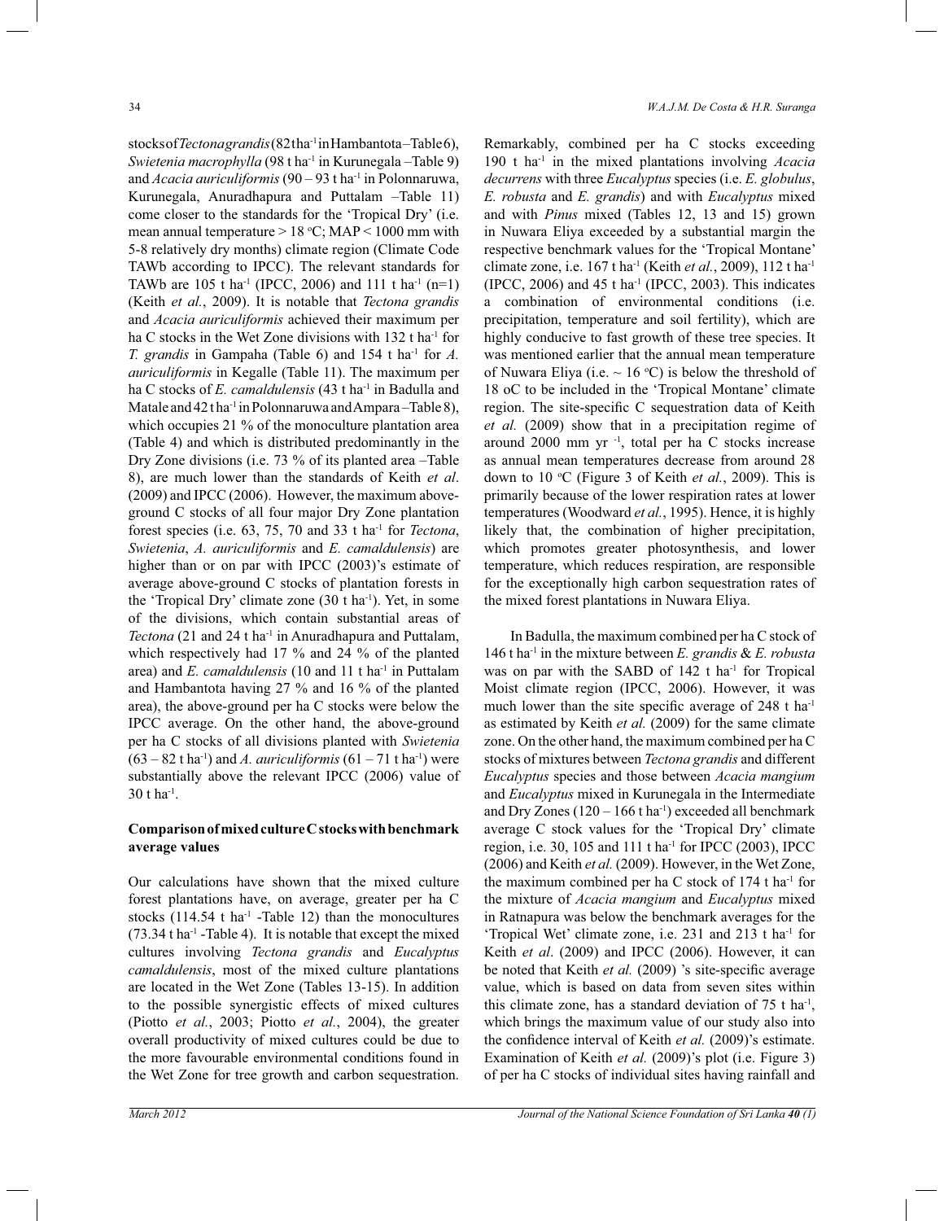stocks of *Tectona grandis* (82 t ha$^{-1}$ in Hambantota –Table 6), *Swietenia macrophylla* (98 t ha$^{-1}$ in Kurunegala –Table 9) and *Acacia auriculiformis* (90 – 93 t ha$^{-1}$ in Polonnaruwa, Kurunegala, Anuradhapura and Puttalam –Table 11) come closer to the standards for the 'Tropical Dry' (i.e. mean annual temperature > 18 °C; MAP < 1000 mm with 5-8 relatively dry months) climate region (Climate Code TAWb according to IPCC). The relevant standards for TAWb are 105 t ha$^{-1}$ (IPCC, 2006) and 111 t ha$^{-1}$ (n=1) (Keith *et al.*, 2009). It is notable that *Tectona grandis* and *Acacia auriculiformis* achieved their maximum per ha C stocks in the Wet Zone divisions with 132 t ha$^{-1}$ for *T. grandis* in Gampaha (Table 6) and 154 t ha$^{-1}$ for *A. auriculiformis* in Kegalle (Table 11). The maximum per ha C stocks of *E. camaldulensis* (43 t ha$^{-1}$ in Badulla and Matale and 42 t ha$^{-1}$ in Polonnaruwa and Ampara –Table 8), which occupies 21 % of the monoculture plantation area (Table 4) and which is distributed predominantly in the Dry Zone divisions (i.e. 73 % of its planted area –Table 8), are much lower than the standards of Keith *et al*. (2009) and IPCC (2006). However, the maximum above-ground C stocks of all four major Dry Zone plantation forest species (i.e. 63, 75, 70 and 33 t ha$^{-1}$ for *Tectona*, *Swietenia*, *A. auriculiformis* and *E. camaldulensis*) are higher than or on par with IPCC (2003)'s estimate of average above-ground C stocks of plantation forests in the 'Tropical Dry' climate zone (30 t ha$^{-1}$). Yet, in some of the divisions, which contain substantial areas of *Tectona* (21 and 24 t ha$^{-1}$ in Anuradhapura and Puttalam, which respectively had 17 % and 24 % of the planted area) and *E. camaldulensis* (10 and 11 t ha$^{-1}$ in Puttalam and Hambantota having 27 % and 16 % of the planted area), the above-ground per ha C stocks were below the IPCC average. On the other hand, the above-ground per ha C stocks of all divisions planted with *Swietenia* (63 – 82 t ha$^{-1}$) and *A. auriculiformis* (61 – 71 t ha$^{-1}$) were substantially above the relevant IPCC (2006) value of 30 t ha$^{-1}$.

## Comparison of mixed culture C stocks with benchmark average values

Our calculations have shown that the mixed culture forest plantations have, on average, greater per ha C stocks (114.54 t ha$^{-1}$ -Table 12) than the monocultures (73.34 t ha$^{-1}$ -Table 4). It is notable that except the mixed cultures involving *Tectona grandis* and *Eucalyptus camaldulensis*, most of the mixed culture plantations are located in the Wet Zone (Tables 13-15). In addition to the possible synergistic effects of mixed cultures (Piotto *et al.*, 2003; Piotto *et al.*, 2004), the greater overall productivity of mixed cultures could be due to the more favourable environmental conditions found in the Wet Zone for tree growth and carbon sequestration. Remarkably, combined per ha C stocks exceeding 190 t ha$^{-1}$ in the mixed plantations involving *Acacia decurrens* with three *Eucalyptus* species (i.e. *E. globulus*, *E. robusta* and *E. grandis*) and with *Eucalyptus* mixed and with *Pinus* mixed (Tables 12, 13 and 15) grown in Nuwara Eliya exceeded by a substantial margin the respective benchmark values for the 'Tropical Montane' climate zone, i.e. 167 t ha$^{-1}$ (Keith *et al.*, 2009), 112 t ha$^{-1}$ (IPCC, 2006) and 45 t ha$^{-1}$ (IPCC, 2003). This indicates a combination of environmental conditions (i.e. precipitation, temperature and soil fertility), which are highly conducive to fast growth of these tree species. It was mentioned earlier that the annual mean temperature of Nuwara Eliya (i.e. ~ 16 °C) is below the threshold of 18 oC to be included in the 'Tropical Montane' climate region. The site-specific C sequestration data of Keith *et al.* (2009) show that in a precipitation regime of around 2000 mm yr $^{-1}$, total per ha C stocks increase as annual mean temperatures decrease from around 28 down to 10 °C (Figure 3 of Keith *et al.*, 2009). This is primarily because of the lower respiration rates at lower temperatures (Woodward *et al.*, 1995). Hence, it is highly likely that, the combination of higher precipitation, which promotes greater photosynthesis, and lower temperature, which reduces respiration, are responsible for the exceptionally high carbon sequestration rates of the mixed forest plantations in Nuwara Eliya.

In Badulla, the maximum combined per ha C stock of 146 t ha$^{-1}$ in the mixture between *E. grandis* & *E. robusta* was on par with the SABD of 142 t ha$^{-1}$ for Tropical Moist climate region (IPCC, 2006). However, it was much lower than the site specific average of 248 t ha$^{-1}$ as estimated by Keith *et al.* (2009) for the same climate zone. On the other hand, the maximum combined per ha C stocks of mixtures between *Tectona grandis* and different *Eucalyptus* species and those between *Acacia mangium* and *Eucalyptus* mixed in Kurunegala in the Intermediate and Dry Zones (120 – 166 t ha$^{-1}$) exceeded all benchmark average C stock values for the 'Tropical Dry' climate region, i.e. 30, 105 and 111 t ha$^{-1}$ for IPCC (2003), IPCC (2006) and Keith *et al.* (2009). However, in the Wet Zone, the maximum combined per ha C stock of 174 t ha$^{-1}$ for the mixture of *Acacia mangium* and *Eucalyptus* mixed in Ratnapura was below the benchmark averages for the 'Tropical Wet' climate zone, i.e. 231 and 213 t ha$^{-1}$ for Keith *et al*. (2009) and IPCC (2006). However, it can be noted that Keith *et al.* (2009) 's site-specific average value, which is based on data from seven sites within this climate zone, has a standard deviation of 75 t ha$^{-1}$, which brings the maximum value of our study also into the confidence interval of Keith *et al.* (2009)'s estimate. Examination of Keith *et al.* (2009)'s plot (i.e. Figure 3) of per ha C stocks of individual sites having rainfall and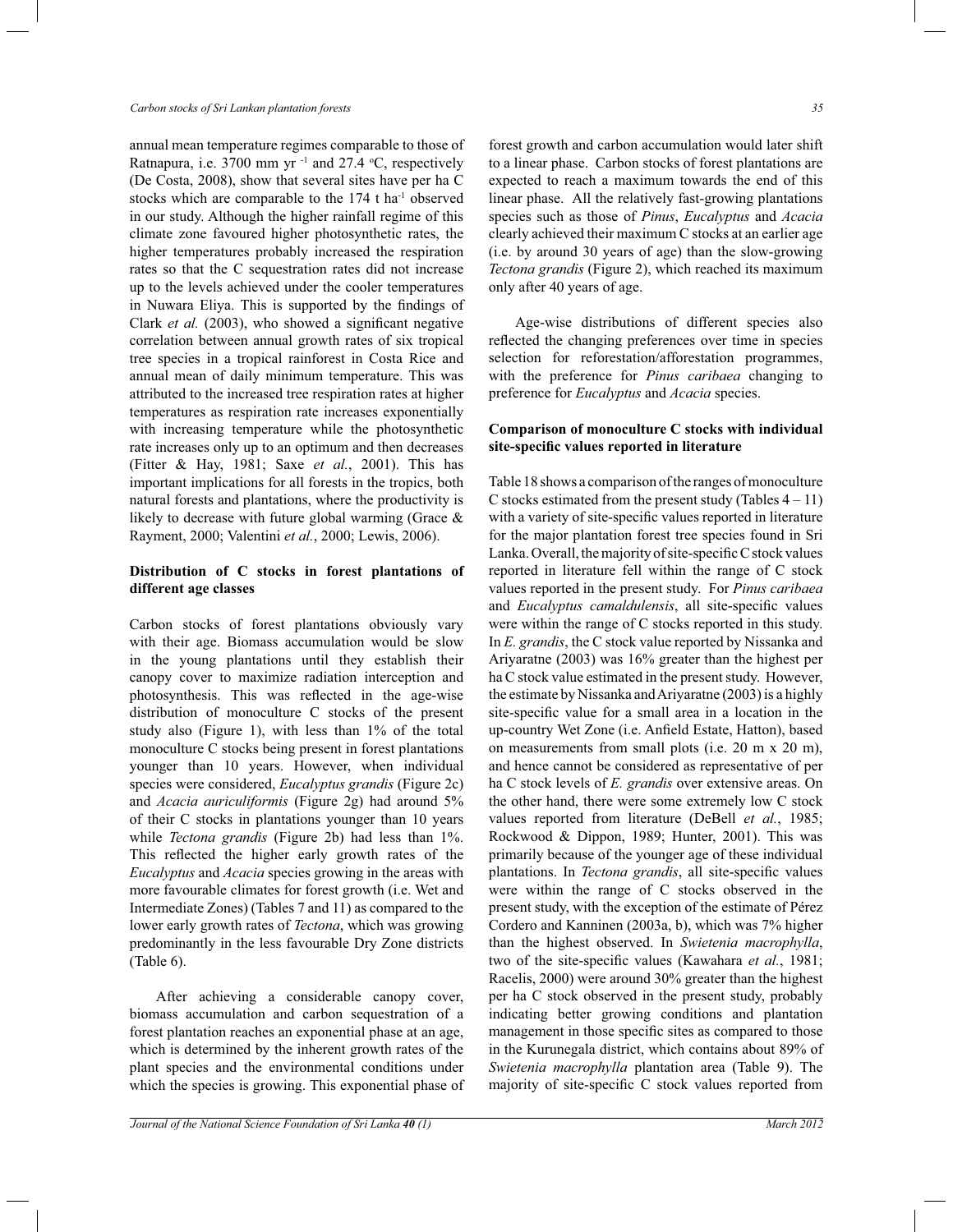annual mean temperature regimes comparable to those of Ratnapura, i.e. 3700 mm yr $^{-1}$ and 27.4 °C, respectively (De Costa, 2008), show that several sites have per ha C stocks which are comparable to the 174 t ha$^{-1}$ observed in our study. Although the higher rainfall regime of this climate zone favoured higher photosynthetic rates, the higher temperatures probably increased the respiration rates so that the C sequestration rates did not increase up to the levels achieved under the cooler temperatures in Nuwara Eliya. This is supported by the findings of Clark *et al.* (2003), who showed a significant negative correlation between annual growth rates of six tropical tree species in a tropical rainforest in Costa Rice and annual mean of daily minimum temperature. This was attributed to the increased tree respiration rates at higher temperatures as respiration rate increases exponentially with increasing temperature while the photosynthetic rate increases only up to an optimum and then decreases (Fitter & Hay, 1981; Saxe *et al.*, 2001). This has important implications for all forests in the tropics, both natural forests and plantations, where the productivity is likely to decrease with future global warming (Grace & Rayment, 2000; Valentini *et al.*, 2000; Lewis, 2006).

**Distribution of C stocks in forest plantations of different age classes**

Carbon stocks of forest plantations obviously vary with their age. Biomass accumulation would be slow in the young plantations until they establish their canopy cover to maximize radiation interception and photosynthesis. This was reflected in the age-wise distribution of monoculture C stocks of the present study also (Figure 1), with less than 1% of the total monoculture C stocks being present in forest plantations younger than 10 years. However, when individual species were considered, *Eucalyptus grandis* (Figure 2c) and *Acacia auriculiformis* (Figure 2g) had around 5% of their C stocks in plantations younger than 10 years while *Tectona grandis* (Figure 2b) had less than 1%. This reflected the higher early growth rates of the *Eucalyptus* and *Acacia* species growing in the areas with more favourable climates for forest growth (i.e. Wet and Intermediate Zones) (Tables 7 and 11) as compared to the lower early growth rates of *Tectona*, which was growing predominantly in the less favourable Dry Zone districts (Table 6).

After achieving a considerable canopy cover, biomass accumulation and carbon sequestration of a forest plantation reaches an exponential phase at an age, which is determined by the inherent growth rates of the plant species and the environmental conditions under which the species is growing. This exponential phase of forest growth and carbon accumulation would later shift to a linear phase. Carbon stocks of forest plantations are expected to reach a maximum towards the end of this linear phase. All the relatively fast-growing plantations species such as those of *Pinus*, *Eucalyptus* and *Acacia* clearly achieved their maximum C stocks at an earlier age (i.e. by around 30 years of age) than the slow-growing *Tectona grandis* (Figure 2), which reached its maximum only after 40 years of age.

Age-wise distributions of different species also reflected the changing preferences over time in species selection for reforestation/afforestation programmes, with the preference for *Pinus caribaea* changing to preference for *Eucalyptus* and *Acacia* species.

**Comparison of monoculture C stocks with individual site-specific values reported in literature**

Table 18 shows a comparison of the ranges of monoculture C stocks estimated from the present study (Tables 4 – 11) with a variety of site-specific values reported in literature for the major plantation forest tree species found in Sri Lanka. Overall, the majority of site-specific C stock values reported in literature fell within the range of C stock values reported in the present study. For *Pinus caribaea* and *Eucalyptus camaldulensis*, all site-specific values were within the range of C stocks reported in this study. In *E. grandis*, the C stock value reported by Nissanka and Ariyaratne (2003) was 16% greater than the highest per ha C stock value estimated in the present study. However, the estimate by Nissanka and Ariyaratne (2003) is a highly site-specific value for a small area in a location in the up-country Wet Zone (i.e. Anfield Estate, Hatton), based on measurements from small plots (i.e. 20 m x 20 m), and hence cannot be considered as representative of per ha C stock levels of *E. grandis* over extensive areas. On the other hand, there were some extremely low C stock values reported from literature (DeBell *et al.*, 1985; Rockwood & Dippon, 1989; Hunter, 2001). This was primarily because of the younger age of these individual plantations. In *Tectona grandis*, all site-specific values were within the range of C stocks observed in the present study, with the exception of the estimate of Pérez Cordero and Kanninen (2003a, b), which was 7% higher than the highest observed. In *Swietenia macrophylla*, two of the site-specific values (Kawahara *et al.*, 1981; Racelis, 2000) were around 30% greater than the highest per ha C stock observed in the present study, probably indicating better growing conditions and plantation management in those specific sites as compared to those in the Kurunegala district, which contains about 89% of *Swietenia macrophylla* plantation area (Table 9). The majority of site-specific C stock values reported from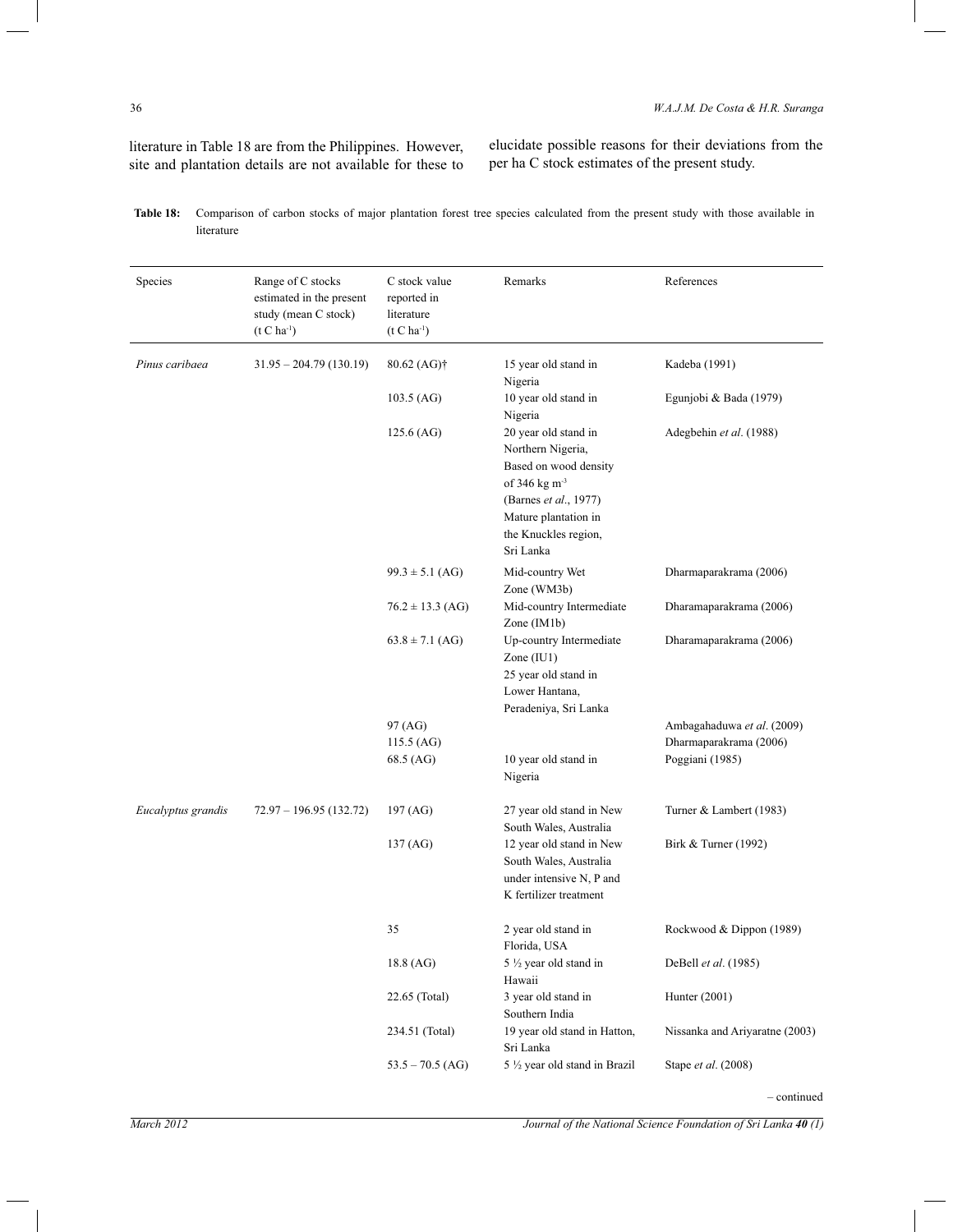literature in Table 18 are from the Philippines. However, site and plantation details are not available for these to elucidate possible reasons for their deviations from the per ha C stock estimates of the present study.

**Table 18:** Comparison of carbon stocks of major plantation forest tree species calculated from the present study with those available in literature

| Species | Range of C stocks estimated in the present study (mean C stock) (t C ha$^{-1}$) | C stock value reported in literature (t C ha$^{-1}$) | Remarks | References |
|---|---|---|---|---|
| *Pinus caribaea* | 31.95 – 204.79 (130.19) | 80.62 (AG)† | 15 year old stand in Nigeria | Kadeba (1991) |
| | | 103.5 (AG) | 10 year old stand in Nigeria | Egunjobi & Bada (1979) |
| | | 125.6 (AG) | 20 year old stand in Northern Nigeria, Based on wood density of 346 kg m$^{-3}$ (Barnes *et al*., 1977) Mature plantation in the Knuckles region, Sri Lanka | Adegbehin *et al*. (1988) |
| | | 99.3 ± 5.1 (AG) | Mid-country Wet Zone (WM3b) | Dharmaparakrama (2006) |
| | | 76.2 ± 13.3 (AG) | Mid-country Intermediate Zone (IM1b) | Dharamaparakrama (2006) |
| | | 63.8 ± 7.1 (AG) | Up-country Intermediate Zone (IU1) 25 year old stand in Lower Hantana, Peradeniya, Sri Lanka | Dharamaparakrama (2006) |
| | | 97 (AG) | | Ambagahaduwa *et al*. (2009) |
| | | 115.5 (AG) | | Dharmaparakrama (2006) |
| | | 68.5 (AG) | 10 year old stand in Nigeria | Poggiani (1985) |
| *Eucalyptus grandis* | 72.97 – 196.95 (132.72) | 197 (AG) | 27 year old stand in New South Wales, Australia | Turner & Lambert (1983) |
| | | 137 (AG) | 12 year old stand in New South Wales, Australia under intensive N, P and K fertilizer treatment | Birk & Turner (1992) |
| | | 35 | 2 year old stand in Florida, USA | Rockwood & Dippon (1989) |
| | | 18.8 (AG) | 5 ½ year old stand in Hawaii | DeBell *et al*. (1985) |
| | | 22.65 (Total) | 3 year old stand in Southern India | Hunter (2001) |
| | | 234.51 (Total) | 19 year old stand in Hatton, Sri Lanka | Nissanka and Ariyaratne (2003) |
| | | 53.5 – 70.5 (AG) | 5 ½ year old stand in Brazil | Stape *et al*. (2008) |

– continued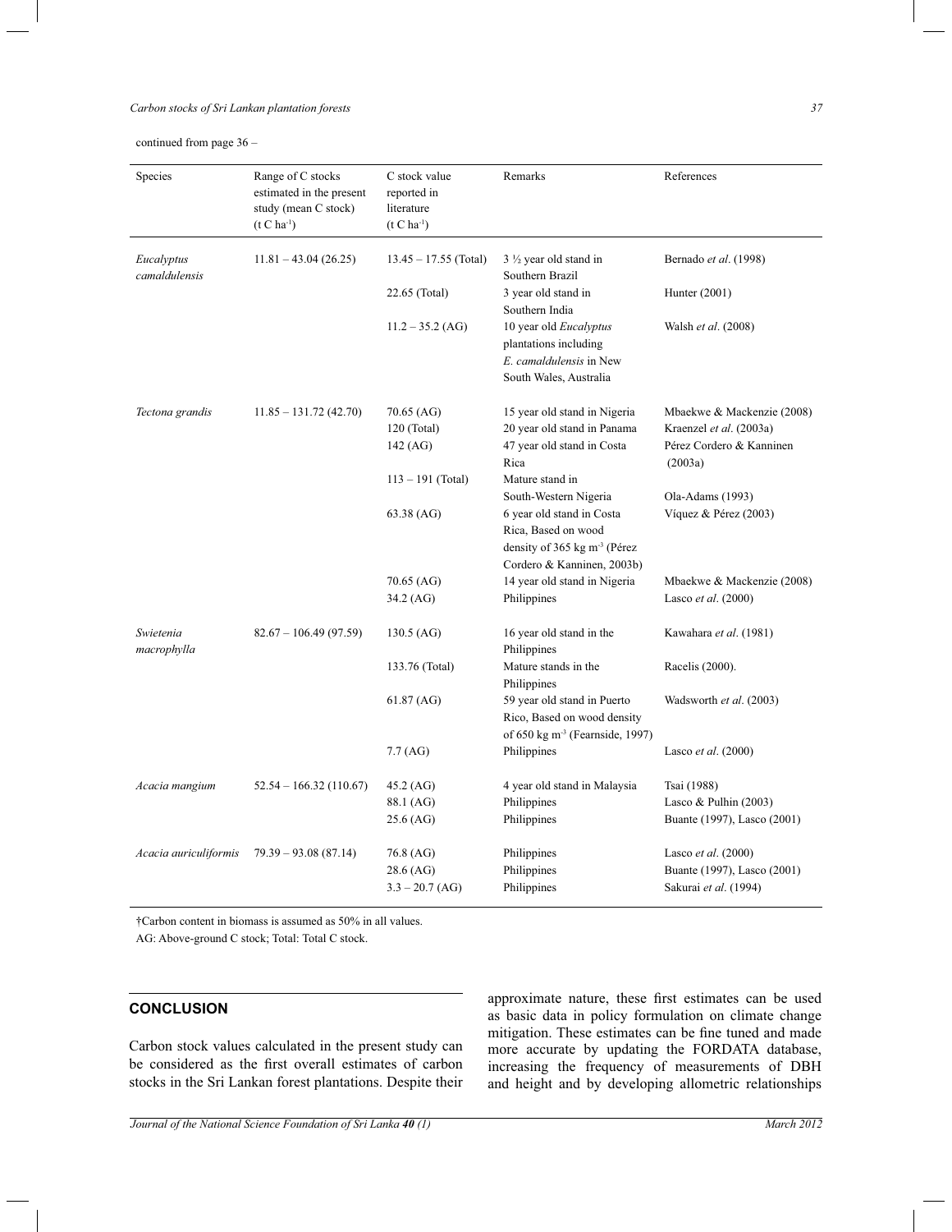continued from page 36 –

| Species | Range of C stocks estimated in the present study (mean C stock) (t C ha$^{-1}$) | C stock value reported in literature (t C ha$^{-1}$) | Remarks | References |
|---|---|---|---|---|
| *Eucalyptus camaldulensis* | 11.81 – 43.04 (26.25) | 13.45 – 17.55 (Total) | 3 ½ year old stand in Southern Brazil | Bernado *et al*. (1998) |
| | | 22.65 (Total) | 3 year old stand in Southern India | Hunter (2001) |
| | | 11.2 – 35.2 (AG) | 10 year old *Eucalyptus* plantations including *E. camaldulensis* in New South Wales, Australia | Walsh *et al*. (2008) |
| *Tectona grandis* | 11.85 – 131.72 (42.70) | 70.65 (AG) | 15 year old stand in Nigeria | Mbaekwe & Mackenzie (2008) |
| | | 120 (Total) | 20 year old stand in Panama | Kraenzel *et al*. (2003a) |
| | | 142 (AG) | 47 year old stand in Costa Rica | Pérez Cordero & Kanninen (2003a) |
| | | 113 – 191 (Total) | Mature stand in South-Western Nigeria | Ola-Adams (1993) |
| | | 63.38 (AG) | 6 year old stand in Costa Rica, Based on wood density of 365 kg m$^{-3}$ (Pérez Cordero & Kanninen, 2003b) | Víquez & Pérez (2003) |
| | | 70.65 (AG) | 14 year old stand in Nigeria | Mbaekwe & Mackenzie (2008) |
| | | 34.2 (AG) | Philippines | Lasco *et al*. (2000) |
| *Swietenia macrophylla* | 82.67 – 106.49 (97.59) | 130.5 (AG) | 16 year old stand in the Philippines | Kawahara *et al*. (1981) |
| | | 133.76 (Total) | Mature stands in the Philippines | Racelis (2000). |
| | | 61.87 (AG) | 59 year old stand in Puerto Rico, Based on wood density of 650 kg m$^{-3}$ (Fearnside, 1997) | Wadsworth *et al*. (2003) |
| | | 7.7 (AG) | Philippines | Lasco *et al*. (2000) |
| *Acacia mangium* | 52.54 – 166.32 (110.67) | 45.2 (AG) | 4 year old stand in Malaysia | Tsai (1988) |
| | | 88.1 (AG) | Philippines | Lasco & Pulhin (2003) |
| | | 25.6 (AG) | Philippines | Buante (1997), Lasco (2001) |
| *Acacia auriculiformis* | 79.39 – 93.08 (87.14) | 76.8 (AG) | Philippines | Lasco *et al*. (2000) |
| | | 28.6 (AG) | Philippines | Buante (1997), Lasco (2001) |
| | | 3.3 – 20.7 (AG) | Philippines | Sakurai *et al*. (1994) |

†Carbon content in biomass is assumed as 50% in all values.

AG: Above-ground C stock; Total: Total C stock.

## CONCLUSION

Carbon stock values calculated in the present study can be considered as the first overall estimates of carbon stocks in the Sri Lankan forest plantations. Despite their approximate nature, these first estimates can be used as basic data in policy formulation on climate change mitigation. These estimates can be fine tuned and made more accurate by updating the FORDATA database, increasing the frequency of measurements of DBH and height and by developing allometric relationships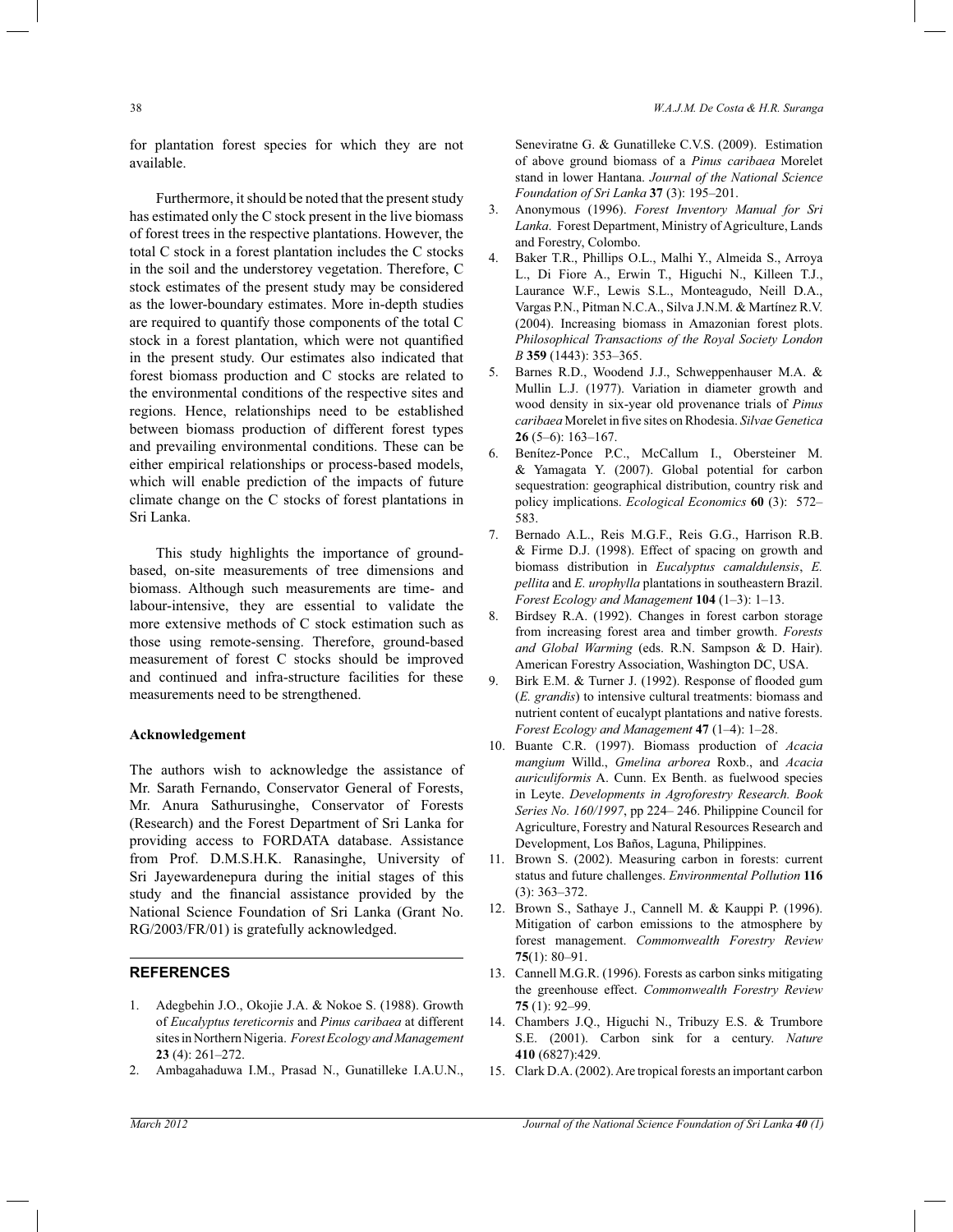for plantation forest species for which they are not available.

Furthermore, it should be noted that the present study has estimated only the C stock present in the live biomass of forest trees in the respective plantations. However, the total C stock in a forest plantation includes the C stocks in the soil and the understorey vegetation. Therefore, C stock estimates of the present study may be considered as the lower-boundary estimates. More in-depth studies are required to quantify those components of the total C stock in a forest plantation, which were not quantified in the present study. Our estimates also indicated that forest biomass production and C stocks are related to the environmental conditions of the respective sites and regions. Hence, relationships need to be established between biomass production of different forest types and prevailing environmental conditions. These can be either empirical relationships or process-based models, which will enable prediction of the impacts of future climate change on the C stocks of forest plantations in Sri Lanka.

This study highlights the importance of ground-based, on-site measurements of tree dimensions and biomass. Although such measurements are time- and labour-intensive, they are essential to validate the more extensive methods of C stock estimation such as those using remote-sensing. Therefore, ground-based measurement of forest C stocks should be improved and continued and infra-structure facilities for these measurements need to be strengthened.

**Acknowledgement**

The authors wish to acknowledge the assistance of Mr. Sarath Fernando, Conservator General of Forests, Mr. Anura Sathurusinghe, Conservator of Forests (Research) and the Forest Department of Sri Lanka for providing access to FORDATA database. Assistance from Prof. D.M.S.H.K. Ranasinghe, University of Sri Jayewardenepura during the initial stages of this study and the financial assistance provided by the National Science Foundation of Sri Lanka (Grant No. RG/2003/FR/01) is gratefully acknowledged.

## REFERENCES

1. Adegbehin J.O., Okojie J.A. & Nokoe S. (1988). Growth of *Eucalyptus tereticornis* and *Pinus caribaea* at different sites in Northern Nigeria. *Forest Ecology and Management* **23** (4): 261–272.
2. Ambagahaduwa I.M., Prasad N., Gunatilleke I.A.U.N., Seneviratne G. & Gunatilleke C.V.S. (2009). Estimation of above ground biomass of a *Pinus caribaea* Morelet stand in lower Hantana. *Journal of the National Science Foundation of Sri Lanka* **37** (3): 195–201.
3. Anonymous (1996). *Forest Inventory Manual for Sri Lanka*. Forest Department, Ministry of Agriculture, Lands and Forestry, Colombo.
4. Baker T.R., Phillips O.L., Malhi Y., Almeida S., Arroya L., Di Fiore A., Erwin T., Higuchi N., Killeen T.J., Laurance W.F., Lewis S.L., Monteagudo, Neill D.A., Vargas P.N., Pitman N.C.A., Silva J.N.M. & Martínez R.V. (2004). Increasing biomass in Amazonian forest plots. *Philosophical Transactions of the Royal Society London B* **359** (1443): 353–365.
5. Barnes R.D., Woodend J.J., Schweppenhauser M.A. & Mullin L.J. (1977). Variation in diameter growth and wood density in six-year old provenance trials of *Pinus caribaea* Morelet in five sites on Rhodesia. *Silvae Genetica* **26** (5–6): 163–167.
6. Benítez-Ponce P.C., McCallum I., Obersteiner M. & Yamagata Y. (2007). Global potential for carbon sequestration: geographical distribution, country risk and policy implications. *Ecological Economics* **60** (3): 572–583.
7. Bernado A.L., Reis M.G.F., Reis G.G., Harrison R.B. & Firme D.J. (1998). Effect of spacing on growth and biomass distribution in *Eucalyptus camaldulensis*, *E. pellita* and *E. urophylla* plantations in southeastern Brazil. *Forest Ecology and Management* **104** (1–3): 1–13.
8. Birdsey R.A. (1992). Changes in forest carbon storage from increasing forest area and timber growth. *Forests and Global Warming* (eds. R.N. Sampson & D. Hair). American Forestry Association, Washington DC, USA.
9. Birk E.M. & Turner J. (1992). Response of flooded gum (*E. grandis*) to intensive cultural treatments: biomass and nutrient content of eucalypt plantations and native forests. *Forest Ecology and Management* **47** (1–4): 1–28.
10. Buante C.R. (1997). Biomass production of *Acacia mangium* Willd., *Gmelina arborea* Roxb., and *Acacia auriculiformis* A. Cunn. Ex Benth. as fuelwood species in Leyte. *Developments in Agroforestry Research. Book Series No. 160/1997*, pp 224– 246. Philippine Council for Agriculture, Forestry and Natural Resources Research and Development, Los Baños, Laguna, Philippines.
11. Brown S. (2002). Measuring carbon in forests: current status and future challenges. *Environmental Pollution* **116** (3): 363–372.
12. Brown S., Sathaye J., Cannell M. & Kauppi P. (1996). Mitigation of carbon emissions to the atmosphere by forest management. *Commonwealth Forestry Review* **75**(1): 80–91.
13. Cannell M.G.R. (1996). Forests as carbon sinks mitigating the greenhouse effect. *Commonwealth Forestry Review* **75** (1): 92–99.
14. Chambers J.Q., Higuchi N., Tribuzy E.S. & Trumbore S.E. (2001). Carbon sink for a century. *Nature* **410** (6827):429.
15. Clark D.A. (2002). Are tropical forests an important carbon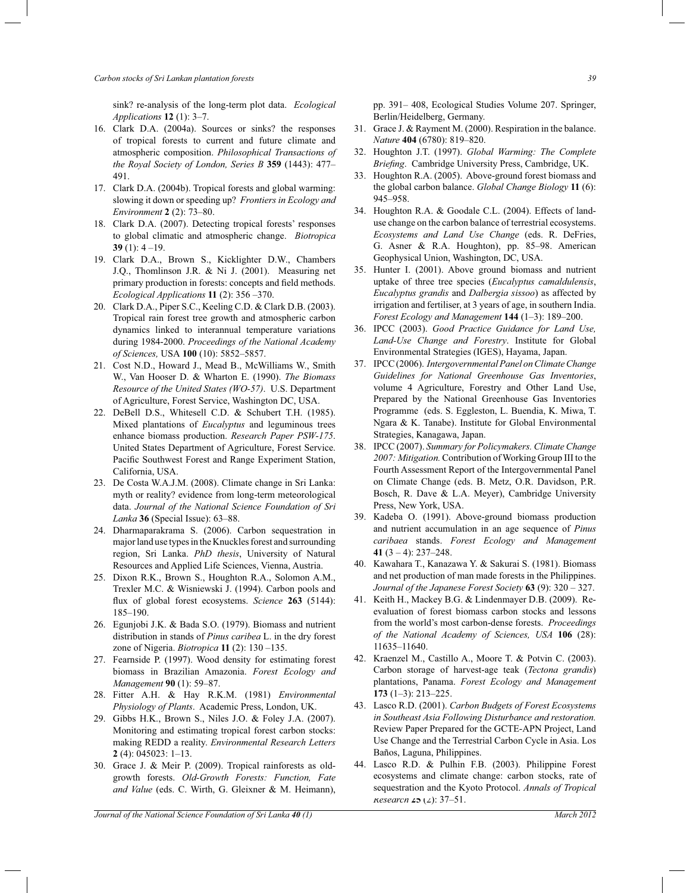sink? re-analysis of the long-term plot data. *Ecological Applications* **12** (1): 3–7.

16. Clark D.A. (2004a). Sources or sinks? the responses of tropical forests to current and future climate and atmospheric composition. *Philosophical Transactions of the Royal Society of London, Series B* **359** (1443): 477–491.
17. Clark D.A. (2004b). Tropical forests and global warming: slowing it down or speeding up? *Frontiers in Ecology and Environment* **2** (2): 73–80.
18. Clark D.A. (2007). Detecting tropical forests' responses to global climatic and atmospheric change. *Biotropica* **39** (1): 4 –19.
19. Clark D.A., Brown S., Kicklighter D.W., Chambers J.Q., Thomlinson J.R. & Ni J. (2001). Measuring net primary production in forests: concepts and field methods. *Ecological Applications* **11** (2): 356 –370.
20. Clark D.A., Piper S.C., Keeling C.D. & Clark D.B. (2003). Tropical rain forest tree growth and atmospheric carbon dynamics linked to interannual temperature variations during 1984-2000. *Proceedings of the National Academy of Sciences,* USA **100** (10): 5852–5857.
21. Cost N.D., Howard J., Mead B., McWilliams W., Smith W., Van Hooser D. & Wharton E. (1990). *The Biomass Resource of the United States (WO-57)*. U.S. Department of Agriculture, Forest Service, Washington DC, USA.
22. DeBell D.S., Whitesell C.D. & Schubert T.H. (1985). Mixed plantations of *Eucalyptus* and leguminous trees enhance biomass production. *Research Paper PSW-175*. United States Department of Agriculture, Forest Service. Pacific Southwest Forest and Range Experiment Station, California, USA.
23. De Costa W.A.J.M. (2008). Climate change in Sri Lanka: myth or reality? evidence from long-term meteorological data. *Journal of the National Science Foundation of Sri Lanka* **36** (Special Issue): 63–88.
24. Dharmaparakrama S. (2006). Carbon sequestration in major land use types in the Knuckles forest and surrounding region, Sri Lanka. *PhD thesis*, University of Natural Resources and Applied Life Sciences, Vienna, Austria.
25. Dixon R.K., Brown S., Houghton R.A., Solomon A.M., Trexler M.C. & Wisniewski J. (1994). Carbon pools and flux of global forest ecosystems. *Science* **263** (5144): 185–190.
26. Egunjobi J.K. & Bada S.O. (1979). Biomass and nutrient distribution in stands of *Pinus caribea* L. in the dry forest zone of Nigeria. *Biotropica* **11** (2): 130 –135.
27. Fearnside P. (1997). Wood density for estimating forest biomass in Brazilian Amazonia. *Forest Ecology and Management* **90** (1): 59–87.
28. Fitter A.H. & Hay R.K.M. (1981) *Environmental Physiology of Plants*. Academic Press, London, UK.
29. Gibbs H.K., Brown S., Niles J.O. & Foley J.A. (2007). Monitoring and estimating tropical forest carbon stocks: making REDD a reality. *Environmental Research Letters* **2** (4): 045023: 1–13.
30. Grace J. & Meir P. (2009). Tropical rainforests as old-growth forests. *Old-Growth Forests: Function, Fate and Value* (eds. C. Wirth, G. Gleixner & M. Heimann), pp. 391– 408, Ecological Studies Volume 207. Springer, Berlin/Heidelberg, Germany.
31. Grace J. & Rayment M. (2000). Respiration in the balance. *Nature* **404** (6780): 819–820.
32. Houghton J.T. (1997). *Global Warming: The Complete Briefing*. Cambridge University Press, Cambridge, UK.
33. Houghton R.A. (2005). Above-ground forest biomass and the global carbon balance. *Global Change Biology* **11** (6): 945–958.
34. Houghton R.A. & Goodale C.L. (2004). Effects of land-use change on the carbon balance of terrestrial ecosystems. *Ecosystems and Land Use Change* (eds. R. DeFries, G. Asner & R.A. Houghton), pp. 85–98. American Geophysical Union, Washington, DC, USA.
35. Hunter I. (2001). Above ground biomass and nutrient uptake of three tree species (*Eucalyptus camaldulensis*, *Eucalyptus grandis* and *Dalbergia sissoo*) as affected by irrigation and fertiliser, at 3 years of age, in southern India. *Forest Ecology and Management* **144** (1–3): 189–200.
36. IPCC (2003). *Good Practice Guidance for Land Use, Land-Use Change and Forestry*. Institute for Global Environmental Strategies (IGES), Hayama, Japan.
37. IPCC (2006). *Intergovernmental Panel on Climate Change Guidelines for National Greenhouse Gas Inventories*, volume 4 Agriculture, Forestry and Other Land Use, Prepared by the National Greenhouse Gas Inventories Programme (eds. S. Eggleston, L. Buendia, K. Miwa, T. Ngara & K. Tanabe). Institute for Global Environmental Strategies, Kanagawa, Japan.
38. IPCC (2007). *Summary for Policymakers. Climate Change 2007: Mitigation.* Contribution of Working Group III to the Fourth Assessment Report of the Intergovernmental Panel on Climate Change (eds. B. Metz, O.R. Davidson, P.R. Bosch, R. Dave & L.A. Meyer), Cambridge University Press, New York, USA.
39. Kadeba O. (1991). Above-ground biomass production and nutrient accumulation in an age sequence of *Pinus caribaea* stands. *Forest Ecology and Management* **41** (3 – 4): 237–248.
40. Kawahara T., Kanazawa Y. & Sakurai S. (1981). Biomass and net production of man made forests in the Philippines. *Journal of the Japanese Forest Society* **63** (9): 320 – 327.
41. Keith H., Mackey B.G. & Lindenmayer D.B. (2009). Re-evaluation of forest biomass carbon stocks and lessons from the world's most carbon-dense forests. *Proceedings of the National Academy of Sciences, USA* **106** (28): 11635–11640.
42. Kraenzel M., Castillo A., Moore T. & Potvin C. (2003). Carbon storage of harvest-age teak (*Tectona grandis*) plantations, Panama. *Forest Ecology and Management* **173** (1–3): 213–225.
43. Lasco R.D. (2001). *Carbon Budgets of Forest Ecosystems in Southeast Asia Following Disturbance and restoration.* Review Paper Prepared for the GCTE-APN Project, Land Use Change and the Terrestrial Carbon Cycle in Asia. Los Baños, Laguna, Philippines.
44. Lasco R.D. & Pulhin F.B. (2003). Philippine Forest ecosystems and climate change: carbon stocks, rate of sequestration and the Kyoto Protocol. *Annals of Tropical Research* **25** (2): 37–51.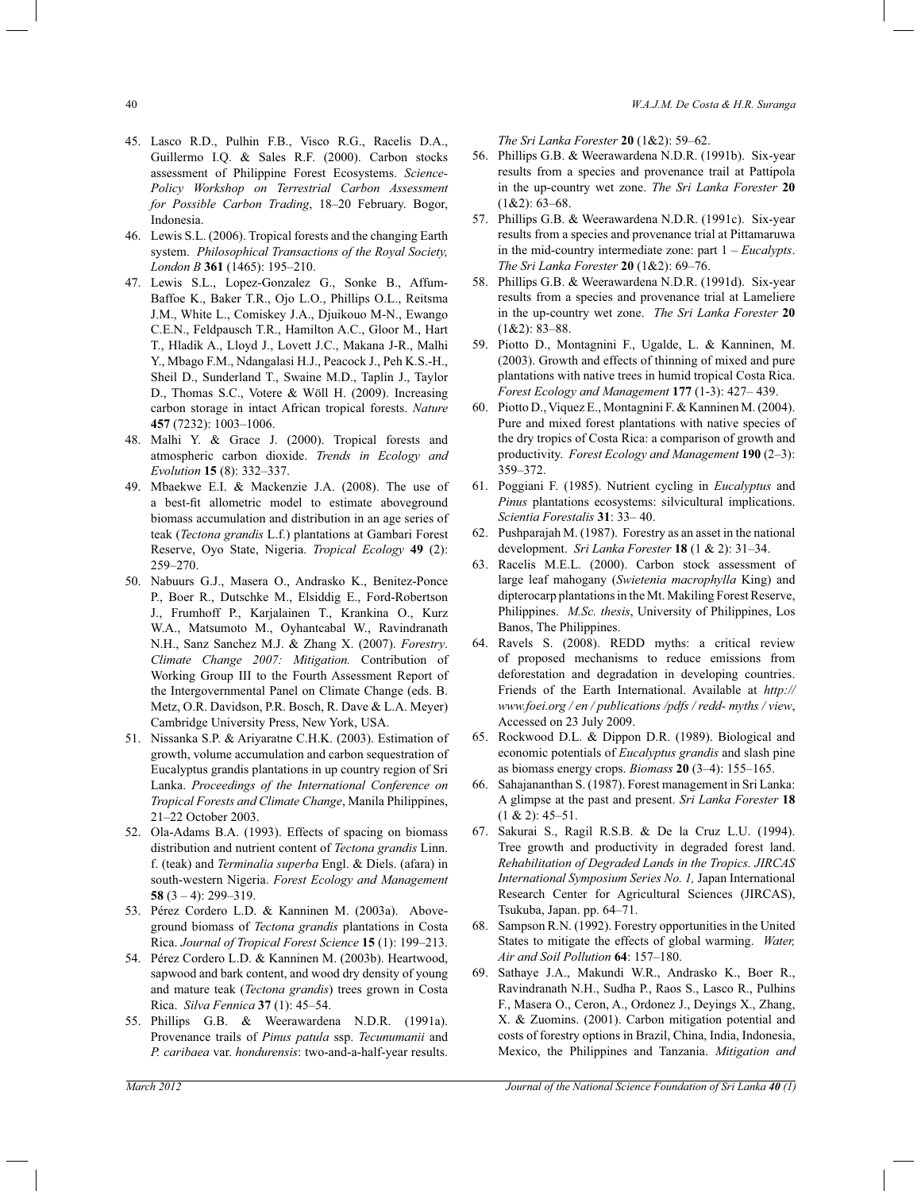45. Lasco R.D., Pulhin F.B., Visco R.G., Racelis D.A., Guillermo I.Q. & Sales R.F. (2000). Carbon stocks assessment of Philippine Forest Ecosystems. *Science-Policy Workshop on Terrestrial Carbon Assessment for Possible Carbon Trading*, 18–20 February. Bogor, Indonesia.
46. Lewis S.L. (2006). Tropical forests and the changing Earth system. *Philosophical Transactions of the Royal Society, London B* **361** (1465): 195–210.
47. Lewis S.L., Lopez-Gonzalez G., Sonke B., Affum-Baffoe K., Baker T.R., Ojo L.O., Phillips O.L., Reitsma J.M., White L., Comiskey J.A., Djuikouo M-N., Ewango C.E.N., Feldpausch T.R., Hamilton A.C., Gloor M., Hart T., Hladik A., Lloyd J., Lovett J.C., Makana J-R., Malhi Y., Mbago F.M., Ndangalasi H.J., Peacock J., Peh K.S.-H., Sheil D., Sunderland T., Swaine M.D., Taplin J., Taylor D., Thomas S.C., Votere & Wöll H. (2009). Increasing carbon storage in intact African tropical forests. *Nature* **457** (7232): 1003–1006.
48. Malhi Y. & Grace J. (2000). Tropical forests and atmospheric carbon dioxide. *Trends in Ecology and Evolution* **15** (8): 332–337.
49. Mbaekwe E.I. & Mackenzie J.A. (2008). The use of a best-fit allometric model to estimate aboveground biomass accumulation and distribution in an age series of teak (*Tectona grandis* L.f.) plantations at Gambari Forest Reserve, Oyo State, Nigeria. *Tropical Ecology* **49** (2): 259–270.
50. Nabuurs G.J., Masera O., Andrasko K., Benitez-Ponce P., Boer R., Dutschke M., Elsiddig E., Ford-Robertson J., Frumhoff P., Karjalainen T., Krankina O., Kurz W.A., Matsumoto M., Oyhantcabal W., Ravindranath N.H., Sanz Sanchez M.J. & Zhang X. (2007). *Forestry*. *Climate Change 2007: Mitigation.* Contribution of Working Group III to the Fourth Assessment Report of the Intergovernmental Panel on Climate Change (eds. B. Metz, O.R. Davidson, P.R. Bosch, R. Dave & L.A. Meyer) Cambridge University Press, New York, USA.
51. Nissanka S.P. & Ariyaratne C.H.K. (2003). Estimation of growth, volume accumulation and carbon sequestration of Eucalyptus grandis plantations in up country region of Sri Lanka. *Proceedings of the International Conference on Tropical Forests and Climate Change*, Manila Philippines, 21–22 October 2003.
52. Ola-Adams B.A. (1993). Effects of spacing on biomass distribution and nutrient content of *Tectona grandis* Linn. f. (teak) and *Terminalia superba* Engl. & Diels. (afara) in south-western Nigeria. *Forest Ecology and Management* **58** (3 – 4): 299–319.
53. Pérez Cordero L.D. & Kanninen M. (2003a). Above-ground biomass of *Tectona grandis* plantations in Costa Rica. *Journal of Tropical Forest Science* **15** (1): 199–213.
54. Pérez Cordero L.D. & Kanninen M. (2003b). Heartwood, sapwood and bark content, and wood dry density of young and mature teak (*Tectona grandis*) trees grown in Costa Rica. *Silva Fennica* **37** (1): 45–54.
55. Phillips G.B. & Weerawardena N.D.R. (1991a). Provenance trails of *Pinus patula* ssp. *Tecunumanii* and *P. caribaea* var. *hondurensis*: two-and-a-half-year results. *The Sri Lanka Forester* **20** (1&2): 59–62.
56. Phillips G.B. & Weerawardena N.D.R. (1991b). Six-year results from a species and provenance trail at Pattipola in the up-country wet zone. *The Sri Lanka Forester* **20** (1&2): 63–68.
57. Phillips G.B. & Weerawardena N.D.R. (1991c). Six-year results from a species and provenance trial at Pittamaruwa in the mid-country intermediate zone: part 1 – *Eucalypts*. *The Sri Lanka Forester* **20** (1&2): 69–76.
58. Phillips G.B. & Weerawardena N.D.R. (1991d). Six-year results from a species and provenance trial at Lameliere in the up-country wet zone. *The Sri Lanka Forester* **20** (1&2): 83–88.
59. Piotto D., Montagnini F., Ugalde, L. & Kanninen, M. (2003). Growth and effects of thinning of mixed and pure plantations with native trees in humid tropical Costa Rica. *Forest Ecology and Management* **177** (1-3): 427– 439.
60. Piotto D., Viquez E., Montagnini F. & Kanninen M. (2004). Pure and mixed forest plantations with native species of the dry tropics of Costa Rica: a comparison of growth and productivity. *Forest Ecology and Management* **190** (2–3): 359–372.
61. Poggiani F. (1985). Nutrient cycling in *Eucalyptus* and *Pinus* plantations ecosystems: silvicultural implications. *Scientia Forestalis* **31**: 33– 40.
62. Pushparajah M. (1987). Forestry as an asset in the national development. *Sri Lanka Forester* **18** (1 & 2): 31–34.
63. Racelis M.E.L. (2000). Carbon stock assessment of large leaf mahogany (*Swietenia macrophylla* King) and dipterocarp plantations in the Mt. Makiling Forest Reserve, Philippines. *M.Sc. thesis*, University of Philippines, Los Banos, The Philippines.
64. Ravels S. (2008). REDD myths: a critical review of proposed mechanisms to reduce emissions from deforestation and degradation in developing countries. Friends of the Earth International. Available at *http:// www.foei.org / en / publications /pdfs / redd- myths / view*, Accessed on 23 July 2009.
65. Rockwood D.L. & Dippon D.R. (1989). Biological and economic potentials of *Eucalyptus grandis* and slash pine as biomass energy crops. *Biomass* **20** (3–4): 155–165.
66. Sahajananthan S. (1987). Forest management in Sri Lanka: A glimpse at the past and present. *Sri Lanka Forester* **18** (1 & 2): 45–51.
67. Sakurai S., Ragil R.S.B. & De la Cruz L.U. (1994). Tree growth and productivity in degraded forest land. *Rehabilitation of Degraded Lands in the Tropics. JIRCAS International Symposium Series No. 1,* Japan International Research Center for Agricultural Sciences (JIRCAS), Tsukuba, Japan. pp. 64–71.
68. Sampson R.N. (1992). Forestry opportunities in the United States to mitigate the effects of global warming. *Water, Air and Soil Pollution* **64**: 157–180.
69. Sathaye J.A., Makundi W.R., Andrasko K., Boer R., Ravindranath N.H., Sudha P., Raos S., Lasco R., Pulhins F., Masera O., Ceron, A., Ordonez J., Deyings X., Zhang, X. & Zuomins. (2001). Carbon mitigation potential and costs of forestry options in Brazil, China, India, Indonesia, Mexico, the Philippines and Tanzania. *Mitigation and*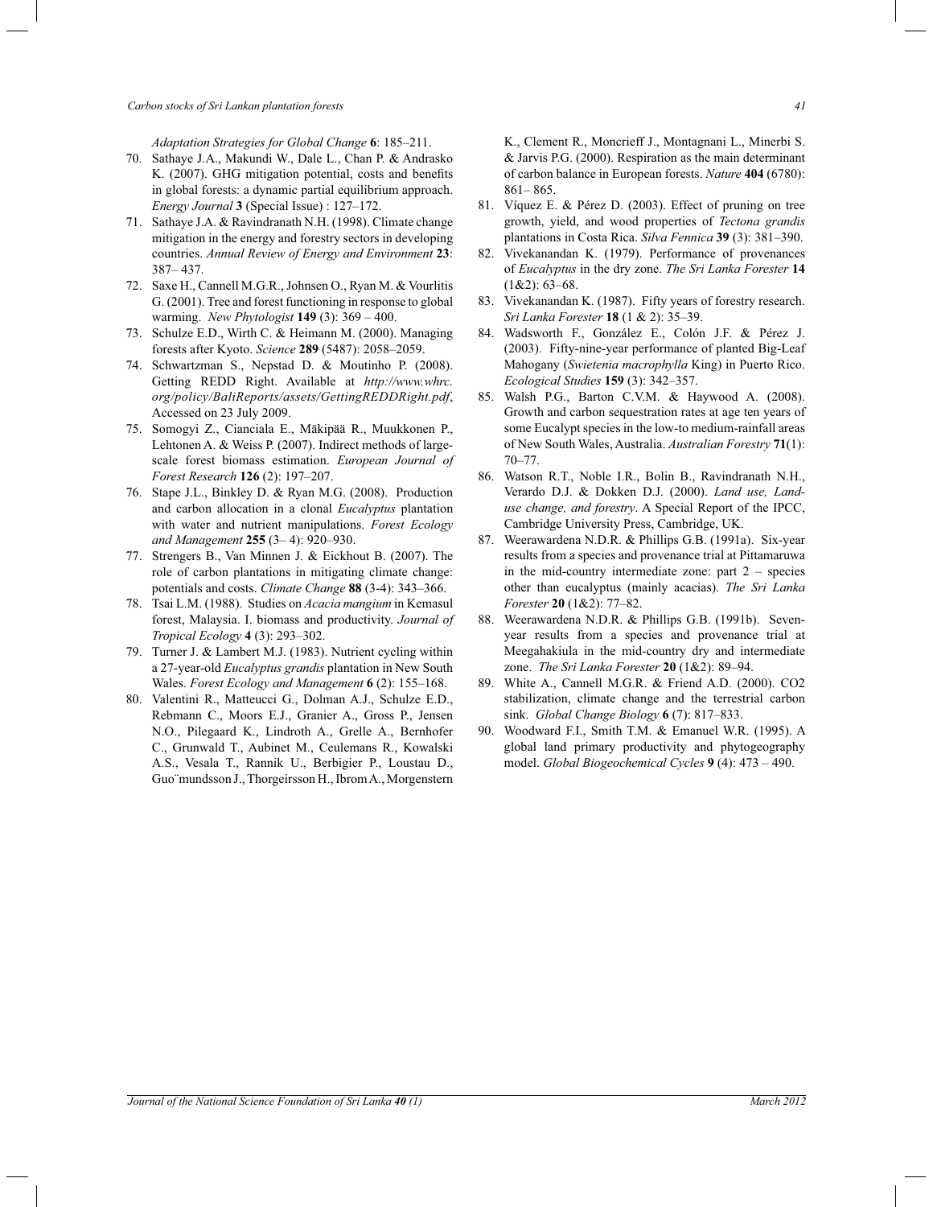*Adaptation Strategies for Global Change* **6**: 185–211.

70. Sathaye J.A., Makundi W., Dale L., Chan P. & Andrasko K. (2007). GHG mitigation potential, costs and benefits in global forests: a dynamic partial equilibrium approach. *Energy Journal* **3** (Special Issue) : 127–172.
71. Sathaye J.A. & Ravindranath N.H. (1998). Climate change mitigation in the energy and forestry sectors in developing countries. *Annual Review of Energy and Environment* **23**: 387– 437.
72. Saxe H., Cannell M.G.R., Johnsen O., Ryan M. & Vourlitis G. (2001). Tree and forest functioning in response to global warming. *New Phytologist* **149** (3): 369 – 400.
73. Schulze E.D., Wirth C. & Heimann M. (2000). Managing forests after Kyoto. *Science* **289** (5487): 2058–2059.
74. Schwartzman S., Nepstad D. & Moutinho P. (2008). Getting REDD Right. Available at *http://www.whrc.org/policy/BaliReports/assets/GettingREDDRight.pdf*, Accessed on 23 July 2009.
75. Somogyi Z., Cianciala E., Mäkipää R., Muukkonen P., Lehtonen A. & Weiss P. (2007). Indirect methods of large-scale forest biomass estimation. *European Journal of Forest Research* **126** (2): 197–207.
76. Stape J.L., Binkley D. & Ryan M.G. (2008). Production and carbon allocation in a clonal *Eucalyptus* plantation with water and nutrient manipulations. *Forest Ecology and Management* **255** (3– 4): 920–930.
77. Strengers B., Van Minnen J. & Eickhout B. (2007). The role of carbon plantations in mitigating climate change: potentials and costs. *Climate Change* **88** (3-4): 343–366.
78. Tsai L.M. (1988). Studies on *Acacia mangium* in Kemasul forest, Malaysia. I. biomass and productivity. *Journal of Tropical Ecology* **4** (3): 293–302.
79. Turner J. & Lambert M.J. (1983). Nutrient cycling within a 27-year-old *Eucalyptus grandis* plantation in New South Wales. *Forest Ecology and Management* **6** (2): 155–168.
80. Valentini R., Matteucci G., Dolman A.J., Schulze E.D., Rebmann C., Moors E.J., Granier A., Gross P., Jensen N.O., Pilegaard K., Lindroth A., Grelle A., Bernhofer C., Grunwald T., Aubinet M., Ceulemans R., Kowalski A.S., Vesala T., Rannik U., Berbigier P., Loustau D., Guo¨mundsson J., Thorgeirsson H., Ibrom A., Morgenstern K., Clement R., Moncrieff J., Montagnani L., Minerbi S. & Jarvis P.G. (2000). Respiration as the main determinant of carbon balance in European forests. *Nature* **404** (6780): 861– 865.
81. Víquez E. & Pérez D. (2003). Effect of pruning on tree growth, yield, and wood properties of *Tectona grandis* plantations in Costa Rica. *Silva Fennica* **39** (3): 381–390.
82. Vivekanandan K. (1979). Performance of provenances of *Eucalyptus* in the dry zone. *The Sri Lanka Forester* **14** (1&2): 63–68.
83. Vivekanandan K. (1987). Fifty years of forestry research. *Sri Lanka Forester* **18** (1 & 2): 35–39.
84. Wadsworth F., González E., Colón J.F. & Pérez J. (2003). Fifty-nine-year performance of planted Big-Leaf Mahogany (*Swietenia macrophylla* King) in Puerto Rico. *Ecological Studies* **159** (3): 342–357.
85. Walsh P.G., Barton C.V.M. & Haywood A. (2008). Growth and carbon sequestration rates at age ten years of some Eucalypt species in the low-to medium-rainfall areas of New South Wales, Australia. *Australian Forestry* **71**(1): 70–77.
86. Watson R.T., Noble I.R., Bolin B., Ravindranath N.H., Verardo D.J. & Dokken D.J. (2000). *Land use, Land-use change, and forestry*. A Special Report of the IPCC, Cambridge University Press, Cambridge, UK.
87. Weerawardena N.D.R. & Phillips G.B. (1991a). Six-year results from a species and provenance trial at Pittamaruwa in the mid-country intermediate zone: part 2 – species other than eucalyptus (mainly acacias). *The Sri Lanka Forester* **20** (1&2): 77–82.
88. Weerawardena N.D.R. & Phillips G.B. (1991b). Seven-year results from a species and provenance trial at Meegahakiula in the mid-country dry and intermediate zone. *The Sri Lanka Forester* **20** (1&2): 89–94.
89. White A., Cannell M.G.R. & Friend A.D. (2000). CO2 stabilization, climate change and the terrestrial carbon sink. *Global Change Biology* **6** (7): 817–833.
90. Woodward F.I., Smith T.M. & Emanuel W.R. (1995). A global land primary productivity and phytogeography model. *Global Biogeochemical Cycles* **9** (4): 473 – 490.